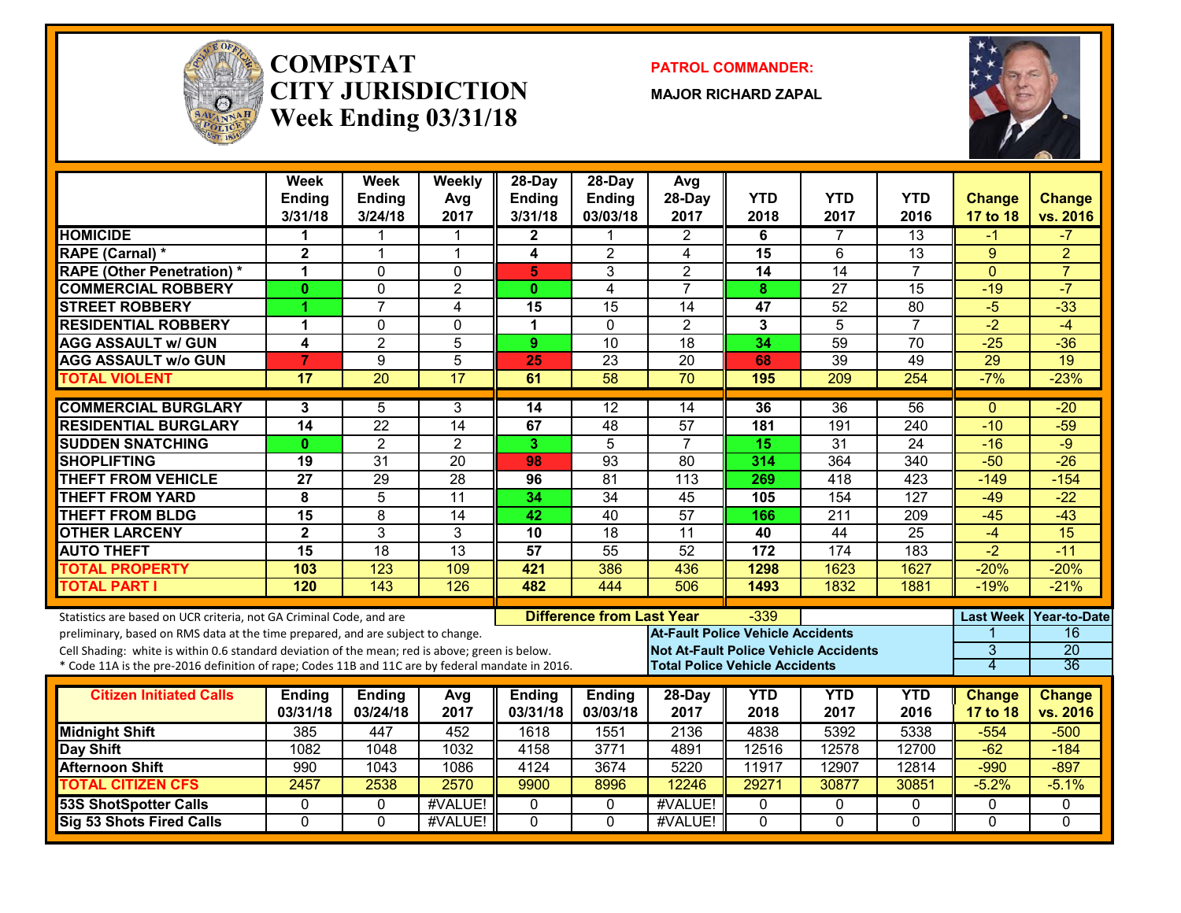# COMPSTAT CITY JURISDICTION Week Ending 03/31/18

**PATROL COMMANDER:**

**MAJOR RICHARD ZAPAL**

| | Week Ending 3/31/18 | Week Ending 3/24/18 | Weekly Avg 2017 | 28-Day Ending 3/31/18 | 28-Day Ending 03/03/18 | Avg 28-Day 2017 | YTD 2018 | YTD 2017 | YTD 2016 | Change 17 to 18 | Change vs. 2016 |
|---|---|---|---|---|---|---|---|---|---|---|---|
| HOMICIDE | 1 | 1 | 1 | 2 | 1 | 2 | 6 | 7 | 13 | -1 | -7 |
| RAPE (Carnal) * | 2 | 1 | 1 | 4 | 2 | 4 | 15 | 6 | 13 | 9 | 2 |
| RAPE (Other Penetration) * | 1 | 0 | 0 | 5 | 3 | 2 | 14 | 14 | 7 | 0 | 7 |
| COMMERCIAL ROBBERY | 0 | 0 | 2 | 0 | 4 | 7 | 8 | 27 | 15 | -19 | -7 |
| STREET ROBBERY | 1 | 7 | 4 | 15 | 15 | 14 | 47 | 52 | 80 | -5 | -33 |
| RESIDENTIAL ROBBERY | 1 | 0 | 0 | 1 | 0 | 2 | 3 | 5 | 7 | -2 | -4 |
| AGG ASSAULT w/ GUN | 4 | 2 | 5 | 9 | 10 | 18 | 34 | 59 | 70 | -25 | -36 |
| AGG ASSAULT w/o GUN | 7 | 9 | 5 | 25 | 23 | 20 | 68 | 39 | 49 | 29 | 19 |
| TOTAL VIOLENT | 17 | 20 | 17 | 61 | 58 | 70 | 195 | 209 | 254 | -7% | -23% |
| COMMERCIAL BURGLARY | 3 | 5 | 3 | 14 | 12 | 14 | 36 | 36 | 56 | 0 | -20 |
| RESIDENTIAL BURGLARY | 14 | 22 | 14 | 67 | 48 | 57 | 181 | 191 | 240 | -10 | -59 |
| SUDDEN SNATCHING | 0 | 2 | 2 | 3 | 5 | 7 | 15 | 31 | 24 | -16 | -9 |
| SHOPLIFTING | 19 | 31 | 20 | 98 | 93 | 80 | 314 | 364 | 340 | -50 | -26 |
| THEFT FROM VEHICLE | 27 | 29 | 28 | 96 | 81 | 113 | 269 | 418 | 423 | -149 | -154 |
| THEFT FROM YARD | 8 | 5 | 11 | 34 | 34 | 45 | 105 | 154 | 127 | -49 | -22 |
| THEFT FROM BLDG | 15 | 8 | 14 | 42 | 40 | 57 | 166 | 211 | 209 | -45 | -43 |
| OTHER LARCENY | 2 | 3 | 3 | 10 | 18 | 11 | 40 | 44 | 25 | -4 | 15 |
| AUTO THEFT | 15 | 18 | 13 | 57 | 55 | 52 | 172 | 174 | 183 | -2 | -11 |
| TOTAL PROPERTY | 103 | 123 | 109 | 421 | 386 | 436 | 1298 | 1623 | 1627 | -20% | -20% |
| TOTAL PART I | 120 | 143 | 126 | 482 | 444 | 506 | 1493 | 1832 | 1881 | -19% | -21% |

Statistics are based on UCR criteria, not GA Criminal Code, and are preliminary, based on RMS data at the time prepared, and are subject to change.
Cell Shading: white is within 0.6 standard deviation of the mean; red is above; green is below.
* Code 11A is the pre-2016 definition of rape; Codes 11B and 11C are by federal mandate in 2016.

**Difference from Last Year:** -339

| | Last Week | Year-to-Date |
|---|---|---|
| At-Fault Police Vehicle Accidents | 1 | 16 |
| Not At-Fault Police Vehicle Accidents | 3 | 20 |
| Total Police Vehicle Accidents | 4 | 36 |

| Citizen Initiated Calls | Ending 03/31/18 | Ending 03/24/18 | Avg 2017 | Ending 03/31/18 | Ending 03/03/18 | 28-Day 2017 | YTD 2018 | YTD 2017 | YTD 2016 | Change 17 to 18 | Change vs. 2016 |
|---|---|---|---|---|---|---|---|---|---|---|---|
| Midnight Shift | 385 | 447 | 452 | 1618 | 1551 | 2136 | 4838 | 5392 | 5338 | -554 | -500 |
| Day Shift | 1082 | 1048 | 1032 | 4158 | 3771 | 4891 | 12516 | 12578 | 12700 | -62 | -184 |
| Afternoon Shift | 990 | 1043 | 1086 | 4124 | 3674 | 5220 | 11917 | 12907 | 12814 | -990 | -897 |
| TOTAL CITIZEN CFS | 2457 | 2538 | 2570 | 9900 | 8996 | 12246 | 29271 | 30877 | 30851 | -5.2% | -5.1% |
| 53S ShotSpotter Calls | 0 | 0 | #VALUE! | 0 | 0 | #VALUE! | 0 | 0 | 0 | 0 | 0 |
| Sig 53 Shots Fired Calls | 0 | 0 | #VALUE! | 0 | 0 | #VALUE! | 0 | 0 | 0 | 0 | 0 |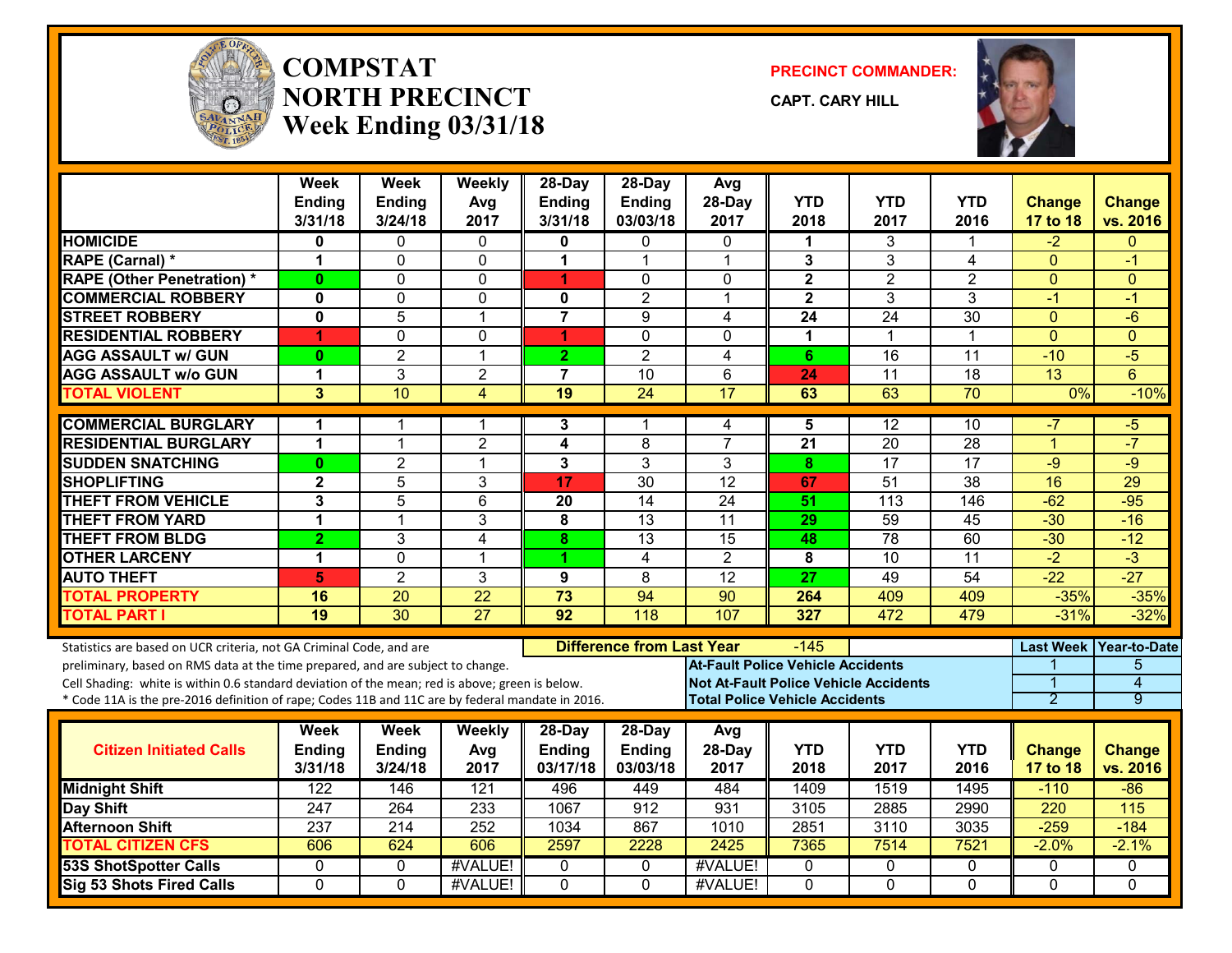# COMPSTAT
# NORTH PRECINCT
## Week Ending 03/31/18

**PRECINCT COMMANDER:**

**CAPT. CARY HILL**

| | Week Ending 3/31/18 | Week Ending 3/24/18 | Weekly Avg 2017 | 28-Day Ending 3/31/18 | 28-Day Ending 03/03/18 | Avg 28-Day 2017 | YTD 2018 | YTD 2017 | YTD 2016 | Change 17 to 18 | Change vs. 2016 |
|---|---|---|---|---|---|---|---|---|---|---|---|
| HOMICIDE | 0 | 0 | 0 | 0 | 0 | 0 | 1 | 3 | 1 | -2 | 0 |
| RAPE (Carnal) * | 1 | 0 | 0 | 1 | 1 | 1 | 3 | 3 | 4 | 0 | -1 |
| RAPE (Other Penetration) * | 0 | 0 | 0 | 1 | 0 | 0 | 2 | 2 | 2 | 0 | 0 |
| COMMERCIAL ROBBERY | 0 | 0 | 0 | 0 | 2 | 1 | 2 | 3 | 3 | -1 | -1 |
| STREET ROBBERY | 0 | 5 | 1 | 7 | 9 | 4 | 24 | 24 | 30 | 0 | -6 |
| RESIDENTIAL ROBBERY | 1 | 0 | 0 | 1 | 0 | 0 | 1 | 1 | 1 | 0 | 0 |
| AGG ASSAULT w/ GUN | 0 | 2 | 1 | 2 | 2 | 4 | 6 | 16 | 11 | -10 | -5 |
| AGG ASSAULT w/o GUN | 1 | 3 | 2 | 7 | 10 | 6 | 24 | 11 | 18 | 13 | 6 |
| TOTAL VIOLENT | 3 | 10 | 4 | 19 | 24 | 17 | 63 | 63 | 70 | 0% | -10% |
| COMMERCIAL BURGLARY | 1 | 1 | 1 | 3 | 1 | 4 | 5 | 12 | 10 | -7 | -5 |
| RESIDENTIAL BURGLARY | 1 | 1 | 2 | 4 | 8 | 7 | 21 | 20 | 28 | 1 | -7 |
| SUDDEN SNATCHING | 0 | 2 | 1 | 3 | 3 | 3 | 8 | 17 | 17 | -9 | -9 |
| SHOPLIFTING | 2 | 5 | 3 | 17 | 30 | 12 | 67 | 51 | 38 | 16 | 29 |
| THEFT FROM VEHICLE | 3 | 5 | 6 | 20 | 14 | 24 | 51 | 113 | 146 | -62 | -95 |
| THEFT FROM YARD | 1 | 1 | 3 | 8 | 13 | 11 | 29 | 59 | 45 | -30 | -16 |
| THEFT FROM BLDG | 2 | 3 | 4 | 8 | 13 | 15 | 48 | 78 | 60 | -30 | -12 |
| OTHER LARCENY | 1 | 0 | 1 | 1 | 4 | 2 | 8 | 10 | 11 | -2 | -3 |
| AUTO THEFT | 5 | 2 | 3 | 9 | 8 | 12 | 27 | 49 | 54 | -22 | -27 |
| TOTAL PROPERTY | 16 | 20 | 22 | 73 | 94 | 90 | 264 | 409 | 409 | -35% | -35% |
| TOTAL PART I | 19 | 30 | 27 | 92 | 118 | 107 | 327 | 472 | 479 | -31% | -32% |

Statistics are based on UCR criteria, not GA Criminal Code, and are preliminary, based on RMS data at the time prepared, and are subject to change.
Cell Shading: white is within 0.6 standard deviation of the mean; red is above; green is below.
* Code 11A is the pre-2016 definition of rape; Codes 11B and 11C are by federal mandate in 2016.

**Difference from Last Year**: -145

| | Last Week | Year-to-Date |
|---|---|---|
| At-Fault Police Vehicle Accidents | 1 | 5 |
| Not At-Fault Police Vehicle Accidents | 1 | 4 |
| Total Police Vehicle Accidents | 2 | 9 |

| Citizen Initiated Calls | Week Ending 3/31/18 | Week Ending 3/24/18 | Weekly Avg 2017 | 28-Day Ending 03/17/18 | 28-Day Ending 03/03/18 | Avg 28-Day 2017 | YTD 2018 | YTD 2017 | YTD 2016 | Change 17 to 18 | Change vs. 2016 |
|---|---|---|---|---|---|---|---|---|---|---|---|
| Midnight Shift | 122 | 146 | 121 | 496 | 449 | 484 | 1409 | 1519 | 1495 | -110 | -86 |
| Day Shift | 247 | 264 | 233 | 1067 | 912 | 931 | 3105 | 2885 | 2990 | 220 | 115 |
| Afternoon Shift | 237 | 214 | 252 | 1034 | 867 | 1010 | 2851 | 3110 | 3035 | -259 | -184 |
| TOTAL CITIZEN CFS | 606 | 624 | 606 | 2597 | 2228 | 2425 | 7365 | 7514 | 7521 | -2.0% | -2.1% |
| 53S ShotSpotter Calls | 0 | 0 | #VALUE! | 0 | 0 | #VALUE! | 0 | 0 | 0 | 0 | 0 |
| Sig 53 Shots Fired Calls | 0 | 0 | #VALUE! | 0 | 0 | #VALUE! | 0 | 0 | 0 | 0 | 0 |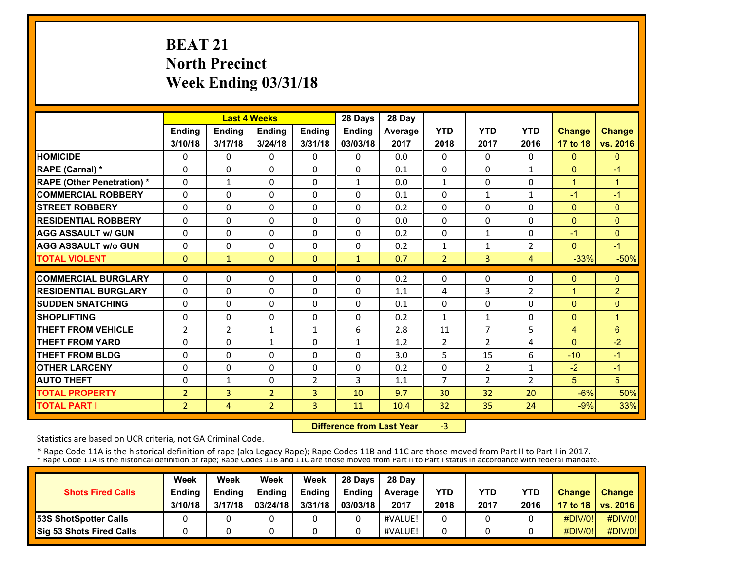# BEAT 21
## North Precinct
## Week Ending 03/31/18

| | Last 4 Weeks | | | | 28 Days | 28 Day | | | | | |
|---|---|---|---|---|---|---|---|---|---|---|---|
| | Ending 3/10/18 | Ending 3/17/18 | Ending 3/24/18 | Ending 3/31/18 | Ending 03/03/18 | Average 2017 | YTD 2018 | YTD 2017 | YTD 2016 | Change 17 to 18 | Change vs. 2016 |
| HOMICIDE | 0 | 0 | 0 | 0 | 0 | 0.0 | 0 | 0 | 0 | 0 | 0 |
| RAPE (Carnal) * | 0 | 0 | 0 | 0 | 0 | 0.1 | 0 | 0 | 1 | 0 | -1 |
| RAPE (Other Penetration) * | 0 | 1 | 0 | 0 | 1 | 0.0 | 1 | 0 | 0 | 1 | 1 |
| COMMERCIAL ROBBERY | 0 | 0 | 0 | 0 | 0 | 0.1 | 0 | 1 | 1 | -1 | -1 |
| STREET ROBBERY | 0 | 0 | 0 | 0 | 0 | 0.2 | 0 | 0 | 0 | 0 | 0 |
| RESIDENTIAL ROBBERY | 0 | 0 | 0 | 0 | 0 | 0.0 | 0 | 0 | 0 | 0 | 0 |
| AGG ASSAULT w/ GUN | 0 | 0 | 0 | 0 | 0 | 0.2 | 0 | 1 | 0 | -1 | 0 |
| AGG ASSAULT w/o GUN | 0 | 0 | 0 | 0 | 0 | 0.2 | 1 | 1 | 2 | 0 | -1 |
| TOTAL VIOLENT | 0 | 1 | 0 | 0 | 1 | 0.7 | 2 | 3 | 4 | -33% | -50% |
| COMMERCIAL BURGLARY | 0 | 0 | 0 | 0 | 0 | 0.2 | 0 | 0 | 0 | 0 | 0 |
| RESIDENTIAL BURGLARY | 0 | 0 | 0 | 0 | 0 | 1.1 | 4 | 3 | 2 | 1 | 2 |
| SUDDEN SNATCHING | 0 | 0 | 0 | 0 | 0 | 0.1 | 0 | 0 | 0 | 0 | 0 |
| SHOPLIFTING | 0 | 0 | 0 | 0 | 0 | 0.2 | 1 | 1 | 0 | 0 | 1 |
| THEFT FROM VEHICLE | 2 | 2 | 1 | 1 | 6 | 2.8 | 11 | 7 | 5 | 4 | 6 |
| THEFT FROM YARD | 0 | 0 | 1 | 0 | 1 | 1.2 | 2 | 2 | 4 | 0 | -2 |
| THEFT FROM BLDG | 0 | 0 | 0 | 0 | 0 | 3.0 | 5 | 15 | 6 | -10 | -1 |
| OTHER LARCENY | 0 | 0 | 0 | 0 | 0 | 0.2 | 0 | 2 | 1 | -2 | -1 |
| AUTO THEFT | 0 | 1 | 0 | 2 | 3 | 1.1 | 7 | 2 | 2 | 5 | 5 |
| TOTAL PROPERTY | 2 | 3 | 2 | 3 | 10 | 9.7 | 30 | 32 | 20 | -6% | 50% |
| TOTAL PART I | 2 | 4 | 2 | 3 | 11 | 10.4 | 32 | 35 | 24 | -9% | 33% |

**Difference from Last Year** -3

Statistics are based on UCR criteria, not GA Criminal Code.

* Rape Code 11A is the historical definition of rape (aka Legacy Rape); Rape Codes 11B and 11C are those moved from Part II to Part I in 2017.
* Rape Code 11A is the historical definition of rape; Rape Codes 11B and 11C are those moved from Part II to Part I status in accordance with federal mandate.

| Shots Fired Calls | Week Ending 3/10/18 | Week Ending 3/17/18 | Week Ending 03/24/18 | Week Ending 3/31/18 | 28 Days Ending 03/03/18 | 28 Day Average 2017 | YTD 2018 | YTD 2017 | YTD 2016 | Change 17 to 18 | Change vs. 2016 |
|---|---|---|---|---|---|---|---|---|---|---|---|
| 53S ShotSpotter Calls | 0 | 0 | 0 | 0 | 0 | #VALUE! | 0 | 0 | 0 | #DIV/0! | #DIV/0! |
| Sig 53 Shots Fired Calls | 0 | 0 | 0 | 0 | 0 | #VALUE! | 0 | 0 | 0 | #DIV/0! | #DIV/0! |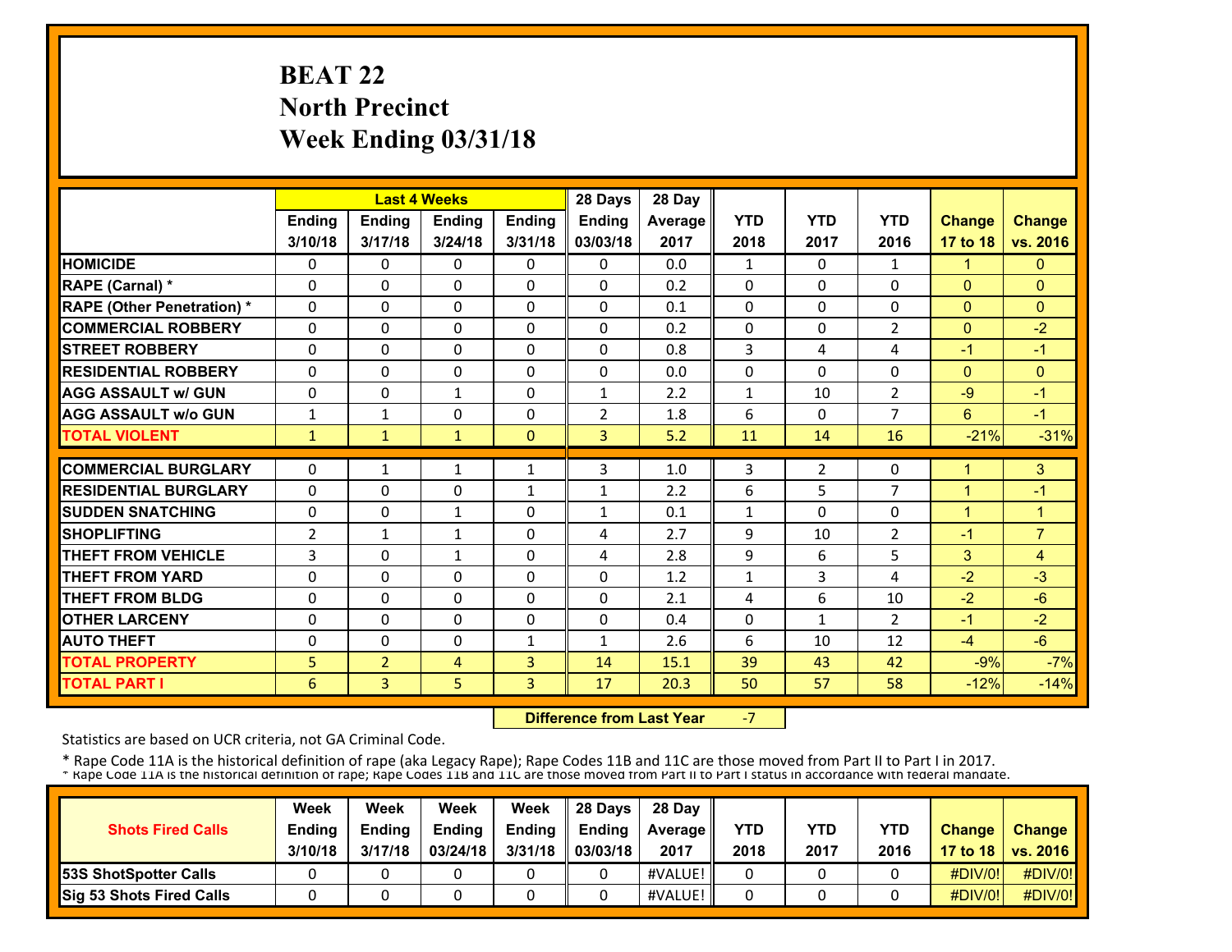# BEAT 22
# North Precinct
# Week Ending 03/31/18

| | Last 4 Weeks | | | | 28 Days | 28 Day | | | | | |
|---|---|---|---|---|---|---|---|---|---|---|---|
| | Ending 3/10/18 | Ending 3/17/18 | Ending 3/24/18 | Ending 3/31/18 | Ending 03/03/18 | Average 2017 | YTD 2018 | YTD 2017 | YTD 2016 | Change 17 to 18 | Change vs. 2016 |
| HOMICIDE | 0 | 0 | 0 | 0 | 0 | 0.0 | 1 | 0 | 1 | 1 | 0 |
| RAPE (Carnal) * | 0 | 0 | 0 | 0 | 0 | 0.2 | 0 | 0 | 0 | 0 | 0 |
| RAPE (Other Penetration) * | 0 | 0 | 0 | 0 | 0 | 0.1 | 0 | 0 | 0 | 0 | 0 |
| COMMERCIAL ROBBERY | 0 | 0 | 0 | 0 | 0 | 0.2 | 0 | 0 | 2 | 0 | -2 |
| STREET ROBBERY | 0 | 0 | 0 | 0 | 0 | 0.8 | 3 | 4 | 4 | -1 | -1 |
| RESIDENTIAL ROBBERY | 0 | 0 | 0 | 0 | 0 | 0.0 | 0 | 0 | 0 | 0 | 0 |
| AGG ASSAULT w/ GUN | 0 | 0 | 1 | 0 | 1 | 2.2 | 1 | 10 | 2 | -9 | -1 |
| AGG ASSAULT w/o GUN | 1 | 1 | 0 | 0 | 2 | 1.8 | 6 | 0 | 7 | 6 | -1 |
| TOTAL VIOLENT | 1 | 1 | 1 | 0 | 3 | 5.2 | 11 | 14 | 16 | -21% | -31% |
| COMMERCIAL BURGLARY | 0 | 1 | 1 | 1 | 3 | 1.0 | 3 | 2 | 0 | 1 | 3 |
| RESIDENTIAL BURGLARY | 0 | 0 | 0 | 1 | 1 | 2.2 | 6 | 5 | 7 | 1 | -1 |
| SUDDEN SNATCHING | 0 | 0 | 1 | 0 | 1 | 0.1 | 1 | 0 | 0 | 1 | 1 |
| SHOPLIFTING | 2 | 1 | 1 | 0 | 4 | 2.7 | 9 | 10 | 2 | -1 | 7 |
| THEFT FROM VEHICLE | 3 | 0 | 1 | 0 | 4 | 2.8 | 9 | 6 | 5 | 3 | 4 |
| THEFT FROM YARD | 0 | 0 | 0 | 0 | 0 | 1.2 | 1 | 3 | 4 | -2 | -3 |
| THEFT FROM BLDG | 0 | 0 | 0 | 0 | 0 | 2.1 | 4 | 6 | 10 | -2 | -6 |
| OTHER LARCENY | 0 | 0 | 0 | 0 | 0 | 0.4 | 0 | 1 | 2 | -1 | -2 |
| AUTO THEFT | 0 | 0 | 0 | 1 | 1 | 2.6 | 6 | 10 | 12 | -4 | -6 |
| TOTAL PROPERTY | 5 | 2 | 4 | 3 | 14 | 15.1 | 39 | 43 | 42 | -9% | -7% |
| TOTAL PART I | 6 | 3 | 5 | 3 | 17 | 20.3 | 50 | 57 | 58 | -12% | -14% |

**Difference from Last Year** -7

Statistics are based on UCR criteria, not GA Criminal Code.

* Rape Code 11A is the historical definition of rape (aka Legacy Rape); Rape Codes 11B and 11C are those moved from Part II to Part I in 2017.
* Rape Code 11A is the historical definition of rape; Rape Codes 11B and 11C are those moved from Part II to Part I status in accordance with federal mandate.

| Shots Fired Calls | Week Ending 3/10/18 | Week Ending 3/17/18 | Week Ending 03/24/18 | Week Ending 3/31/18 | 28 Days Ending 03/03/18 | 28 Day Average 2017 | YTD 2018 | YTD 2017 | YTD 2016 | Change 17 to 18 | Change vs. 2016 |
|---|---|---|---|---|---|---|---|---|---|---|---|
| 53S ShotSpotter Calls | 0 | 0 | 0 | 0 | 0 | #VALUE! | 0 | 0 | 0 | #DIV/0! | #DIV/0! |
| Sig 53 Shots Fired Calls | 0 | 0 | 0 | 0 | 0 | #VALUE! | 0 | 0 | 0 | #DIV/0! | #DIV/0! |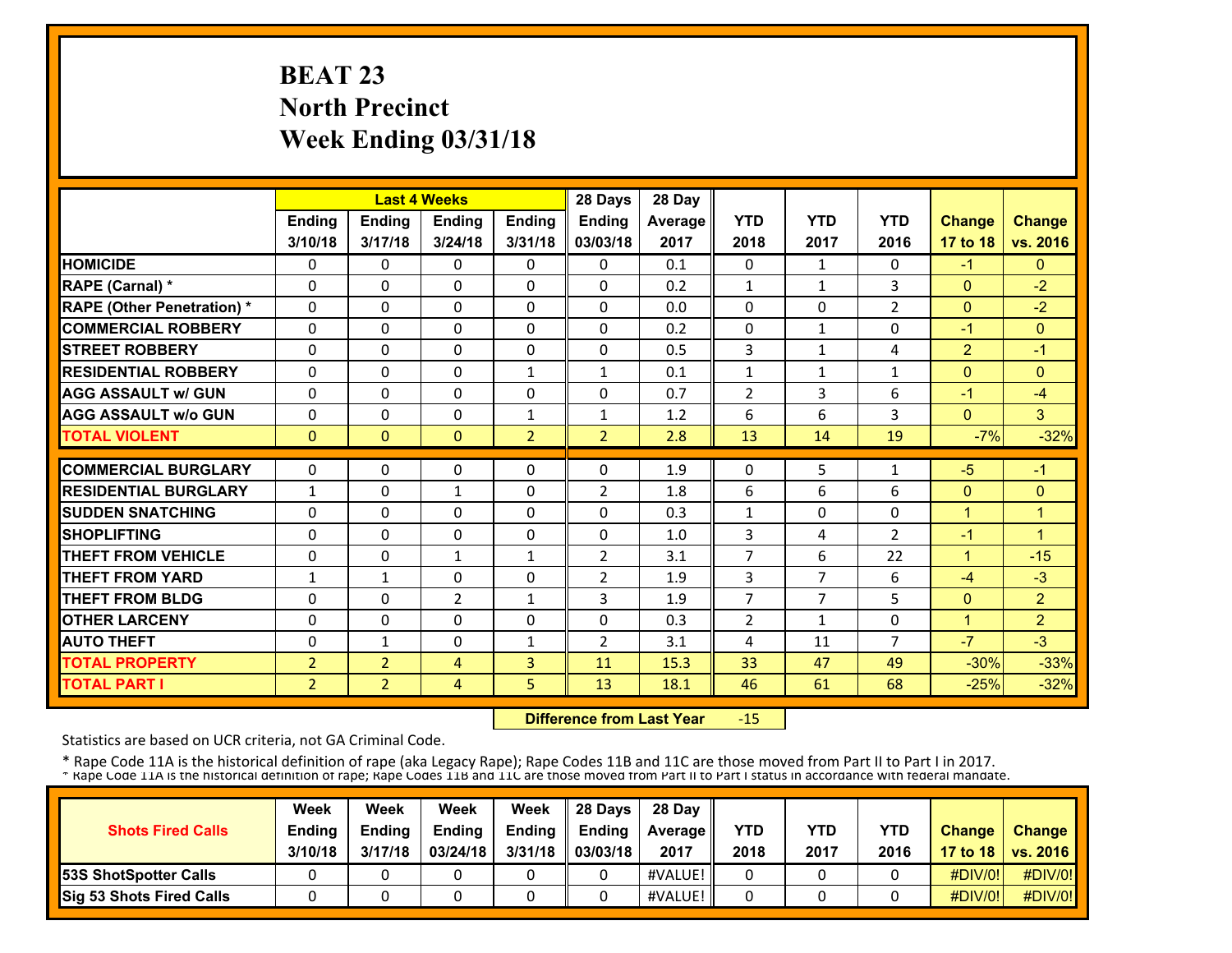# BEAT 23
# North Precinct
# Week Ending 03/31/18

| | Last 4 Weeks | | | | 28 Days | 28 Day | | | | | |
|---|---|---|---|---|---|---|---|---|---|---|---|
| | Ending 3/10/18 | Ending 3/17/18 | Ending 3/24/18 | Ending 3/31/18 | Ending 03/03/18 | Average 2017 | YTD 2018 | YTD 2017 | YTD 2016 | Change 17 to 18 | Change vs. 2016 |
| HOMICIDE | 0 | 0 | 0 | 0 | 0 | 0.1 | 0 | 1 | 0 | -1 | 0 |
| RAPE (Carnal) * | 0 | 0 | 0 | 0 | 0 | 0.2 | 1 | 1 | 3 | 0 | -2 |
| RAPE (Other Penetration) * | 0 | 0 | 0 | 0 | 0 | 0.0 | 0 | 0 | 2 | 0 | -2 |
| COMMERCIAL ROBBERY | 0 | 0 | 0 | 0 | 0 | 0.2 | 0 | 1 | 0 | -1 | 0 |
| STREET ROBBERY | 0 | 0 | 0 | 0 | 0 | 0.5 | 3 | 1 | 4 | 2 | -1 |
| RESIDENTIAL ROBBERY | 0 | 0 | 0 | 1 | 1 | 0.1 | 1 | 1 | 1 | 0 | 0 |
| AGG ASSAULT w/ GUN | 0 | 0 | 0 | 0 | 0 | 0.7 | 2 | 3 | 6 | -1 | -4 |
| AGG ASSAULT w/o GUN | 0 | 0 | 0 | 1 | 1 | 1.2 | 6 | 6 | 3 | 0 | 3 |
| TOTAL VIOLENT | 0 | 0 | 0 | 2 | 2 | 2.8 | 13 | 14 | 19 | -7% | -32% |
| COMMERCIAL BURGLARY | 0 | 0 | 0 | 0 | 0 | 1.9 | 0 | 5 | 1 | -5 | -1 |
| RESIDENTIAL BURGLARY | 1 | 0 | 1 | 0 | 2 | 1.8 | 6 | 6 | 6 | 0 | 0 |
| SUDDEN SNATCHING | 0 | 0 | 0 | 0 | 0 | 0.3 | 1 | 0 | 0 | 1 | 1 |
| SHOPLIFTING | 0 | 0 | 0 | 0 | 0 | 1.0 | 3 | 4 | 2 | -1 | 1 |
| THEFT FROM VEHICLE | 0 | 0 | 1 | 1 | 2 | 3.1 | 7 | 6 | 22 | 1 | -15 |
| THEFT FROM YARD | 1 | 1 | 0 | 0 | 2 | 1.9 | 3 | 7 | 6 | -4 | -3 |
| THEFT FROM BLDG | 0 | 0 | 2 | 1 | 3 | 1.9 | 7 | 7 | 5 | 0 | 2 |
| OTHER LARCENY | 0 | 0 | 0 | 0 | 0 | 0.3 | 2 | 1 | 0 | 1 | 2 |
| AUTO THEFT | 0 | 1 | 0 | 1 | 2 | 3.1 | 4 | 11 | 7 | -7 | -3 |
| TOTAL PROPERTY | 2 | 2 | 4 | 3 | 11 | 15.3 | 33 | 47 | 49 | -30% | -33% |
| TOTAL PART I | 2 | 2 | 4 | 5 | 13 | 18.1 | 46 | 61 | 68 | -25% | -32% |

**Difference from Last Year** -15

Statistics are based on UCR criteria, not GA Criminal Code.

* Rape Code 11A is the historical definition of rape (aka Legacy Rape); Rape Codes 11B and 11C are those moved from Part II to Part I in 2017.
* Rape Code 11A is the historical definition of rape; Rape Codes 11B and 11C are those moved from Part II to Part I status in accordance with federal mandate.

| Shots Fired Calls | Week Ending 3/10/18 | Week Ending 3/17/18 | Week Ending 03/24/18 | Week Ending 3/31/18 | 28 Days Ending 03/03/18 | 28 Day Average 2017 | YTD 2018 | YTD 2017 | YTD 2016 | Change 17 to 18 | Change vs. 2016 |
|---|---|---|---|---|---|---|---|---|---|---|---|
| 53S ShotSpotter Calls | 0 | 0 | 0 | 0 | 0 | #VALUE! | 0 | 0 | 0 | #DIV/0! | #DIV/0! |
| Sig 53 Shots Fired Calls | 0 | 0 | 0 | 0 | 0 | #VALUE! | 0 | 0 | 0 | #DIV/0! | #DIV/0! |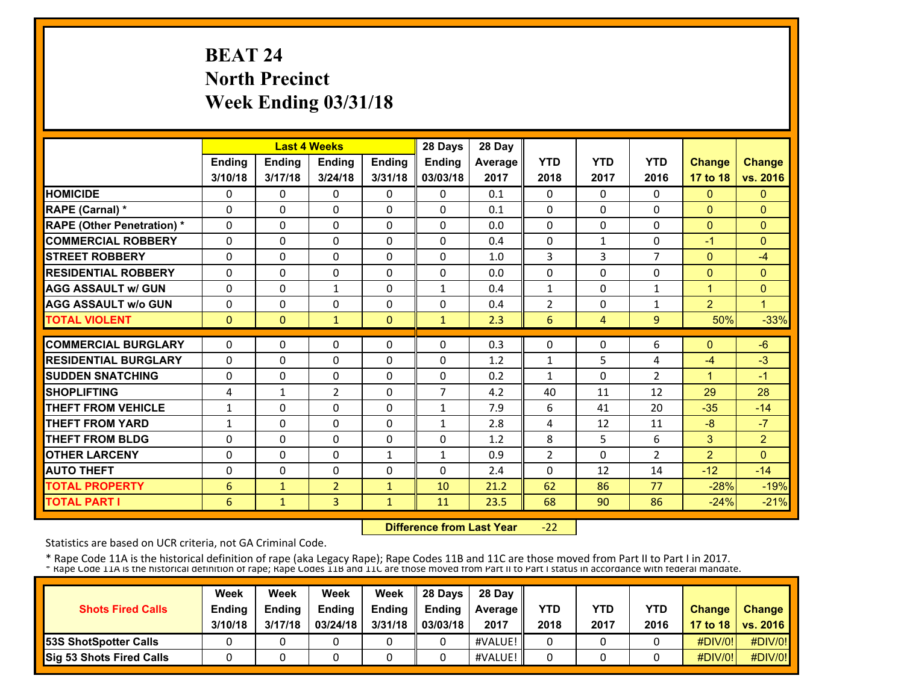# BEAT 24
# North Precinct
# Week Ending 03/31/18

| | Last 4 Weeks | | | | 28 Days | 28 Day | | | | | |
|---|---|---|---|---|---|---|---|---|---|---|---|
| | Ending 3/10/18 | Ending 3/17/18 | Ending 3/24/18 | Ending 3/31/18 | Ending 03/03/18 | Average 2017 | YTD 2018 | YTD 2017 | YTD 2016 | Change 17 to 18 | Change vs. 2016 |
| HOMICIDE | 0 | 0 | 0 | 0 | 0 | 0.1 | 0 | 0 | 0 | 0 | 0 |
| RAPE (Carnal) * | 0 | 0 | 0 | 0 | 0 | 0.1 | 0 | 0 | 0 | 0 | 0 |
| RAPE (Other Penetration) * | 0 | 0 | 0 | 0 | 0 | 0.0 | 0 | 0 | 0 | 0 | 0 |
| COMMERCIAL ROBBERY | 0 | 0 | 0 | 0 | 0 | 0.4 | 0 | 1 | 0 | -1 | 0 |
| STREET ROBBERY | 0 | 0 | 0 | 0 | 0 | 1.0 | 3 | 3 | 7 | 0 | -4 |
| RESIDENTIAL ROBBERY | 0 | 0 | 0 | 0 | 0 | 0.0 | 0 | 0 | 0 | 0 | 0 |
| AGG ASSAULT w/ GUN | 0 | 0 | 1 | 0 | 1 | 0.4 | 1 | 0 | 1 | 1 | 0 |
| AGG ASSAULT w/o GUN | 0 | 0 | 0 | 0 | 0 | 0.4 | 2 | 0 | 1 | 2 | 1 |
| TOTAL VIOLENT | 0 | 0 | 1 | 0 | 1 | 2.3 | 6 | 4 | 9 | 50% | -33% |
| COMMERCIAL BURGLARY | 0 | 0 | 0 | 0 | 0 | 0.3 | 0 | 0 | 6 | 0 | -6 |
| RESIDENTIAL BURGLARY | 0 | 0 | 0 | 0 | 0 | 1.2 | 1 | 5 | 4 | -4 | -3 |
| SUDDEN SNATCHING | 0 | 0 | 0 | 0 | 0 | 0.2 | 1 | 0 | 2 | 1 | -1 |
| SHOPLIFTING | 4 | 1 | 2 | 0 | 7 | 4.2 | 40 | 11 | 12 | 29 | 28 |
| THEFT FROM VEHICLE | 1 | 0 | 0 | 0 | 1 | 7.9 | 6 | 41 | 20 | -35 | -14 |
| THEFT FROM YARD | 1 | 0 | 0 | 0 | 1 | 2.8 | 4 | 12 | 11 | -8 | -7 |
| THEFT FROM BLDG | 0 | 0 | 0 | 0 | 0 | 1.2 | 8 | 5 | 6 | 3 | 2 |
| OTHER LARCENY | 0 | 0 | 0 | 1 | 1 | 0.9 | 2 | 0 | 2 | 2 | 0 |
| AUTO THEFT | 0 | 0 | 0 | 0 | 0 | 2.4 | 0 | 12 | 14 | -12 | -14 |
| TOTAL PROPERTY | 6 | 1 | 2 | 1 | 10 | 21.2 | 62 | 86 | 77 | -28% | -19% |
| TOTAL PART I | 6 | 1 | 3 | 1 | 11 | 23.5 | 68 | 90 | 86 | -24% | -21% |

**Difference from Last Year** -22

Statistics are based on UCR criteria, not GA Criminal Code.

* Rape Code 11A is the historical definition of rape (aka Legacy Rape); Rape Codes 11B and 11C are those moved from Part II to Part I in 2017.
* Rape Code 11A is the historical definition of rape; Rape Codes 11B and 11C are those moved from Part II to Part I status in accordance with federal mandate.

| Shots Fired Calls | Week Ending 3/10/18 | Week Ending 3/17/18 | Week Ending 03/24/18 | Week Ending 3/31/18 | 28 Days Ending 03/03/18 | 28 Day Average 2017 | YTD 2018 | YTD 2017 | YTD 2016 | Change 17 to 18 | Change vs. 2016 |
|---|---|---|---|---|---|---|---|---|---|---|---|
| 53S ShotSpotter Calls | 0 | 0 | 0 | 0 | 0 | #VALUE! | 0 | 0 | 0 | #DIV/0! | #DIV/0! |
| Sig 53 Shots Fired Calls | 0 | 0 | 0 | 0 | 0 | #VALUE! | 0 | 0 | 0 | #DIV/0! | #DIV/0! |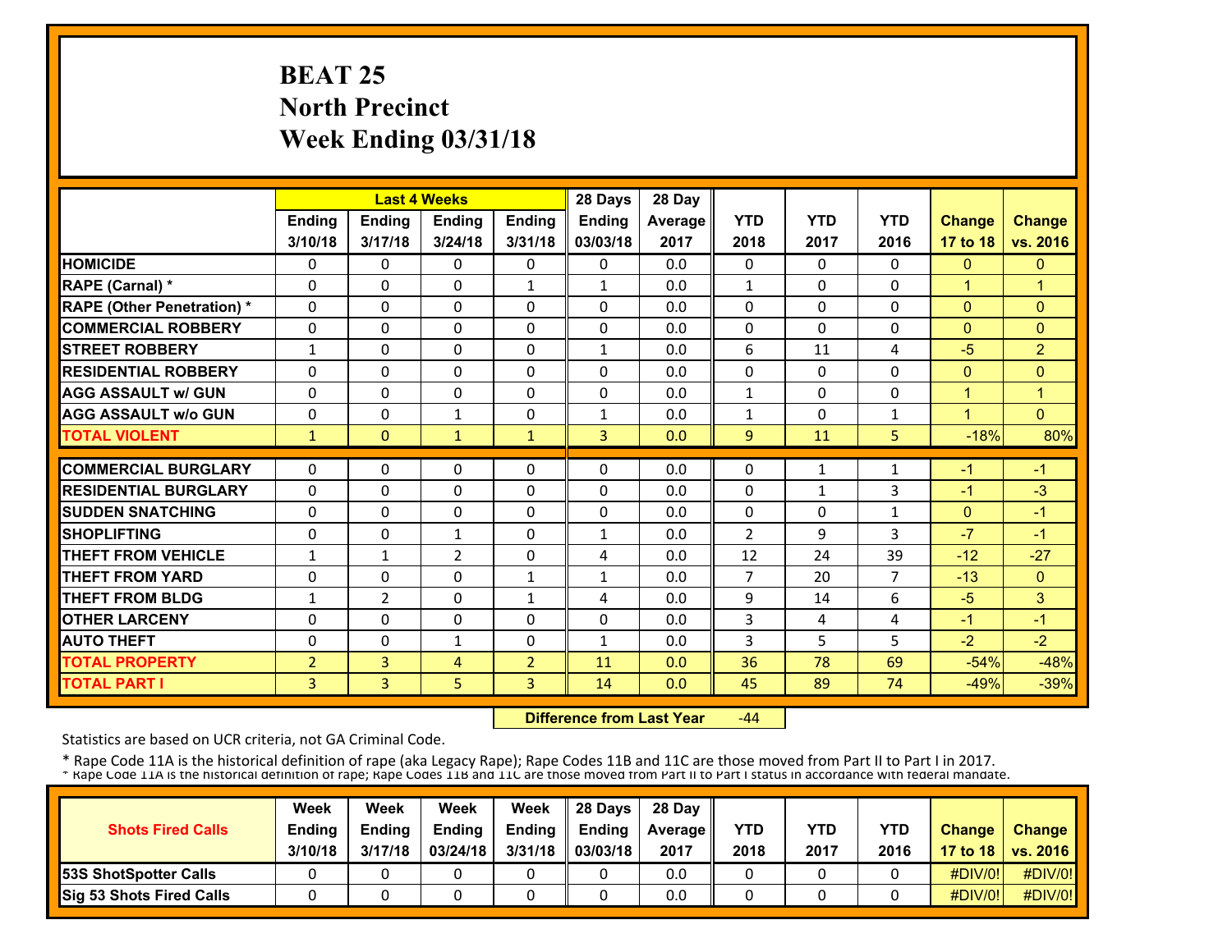# BEAT 25
# North Precinct
# Week Ending 03/31/18

| | Last 4 Weeks | | | | 28 Days | 28 Day | | | | | |
|---|---|---|---|---|---|---|---|---|---|---|---|
| | Ending 3/10/18 | Ending 3/17/18 | Ending 3/24/18 | Ending 3/31/18 | Ending 03/03/18 | Average 2017 | YTD 2018 | YTD 2017 | YTD 2016 | Change 17 to 18 | Change vs. 2016 |
| HOMICIDE | 0 | 0 | 0 | 0 | 0 | 0.0 | 0 | 0 | 0 | 0 | 0 |
| RAPE (Carnal) * | 0 | 0 | 0 | 1 | 1 | 0.0 | 1 | 0 | 0 | 1 | 1 |
| RAPE (Other Penetration) * | 0 | 0 | 0 | 0 | 0 | 0.0 | 0 | 0 | 0 | 0 | 0 |
| COMMERCIAL ROBBERY | 0 | 0 | 0 | 0 | 0 | 0.0 | 0 | 0 | 0 | 0 | 0 |
| STREET ROBBERY | 1 | 0 | 0 | 0 | 1 | 0.0 | 6 | 11 | 4 | -5 | 2 |
| RESIDENTIAL ROBBERY | 0 | 0 | 0 | 0 | 0 | 0.0 | 0 | 0 | 0 | 0 | 0 |
| AGG ASSAULT w/ GUN | 0 | 0 | 0 | 0 | 0 | 0.0 | 1 | 0 | 0 | 1 | 1 |
| AGG ASSAULT w/o GUN | 0 | 0 | 1 | 0 | 1 | 0.0 | 1 | 0 | 1 | 1 | 0 |
| TOTAL VIOLENT | 1 | 0 | 1 | 1 | 3 | 0.0 | 9 | 11 | 5 | -18% | 80% |
| COMMERCIAL BURGLARY | 0 | 0 | 0 | 0 | 0 | 0.0 | 0 | 1 | 1 | -1 | -1 |
| RESIDENTIAL BURGLARY | 0 | 0 | 0 | 0 | 0 | 0.0 | 0 | 1 | 3 | -1 | -3 |
| SUDDEN SNATCHING | 0 | 0 | 0 | 0 | 0 | 0.0 | 0 | 0 | 1 | 0 | -1 |
| SHOPLIFTING | 0 | 0 | 1 | 0 | 1 | 0.0 | 2 | 9 | 3 | -7 | -1 |
| THEFT FROM VEHICLE | 1 | 1 | 2 | 0 | 4 | 0.0 | 12 | 24 | 39 | -12 | -27 |
| THEFT FROM YARD | 0 | 0 | 0 | 1 | 1 | 0.0 | 7 | 20 | 7 | -13 | 0 |
| THEFT FROM BLDG | 1 | 2 | 0 | 1 | 4 | 0.0 | 9 | 14 | 6 | -5 | 3 |
| OTHER LARCENY | 0 | 0 | 0 | 0 | 0 | 0.0 | 3 | 4 | 4 | -1 | -1 |
| AUTO THEFT | 0 | 0 | 1 | 0 | 1 | 0.0 | 3 | 5 | 5 | -2 | -2 |
| TOTAL PROPERTY | 2 | 3 | 4 | 2 | 11 | 0.0 | 36 | 78 | 69 | -54% | -48% |
| TOTAL PART I | 3 | 3 | 5 | 3 | 14 | 0.0 | 45 | 89 | 74 | -49% | -39% |

**Difference from Last Year** -44

Statistics are based on UCR criteria, not GA Criminal Code.

* Rape Code 11A is the historical definition of rape (aka Legacy Rape); Rape Codes 11B and 11C are those moved from Part II to Part I in 2017.
* Rape Code 11A is the historical definition of rape; Rape Codes 11B and 11C are those moved from Part II to Part I status in accordance with federal mandate.

| Shots Fired Calls | Week Ending 3/10/18 | Week Ending 3/17/18 | Week Ending 03/24/18 | Week Ending 3/31/18 | 28 Days Ending 03/03/18 | 28 Day Average 2017 | YTD 2018 | YTD 2017 | YTD 2016 | Change 17 to 18 | Change vs. 2016 |
|---|---|---|---|---|---|---|---|---|---|---|---|
| 53S ShotSpotter Calls | 0 | 0 | 0 | 0 | 0 | 0.0 | 0 | 0 | 0 | #DIV/0! | #DIV/0! |
| Sig 53 Shots Fired Calls | 0 | 0 | 0 | 0 | 0 | 0.0 | 0 | 0 | 0 | #DIV/0! | #DIV/0! |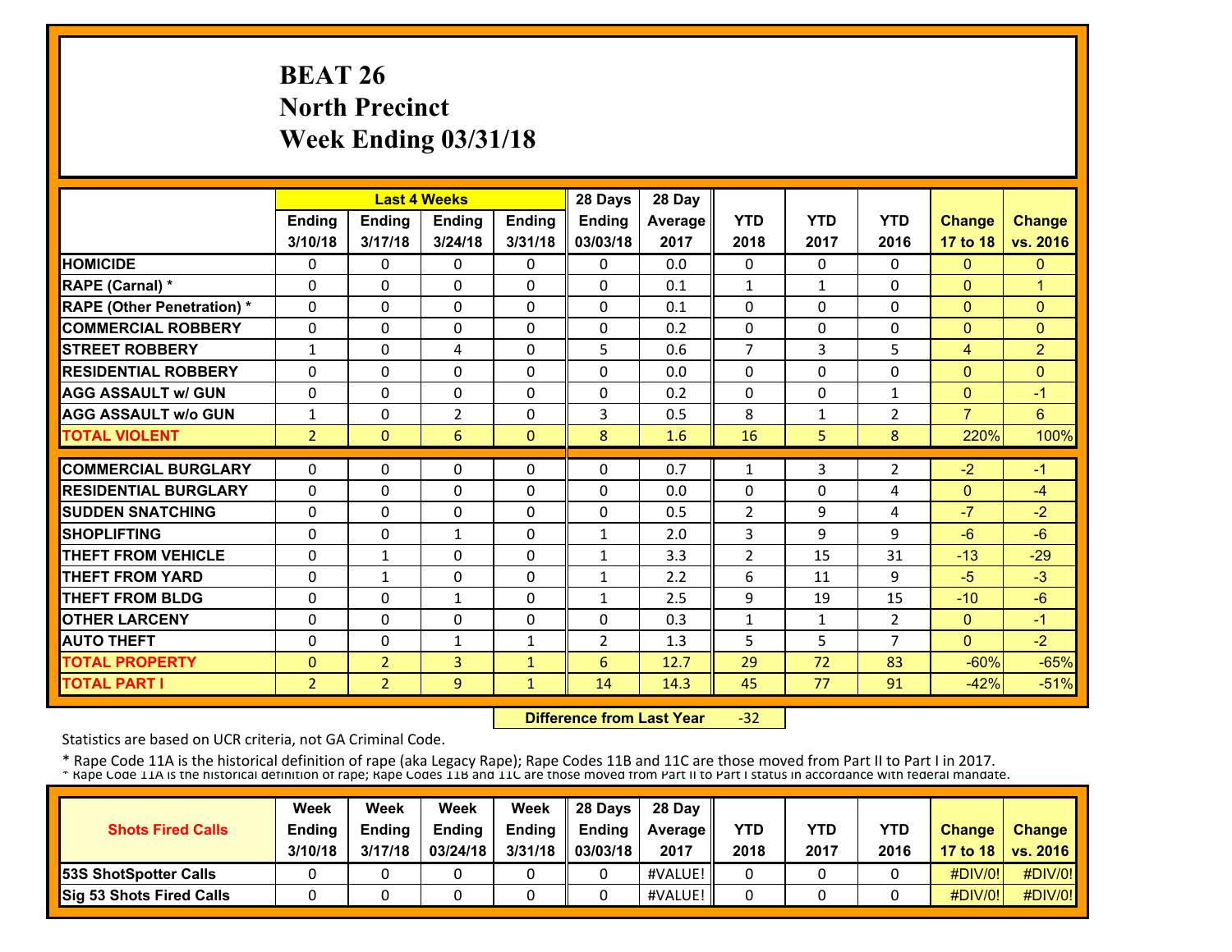# BEAT 26
# North Precinct
# Week Ending 03/31/18

| | Last 4 Weeks | | | | 28 Days | 28 Day | | | | | |
|---|---|---|---|---|---|---|---|---|---|---|---|
| | Ending 3/10/18 | Ending 3/17/18 | Ending 3/24/18 | Ending 3/31/18 | Ending 03/03/18 | Average 2017 | YTD 2018 | YTD 2017 | YTD 2016 | Change 17 to 18 | Change vs. 2016 |
| HOMICIDE | 0 | 0 | 0 | 0 | 0 | 0.0 | 0 | 0 | 0 | 0 | 0 |
| RAPE (Carnal) * | 0 | 0 | 0 | 0 | 0 | 0.1 | 1 | 1 | 0 | 0 | 1 |
| RAPE (Other Penetration) * | 0 | 0 | 0 | 0 | 0 | 0.1 | 0 | 0 | 0 | 0 | 0 |
| COMMERCIAL ROBBERY | 0 | 0 | 0 | 0 | 0 | 0.2 | 0 | 0 | 0 | 0 | 0 |
| STREET ROBBERY | 1 | 0 | 4 | 0 | 5 | 0.6 | 7 | 3 | 5 | 4 | 2 |
| RESIDENTIAL ROBBERY | 0 | 0 | 0 | 0 | 0 | 0.0 | 0 | 0 | 0 | 0 | 0 |
| AGG ASSAULT w/ GUN | 0 | 0 | 0 | 0 | 0 | 0.2 | 0 | 0 | 1 | 0 | -1 |
| AGG ASSAULT w/o GUN | 1 | 0 | 2 | 0 | 3 | 0.5 | 8 | 1 | 2 | 7 | 6 |
| TOTAL VIOLENT | 2 | 0 | 6 | 0 | 8 | 1.6 | 16 | 5 | 8 | 220% | 100% |
| COMMERCIAL BURGLARY | 0 | 0 | 0 | 0 | 0 | 0.7 | 1 | 3 | 2 | -2 | -1 |
| RESIDENTIAL BURGLARY | 0 | 0 | 0 | 0 | 0 | 0.0 | 0 | 0 | 4 | 0 | -4 |
| SUDDEN SNATCHING | 0 | 0 | 0 | 0 | 0 | 0.5 | 2 | 9 | 4 | -7 | -2 |
| SHOPLIFTING | 0 | 0 | 1 | 0 | 1 | 2.0 | 3 | 9 | 9 | -6 | -6 |
| THEFT FROM VEHICLE | 0 | 1 | 0 | 0 | 1 | 3.3 | 2 | 15 | 31 | -13 | -29 |
| THEFT FROM YARD | 0 | 1 | 0 | 0 | 1 | 2.2 | 6 | 11 | 9 | -5 | -3 |
| THEFT FROM BLDG | 0 | 0 | 1 | 0 | 1 | 2.5 | 9 | 19 | 15 | -10 | -6 |
| OTHER LARCENY | 0 | 0 | 0 | 0 | 0 | 0.3 | 1 | 1 | 2 | 0 | -1 |
| AUTO THEFT | 0 | 0 | 1 | 1 | 2 | 1.3 | 5 | 5 | 7 | 0 | -2 |
| TOTAL PROPERTY | 0 | 2 | 3 | 1 | 6 | 12.7 | 29 | 72 | 83 | -60% | -65% |
| TOTAL PART I | 2 | 2 | 9 | 1 | 14 | 14.3 | 45 | 77 | 91 | -42% | -51% |

**Difference from Last Year** -32

Statistics are based on UCR criteria, not GA Criminal Code.

* Rape Code 11A is the historical definition of rape (aka Legacy Rape); Rape Codes 11B and 11C are those moved from Part II to Part I in 2017.
* Rape Code 11A is the historical definition of rape; Rape Codes 11B and 11C are those moved from Part II to Part I status in accordance with federal mandate.

| Shots Fired Calls | Week Ending 3/10/18 | Week Ending 3/17/18 | Week Ending 03/24/18 | Week Ending 3/31/18 | 28 Days Ending 03/03/18 | 28 Day Average 2017 | YTD 2018 | YTD 2017 | YTD 2016 | Change 17 to 18 | Change vs. 2016 |
|---|---|---|---|---|---|---|---|---|---|---|---|
| 53S ShotSpotter Calls | 0 | 0 | 0 | 0 | 0 | #VALUE! | 0 | 0 | 0 | #DIV/0! | #DIV/0! |
| Sig 53 Shots Fired Calls | 0 | 0 | 0 | 0 | 0 | #VALUE! | 0 | 0 | 0 | #DIV/0! | #DIV/0! |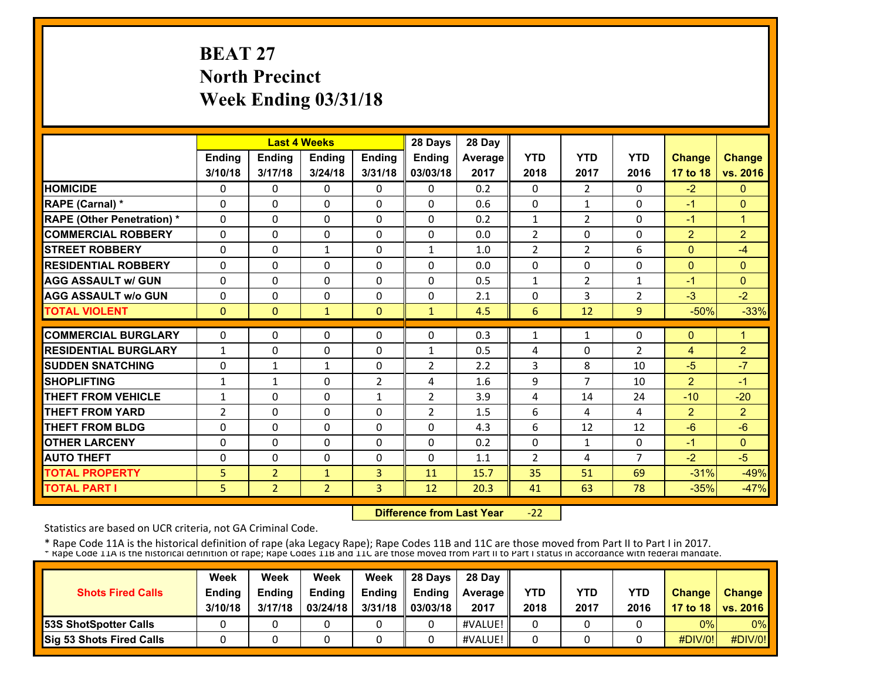# BEAT 27
# North Precinct
# Week Ending 03/31/18

| | Last 4 Weeks | | | | 28 Days | 28 Day | | | | | |
|---|---|---|---|---|---|---|---|---|---|---|---|
| | Ending 3/10/18 | Ending 3/17/18 | Ending 3/24/18 | Ending 3/31/18 | Ending 03/03/18 | Average 2017 | YTD 2018 | YTD 2017 | YTD 2016 | Change 17 to 18 | Change vs. 2016 |
| HOMICIDE | 0 | 0 | 0 | 0 | 0 | 0.2 | 0 | 2 | 0 | -2 | 0 |
| RAPE (Carnal) * | 0 | 0 | 0 | 0 | 0 | 0.6 | 0 | 1 | 0 | -1 | 0 |
| RAPE (Other Penetration) * | 0 | 0 | 0 | 0 | 0 | 0.2 | 1 | 2 | 0 | -1 | 1 |
| COMMERCIAL ROBBERY | 0 | 0 | 0 | 0 | 0 | 0.0 | 2 | 0 | 0 | 2 | 2 |
| STREET ROBBERY | 0 | 0 | 1 | 0 | 1 | 1.0 | 2 | 2 | 6 | 0 | -4 |
| RESIDENTIAL ROBBERY | 0 | 0 | 0 | 0 | 0 | 0.0 | 0 | 0 | 0 | 0 | 0 |
| AGG ASSAULT w/ GUN | 0 | 0 | 0 | 0 | 0 | 0.5 | 1 | 2 | 1 | -1 | 0 |
| AGG ASSAULT w/o GUN | 0 | 0 | 0 | 0 | 0 | 2.1 | 0 | 3 | 2 | -3 | -2 |
| TOTAL VIOLENT | 0 | 0 | 1 | 0 | 1 | 4.5 | 6 | 12 | 9 | -50% | -33% |
| COMMERCIAL BURGLARY | 0 | 0 | 0 | 0 | 0 | 0.3 | 1 | 1 | 0 | 0 | 1 |
| RESIDENTIAL BURGLARY | 1 | 0 | 0 | 0 | 1 | 0.5 | 4 | 0 | 2 | 4 | 2 |
| SUDDEN SNATCHING | 0 | 1 | 1 | 0 | 2 | 2.2 | 3 | 8 | 10 | -5 | -7 |
| SHOPLIFTING | 1 | 1 | 0 | 2 | 4 | 1.6 | 9 | 7 | 10 | 2 | -1 |
| THEFT FROM VEHICLE | 1 | 0 | 0 | 1 | 2 | 3.9 | 4 | 14 | 24 | -10 | -20 |
| THEFT FROM YARD | 2 | 0 | 0 | 0 | 2 | 1.5 | 6 | 4 | 4 | 2 | 2 |
| THEFT FROM BLDG | 0 | 0 | 0 | 0 | 0 | 4.3 | 6 | 12 | 12 | -6 | -6 |
| OTHER LARCENY | 0 | 0 | 0 | 0 | 0 | 0.2 | 0 | 1 | 0 | -1 | 0 |
| AUTO THEFT | 0 | 0 | 0 | 0 | 0 | 1.1 | 2 | 4 | 7 | -2 | -5 |
| TOTAL PROPERTY | 5 | 2 | 1 | 3 | 11 | 15.7 | 35 | 51 | 69 | -31% | -49% |
| TOTAL PART I | 5 | 2 | 2 | 3 | 12 | 20.3 | 41 | 63 | 78 | -35% | -47% |

**Difference from Last Year** -22

Statistics are based on UCR criteria, not GA Criminal Code.

* Rape Code 11A is the historical definition of rape (aka Legacy Rape); Rape Codes 11B and 11C are those moved from Part II to Part I in 2017.
* Rape Code 11A is the historical definition of rape; Rape Codes 11B and 11C are those moved from Part II to Part I status in accordance with federal mandate.

| Shots Fired Calls | Week Ending 3/10/18 | Week Ending 3/17/18 | Week Ending 03/24/18 | Week Ending 3/31/18 | 28 Days Ending 03/03/18 | 28 Day Average 2017 | YTD 2018 | YTD 2017 | YTD 2016 | Change 17 to 18 | Change vs. 2016 |
|---|---|---|---|---|---|---|---|---|---|---|---|
| 53S ShotSpotter Calls | 0 | 0 | 0 | 0 | 0 | #VALUE! | 0 | 0 | 0 | 0% | 0% |
| Sig 53 Shots Fired Calls | 0 | 0 | 0 | 0 | 0 | #VALUE! | 0 | 0 | 0 | #DIV/0! | #DIV/0! |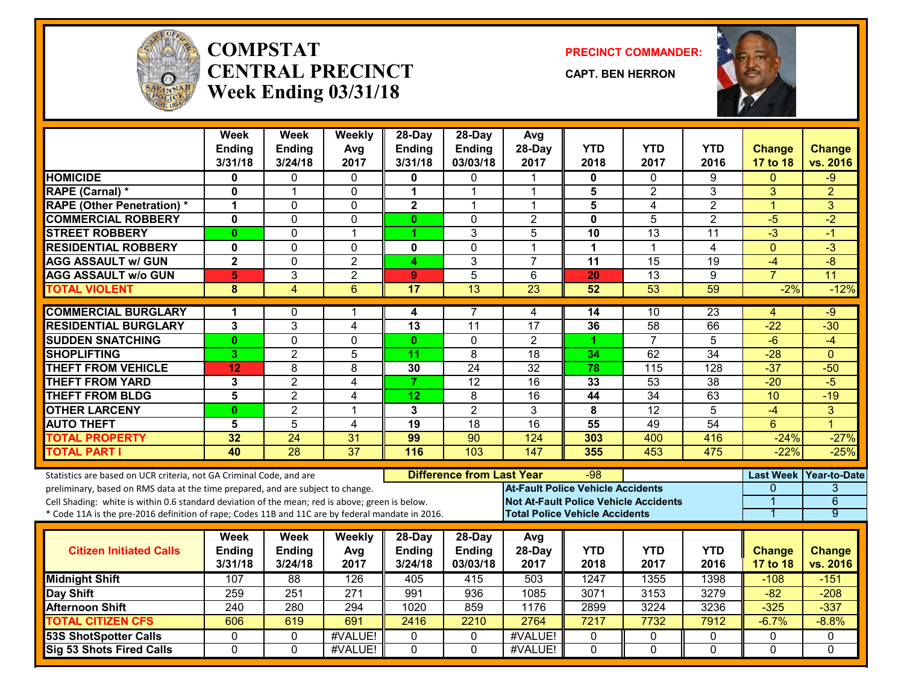# COMPSTAT
# CENTRAL PRECINCT
## Week Ending 03/31/18

**PRECINCT COMMANDER:**

**CAPT. BEN HERRON**

| | Week Ending 3/31/18 | Week Ending 3/24/18 | Weekly Avg 2017 | 28-Day Ending 3/31/18 | 28-Day Ending 03/03/18 | Avg 28-Day 2017 | YTD 2018 | YTD 2017 | YTD 2016 | Change 17 to 18 | Change vs. 2016 |
|---|---|---|---|---|---|---|---|---|---|---|---|
| HOMICIDE | 0 | 0 | 0 | 0 | 0 | 1 | 0 | 0 | 9 | 0 | -9 |
| RAPE (Carnal) * | 0 | 1 | 0 | 1 | 1 | 1 | 5 | 2 | 3 | 3 | 2 |
| RAPE (Other Penetration) * | 1 | 0 | 0 | 2 | 1 | 1 | 5 | 4 | 2 | 1 | 3 |
| COMMERCIAL ROBBERY | 0 | 0 | 0 | 0 | 0 | 2 | 0 | 5 | 2 | -5 | -2 |
| STREET ROBBERY | 0 | 0 | 1 | 1 | 3 | 5 | 10 | 13 | 11 | -3 | -1 |
| RESIDENTIAL ROBBERY | 0 | 0 | 0 | 0 | 0 | 1 | 1 | 1 | 4 | 0 | -3 |
| AGG ASSAULT w/ GUN | 2 | 0 | 2 | 4 | 3 | 7 | 11 | 15 | 19 | -4 | -8 |
| AGG ASSAULT w/o GUN | 5 | 3 | 2 | 9 | 5 | 6 | 20 | 13 | 9 | 7 | 11 |
| TOTAL VIOLENT | 8 | 4 | 6 | 17 | 13 | 23 | 52 | 53 | 59 | -2% | -12% |
| COMMERCIAL BURGLARY | 1 | 0 | 1 | 4 | 7 | 4 | 14 | 10 | 23 | 4 | -9 |
| RESIDENTIAL BURGLARY | 3 | 3 | 4 | 13 | 11 | 17 | 36 | 58 | 66 | -22 | -30 |
| SUDDEN SNATCHING | 0 | 0 | 0 | 0 | 0 | 2 | 1 | 7 | 5 | -6 | -4 |
| SHOPLIFTING | 3 | 2 | 5 | 11 | 8 | 18 | 34 | 62 | 34 | -28 | 0 |
| THEFT FROM VEHICLE | 12 | 8 | 8 | 30 | 24 | 32 | 78 | 115 | 128 | -37 | -50 |
| THEFT FROM YARD | 3 | 2 | 4 | 7 | 12 | 16 | 33 | 53 | 38 | -20 | -5 |
| THEFT FROM BLDG | 5 | 2 | 4 | 12 | 8 | 16 | 44 | 34 | 63 | 10 | -19 |
| OTHER LARCENY | 0 | 2 | 1 | 3 | 2 | 3 | 8 | 12 | 5 | -4 | 3 |
| AUTO THEFT | 5 | 5 | 4 | 19 | 18 | 16 | 55 | 49 | 54 | 6 | 1 |
| TOTAL PROPERTY | 32 | 24 | 31 | 99 | 90 | 124 | 303 | 400 | 416 | -24% | -27% |
| TOTAL PART I | 40 | 28 | 37 | 116 | 103 | 147 | 355 | 453 | 475 | -22% | -25% |

Statistics are based on UCR criteria, not GA Criminal Code, and are preliminary, based on RMS data at the time prepared, and are subject to change.
Cell Shading: white is within 0.6 standard deviation of the mean; red is above; green is below.
* Code 11A is the pre-2016 definition of rape; Codes 11B and 11C are by federal mandate in 2016.

**Difference from Last Year:** -98

| | Last Week | Year-to-Date |
|---|---|---|
| At-Fault Police Vehicle Accidents | 0 | 3 |
| Not At-Fault Police Vehicle Accidents | 1 | 6 |
| Total Police Vehicle Accidents | 1 | 9 |

| Citizen Initiated Calls | Week Ending 3/31/18 | Week Ending 3/24/18 | Weekly Avg 2017 | 28-Day Ending 3/24/18 | 28-Day Ending 03/03/18 | Avg 28-Day 2017 | YTD 2018 | YTD 2017 | YTD 2016 | Change 17 to 18 | Change vs. 2016 |
|---|---|---|---|---|---|---|---|---|---|---|---|
| Midnight Shift | 107 | 88 | 126 | 405 | 415 | 503 | 1247 | 1355 | 1398 | -108 | -151 |
| Day Shift | 259 | 251 | 271 | 991 | 936 | 1085 | 3071 | 3153 | 3279 | -82 | -208 |
| Afternoon Shift | 240 | 280 | 294 | 1020 | 859 | 1176 | 2899 | 3224 | 3236 | -325 | -337 |
| TOTAL CITIZEN CFS | 606 | 619 | 691 | 2416 | 2210 | 2764 | 7217 | 7732 | 7912 | -6.7% | -8.8% |
| 53S ShotSpotter Calls | 0 | 0 | #VALUE! | 0 | 0 | #VALUE! | 0 | 0 | 0 | 0 | 0 |
| Sig 53 Shots Fired Calls | 0 | 0 | #VALUE! | 0 | 0 | #VALUE! | 0 | 0 | 0 | 0 | 0 |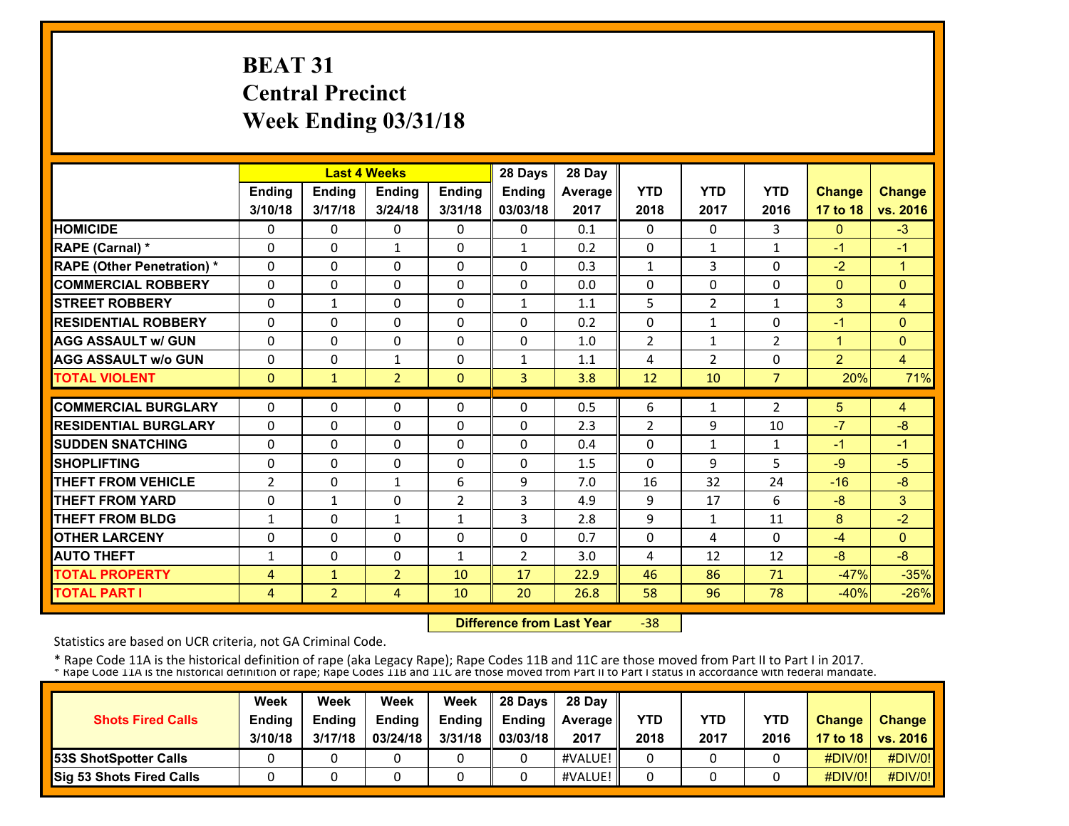# BEAT 31
# Central Precinct
# Week Ending 03/31/18

| | Last 4 Weeks | | | | 28 Days | 28 Day | | | | | |
|---|---|---|---|---|---|---|---|---|---|---|---|
| | Ending 3/10/18 | Ending 3/17/18 | Ending 3/24/18 | Ending 3/31/18 | Ending 03/03/18 | Average 2017 | YTD 2018 | YTD 2017 | YTD 2016 | Change 17 to 18 | Change vs. 2016 |
| HOMICIDE | 0 | 0 | 0 | 0 | 0 | 0.1 | 0 | 0 | 3 | 0 | -3 |
| RAPE (Carnal) * | 0 | 0 | 1 | 0 | 1 | 0.2 | 0 | 1 | 1 | -1 | -1 |
| RAPE (Other Penetration) * | 0 | 0 | 0 | 0 | 0 | 0.3 | 1 | 3 | 0 | -2 | 1 |
| COMMERCIAL ROBBERY | 0 | 0 | 0 | 0 | 0 | 0.0 | 0 | 0 | 0 | 0 | 0 |
| STREET ROBBERY | 0 | 1 | 0 | 0 | 1 | 1.1 | 5 | 2 | 1 | 3 | 4 |
| RESIDENTIAL ROBBERY | 0 | 0 | 0 | 0 | 0 | 0.2 | 0 | 1 | 0 | -1 | 0 |
| AGG ASSAULT w/ GUN | 0 | 0 | 0 | 0 | 0 | 1.0 | 2 | 1 | 2 | 1 | 0 |
| AGG ASSAULT w/o GUN | 0 | 0 | 1 | 0 | 1 | 1.1 | 4 | 2 | 0 | 2 | 4 |
| TOTAL VIOLENT | 0 | 1 | 2 | 0 | 3 | 3.8 | 12 | 10 | 7 | 20% | 71% |
| COMMERCIAL BURGLARY | 0 | 0 | 0 | 0 | 0 | 0.5 | 6 | 1 | 2 | 5 | 4 |
| RESIDENTIAL BURGLARY | 0 | 0 | 0 | 0 | 0 | 2.3 | 2 | 9 | 10 | -7 | -8 |
| SUDDEN SNATCHING | 0 | 0 | 0 | 0 | 0 | 0.4 | 0 | 1 | 1 | -1 | -1 |
| SHOPLIFTING | 0 | 0 | 0 | 0 | 0 | 1.5 | 0 | 9 | 5 | -9 | -5 |
| THEFT FROM VEHICLE | 2 | 0 | 1 | 6 | 9 | 7.0 | 16 | 32 | 24 | -16 | -8 |
| THEFT FROM YARD | 0 | 1 | 0 | 2 | 3 | 4.9 | 9 | 17 | 6 | -8 | 3 |
| THEFT FROM BLDG | 1 | 0 | 1 | 1 | 3 | 2.8 | 9 | 1 | 11 | 8 | -2 |
| OTHER LARCENY | 0 | 0 | 0 | 0 | 0 | 0.7 | 0 | 4 | 0 | -4 | 0 |
| AUTO THEFT | 1 | 0 | 0 | 1 | 2 | 3.0 | 4 | 12 | 12 | -8 | -8 |
| TOTAL PROPERTY | 4 | 1 | 2 | 10 | 17 | 22.9 | 46 | 86 | 71 | -47% | -35% |
| TOTAL PART I | 4 | 2 | 4 | 10 | 20 | 26.8 | 58 | 96 | 78 | -40% | -26% |

**Difference from Last Year** -38

Statistics are based on UCR criteria, not GA Criminal Code.

* Rape Code 11A is the historical definition of rape (aka Legacy Rape); Rape Codes 11B and 11C are those moved from Part II to Part I in 2017.
* Rape Code 11A is the historical definition of rape; Rape Codes 11B and 11C are those moved from Part II to Part I status in accordance with federal mandate.

| Shots Fired Calls | Week Ending 3/10/18 | Week Ending 3/17/18 | Week Ending 03/24/18 | Week Ending 3/31/18 | 28 Days Ending 03/03/18 | 28 Day Average 2017 | YTD 2018 | YTD 2017 | YTD 2016 | Change 17 to 18 | Change vs. 2016 |
|---|---|---|---|---|---|---|---|---|---|---|---|
| 53S ShotSpotter Calls | 0 | 0 | 0 | 0 | 0 | #VALUE! | 0 | 0 | 0 | #DIV/0! | #DIV/0! |
| Sig 53 Shots Fired Calls | 0 | 0 | 0 | 0 | 0 | #VALUE! | 0 | 0 | 0 | #DIV/0! | #DIV/0! |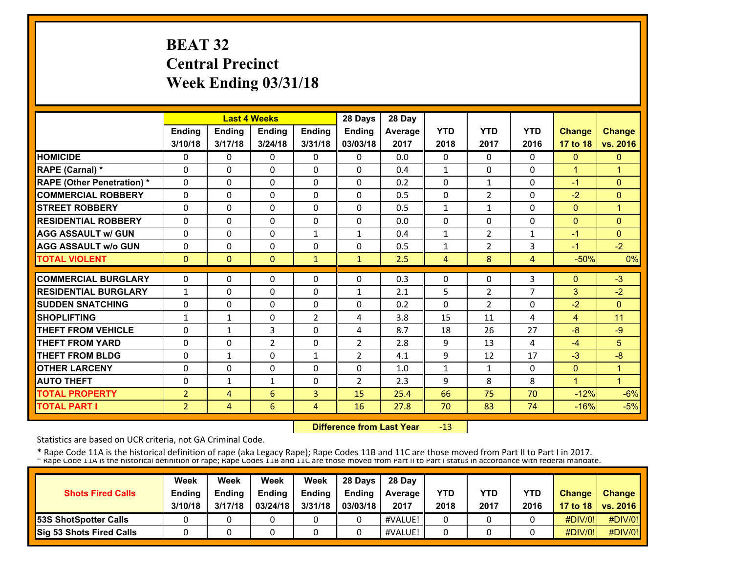# BEAT 32
# Central Precinct
# Week Ending 03/31/18

| | Last 4 Weeks | | | | 28 Days | 28 Day | | | | | |
|---|---|---|---|---|---|---|---|---|---|---|---|
| | Ending 3/10/18 | Ending 3/17/18 | Ending 3/24/18 | Ending 3/31/18 | Ending 03/03/18 | Average 2017 | YTD 2018 | YTD 2017 | YTD 2016 | Change 17 to 18 | Change vs. 2016 |
| HOMICIDE | 0 | 0 | 0 | 0 | 0 | 0.0 | 0 | 0 | 0 | 0 | 0 |
| RAPE (Carnal) * | 0 | 0 | 0 | 0 | 0 | 0.4 | 1 | 0 | 0 | 1 | 1 |
| RAPE (Other Penetration) * | 0 | 0 | 0 | 0 | 0 | 0.2 | 0 | 1 | 0 | -1 | 0 |
| COMMERCIAL ROBBERY | 0 | 0 | 0 | 0 | 0 | 0.5 | 0 | 2 | 0 | -2 | 0 |
| STREET ROBBERY | 0 | 0 | 0 | 0 | 0 | 0.5 | 1 | 1 | 0 | 0 | 1 |
| RESIDENTIAL ROBBERY | 0 | 0 | 0 | 0 | 0 | 0.0 | 0 | 0 | 0 | 0 | 0 |
| AGG ASSAULT w/ GUN | 0 | 0 | 0 | 1 | 1 | 0.4 | 1 | 2 | 1 | -1 | 0 |
| AGG ASSAULT w/o GUN | 0 | 0 | 0 | 0 | 0 | 0.5 | 1 | 2 | 3 | -1 | -2 |
| TOTAL VIOLENT | 0 | 0 | 0 | 1 | 1 | 2.5 | 4 | 8 | 4 | -50% | 0% |
| COMMERCIAL BURGLARY | 0 | 0 | 0 | 0 | 0 | 0.3 | 0 | 0 | 3 | 0 | -3 |
| RESIDENTIAL BURGLARY | 1 | 0 | 0 | 0 | 1 | 2.1 | 5 | 2 | 7 | 3 | -2 |
| SUDDEN SNATCHING | 0 | 0 | 0 | 0 | 0 | 0.2 | 0 | 2 | 0 | -2 | 0 |
| SHOPLIFTING | 1 | 1 | 0 | 2 | 4 | 3.8 | 15 | 11 | 4 | 4 | 11 |
| THEFT FROM VEHICLE | 0 | 1 | 3 | 0 | 4 | 8.7 | 18 | 26 | 27 | -8 | -9 |
| THEFT FROM YARD | 0 | 0 | 2 | 0 | 2 | 2.8 | 9 | 13 | 4 | -4 | 5 |
| THEFT FROM BLDG | 0 | 1 | 0 | 1 | 2 | 4.1 | 9 | 12 | 17 | -3 | -8 |
| OTHER LARCENY | 0 | 0 | 0 | 0 | 0 | 1.0 | 1 | 1 | 0 | 0 | 1 |
| AUTO THEFT | 0 | 1 | 1 | 0 | 2 | 2.3 | 9 | 8 | 8 | 1 | 1 |
| TOTAL PROPERTY | 2 | 4 | 6 | 3 | 15 | 25.4 | 66 | 75 | 70 | -12% | -6% |
| TOTAL PART I | 2 | 4 | 6 | 4 | 16 | 27.8 | 70 | 83 | 74 | -16% | -5% |

**Difference from Last Year** -13

Statistics are based on UCR criteria, not GA Criminal Code.

* Rape Code 11A is the historical definition of rape (aka Legacy Rape); Rape Codes 11B and 11C are those moved from Part II to Part I in 2017.
* Rape Code 11A is the historical definition of rape; Rape Codes 11B and 11C are those moved from Part II to Part I status in accordance with federal mandate.

| Shots Fired Calls | Week Ending 3/10/18 | Week Ending 3/17/18 | Week Ending 03/24/18 | Week Ending 3/31/18 | 28 Days Ending 03/03/18 | 28 Day Average 2017 | YTD 2018 | YTD 2017 | YTD 2016 | Change 17 to 18 | Change vs. 2016 |
|---|---|---|---|---|---|---|---|---|---|---|---|
| 53S ShotSpotter Calls | 0 | 0 | 0 | 0 | 0 | #VALUE! | 0 | 0 | 0 | #DIV/0! | #DIV/0! |
| Sig 53 Shots Fired Calls | 0 | 0 | 0 | 0 | 0 | #VALUE! | 0 | 0 | 0 | #DIV/0! | #DIV/0! |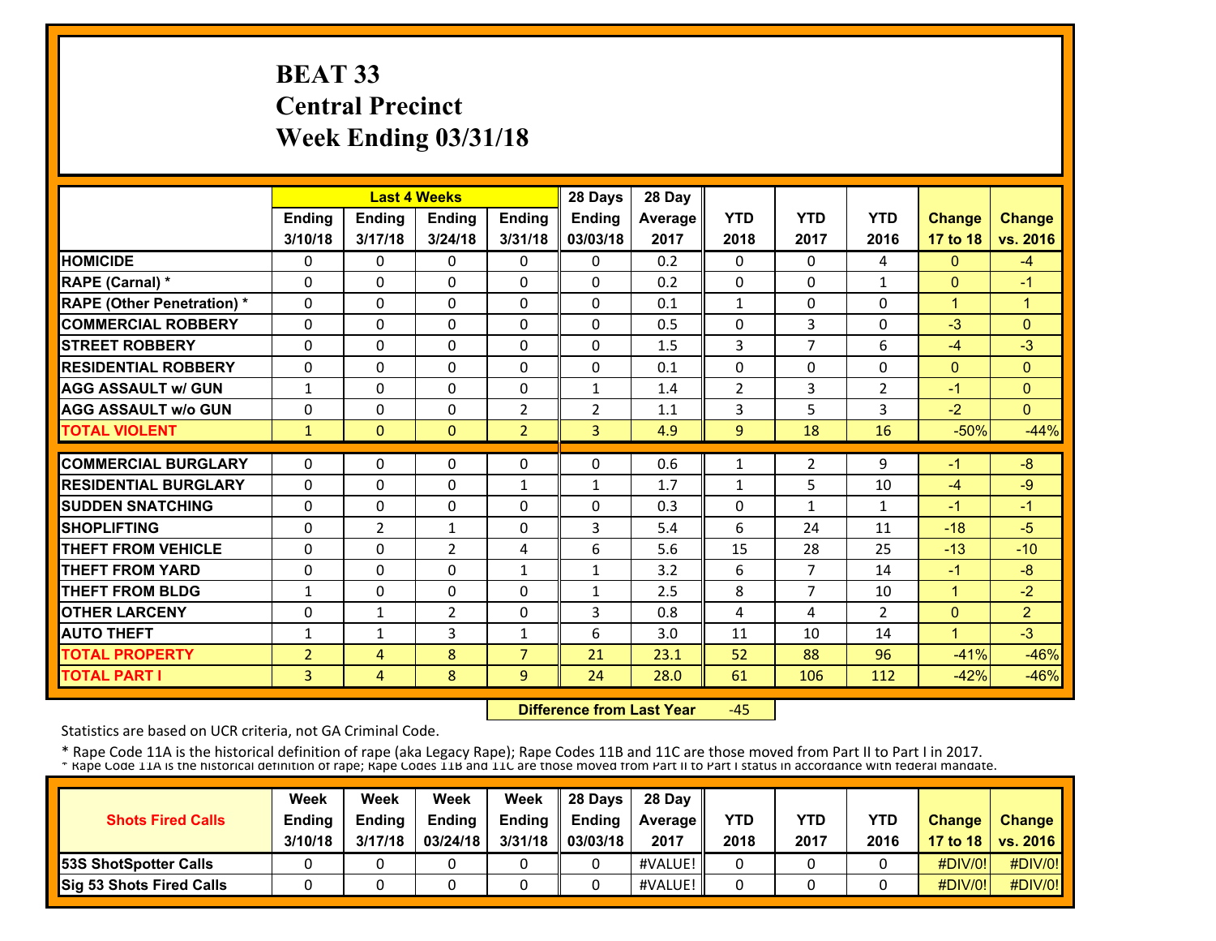# BEAT 33
## Central Precinct
## Week Ending 03/31/18

| | Last 4 Weeks | | | | 28 Days | 28 Day | | | | | |
|---|---|---|---|---|---|---|---|---|---|---|---|
| | Ending 3/10/18 | Ending 3/17/18 | Ending 3/24/18 | Ending 3/31/18 | Ending 03/03/18 | Average 2017 | YTD 2018 | YTD 2017 | YTD 2016 | Change 17 to 18 | Change vs. 2016 |
| HOMICIDE | 0 | 0 | 0 | 0 | 0 | 0.2 | 0 | 0 | 4 | 0 | -4 |
| RAPE (Carnal) * | 0 | 0 | 0 | 0 | 0 | 0.2 | 0 | 0 | 1 | 0 | -1 |
| RAPE (Other Penetration) * | 0 | 0 | 0 | 0 | 0 | 0.1 | 1 | 0 | 0 | 1 | 1 |
| COMMERCIAL ROBBERY | 0 | 0 | 0 | 0 | 0 | 0.5 | 0 | 3 | 0 | -3 | 0 |
| STREET ROBBERY | 0 | 0 | 0 | 0 | 0 | 1.5 | 3 | 7 | 6 | -4 | -3 |
| RESIDENTIAL ROBBERY | 0 | 0 | 0 | 0 | 0 | 0.1 | 0 | 0 | 0 | 0 | 0 |
| AGG ASSAULT w/ GUN | 1 | 0 | 0 | 0 | 1 | 1.4 | 2 | 3 | 2 | -1 | 0 |
| AGG ASSAULT w/o GUN | 0 | 0 | 0 | 2 | 2 | 1.1 | 3 | 5 | 3 | -2 | 0 |
| TOTAL VIOLENT | 1 | 0 | 0 | 2 | 3 | 4.9 | 9 | 18 | 16 | -50% | -44% |
| COMMERCIAL BURGLARY | 0 | 0 | 0 | 0 | 0 | 0.6 | 1 | 2 | 9 | -1 | -8 |
| RESIDENTIAL BURGLARY | 0 | 0 | 0 | 1 | 1 | 1.7 | 1 | 5 | 10 | -4 | -9 |
| SUDDEN SNATCHING | 0 | 0 | 0 | 0 | 0 | 0.3 | 0 | 1 | 1 | -1 | -1 |
| SHOPLIFTING | 0 | 2 | 1 | 0 | 3 | 5.4 | 6 | 24 | 11 | -18 | -5 |
| THEFT FROM VEHICLE | 0 | 0 | 2 | 4 | 6 | 5.6 | 15 | 28 | 25 | -13 | -10 |
| THEFT FROM YARD | 0 | 0 | 0 | 1 | 1 | 3.2 | 6 | 7 | 14 | -1 | -8 |
| THEFT FROM BLDG | 1 | 0 | 0 | 0 | 1 | 2.5 | 8 | 7 | 10 | 1 | -2 |
| OTHER LARCENY | 0 | 1 | 2 | 0 | 3 | 0.8 | 4 | 4 | 2 | 0 | 2 |
| AUTO THEFT | 1 | 1 | 3 | 1 | 6 | 3.0 | 11 | 10 | 14 | 1 | -3 |
| TOTAL PROPERTY | 2 | 4 | 8 | 7 | 21 | 23.1 | 52 | 88 | 96 | -41% | -46% |
| TOTAL PART I | 3 | 4 | 8 | 9 | 24 | 28.0 | 61 | 106 | 112 | -42% | -46% |

**Difference from Last Year** -45

Statistics are based on UCR criteria, not GA Criminal Code.

* Rape Code 11A is the historical definition of rape (aka Legacy Rape); Rape Codes 11B and 11C are those moved from Part II to Part I in 2017.

* Rape Code 11A is the historical definition of rape; Rape Codes 11B and 11C are those moved from Part II to Part I status in accordance with federal mandate.

| Shots Fired Calls | Week Ending 3/10/18 | Week Ending 3/17/18 | Week Ending 03/24/18 | Week Ending 3/31/18 | 28 Days Ending 03/03/18 | 28 Day Average 2017 | YTD 2018 | YTD 2017 | YTD 2016 | Change 17 to 18 | Change vs. 2016 |
|---|---|---|---|---|---|---|---|---|---|---|---|
| 53S ShotSpotter Calls | 0 | 0 | 0 | 0 | 0 | #VALUE! | 0 | 0 | 0 | #DIV/0! | #DIV/0! |
| Sig 53 Shots Fired Calls | 0 | 0 | 0 | 0 | 0 | #VALUE! | 0 | 0 | 0 | #DIV/0! | #DIV/0! |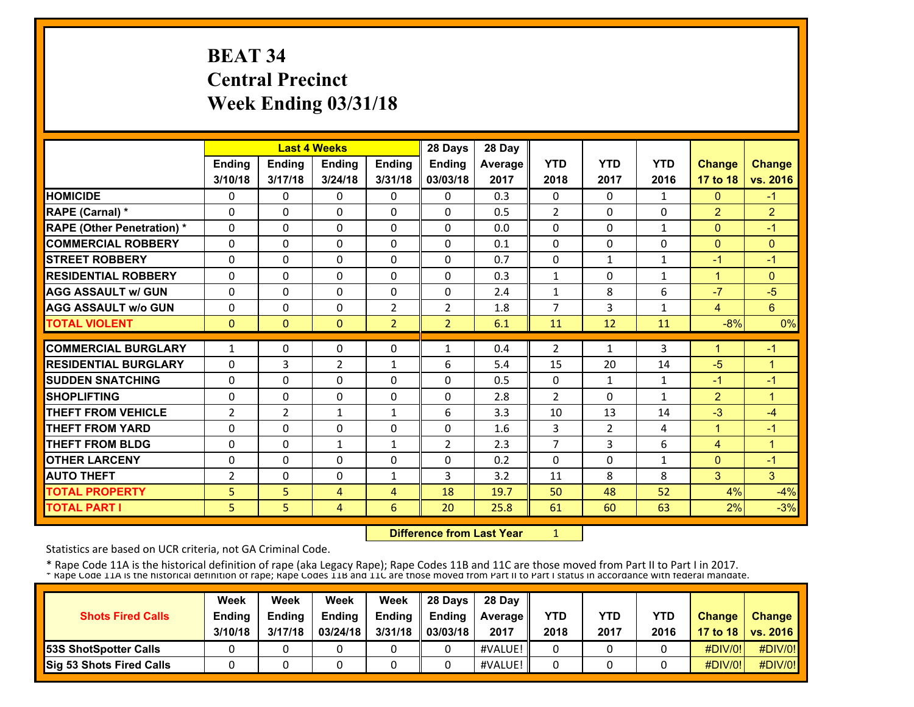# BEAT 34
# Central Precinct
# Week Ending 03/31/18

| | Last 4 Weeks | | | | 28 Days | 28 Day | | | | | |
|---|---|---|---|---|---|---|---|---|---|---|---|
| | Ending 3/10/18 | Ending 3/17/18 | Ending 3/24/18 | Ending 3/31/18 | Ending 03/03/18 | Average 2017 | YTD 2018 | YTD 2017 | YTD 2016 | Change 17 to 18 | Change vs. 2016 |
| HOMICIDE | 0 | 0 | 0 | 0 | 0 | 0.3 | 0 | 0 | 1 | 0 | -1 |
| RAPE (Carnal) * | 0 | 0 | 0 | 0 | 0 | 0.5 | 2 | 0 | 0 | 2 | 2 |
| RAPE (Other Penetration) * | 0 | 0 | 0 | 0 | 0 | 0.0 | 0 | 0 | 1 | 0 | -1 |
| COMMERCIAL ROBBERY | 0 | 0 | 0 | 0 | 0 | 0.1 | 0 | 0 | 0 | 0 | 0 |
| STREET ROBBERY | 0 | 0 | 0 | 0 | 0 | 0.7 | 0 | 1 | 1 | -1 | -1 |
| RESIDENTIAL ROBBERY | 0 | 0 | 0 | 0 | 0 | 0.3 | 1 | 0 | 1 | 1 | 0 |
| AGG ASSAULT w/ GUN | 0 | 0 | 0 | 0 | 0 | 2.4 | 1 | 8 | 6 | -7 | -5 |
| AGG ASSAULT w/o GUN | 0 | 0 | 0 | 2 | 2 | 1.8 | 7 | 3 | 1 | 4 | 6 |
| TOTAL VIOLENT | 0 | 0 | 0 | 2 | 2 | 6.1 | 11 | 12 | 11 | -8% | 0% |
| COMMERCIAL BURGLARY | 1 | 0 | 0 | 0 | 1 | 0.4 | 2 | 1 | 3 | 1 | -1 |
| RESIDENTIAL BURGLARY | 0 | 3 | 2 | 1 | 6 | 5.4 | 15 | 20 | 14 | -5 | 1 |
| SUDDEN SNATCHING | 0 | 0 | 0 | 0 | 0 | 0.5 | 0 | 1 | 1 | -1 | -1 |
| SHOPLIFTING | 0 | 0 | 0 | 0 | 0 | 2.8 | 2 | 0 | 1 | 2 | 1 |
| THEFT FROM VEHICLE | 2 | 2 | 1 | 1 | 6 | 3.3 | 10 | 13 | 14 | -3 | -4 |
| THEFT FROM YARD | 0 | 0 | 0 | 0 | 0 | 1.6 | 3 | 2 | 4 | 1 | -1 |
| THEFT FROM BLDG | 0 | 0 | 1 | 1 | 2 | 2.3 | 7 | 3 | 6 | 4 | 1 |
| OTHER LARCENY | 0 | 0 | 0 | 0 | 0 | 0.2 | 0 | 0 | 1 | 0 | -1 |
| AUTO THEFT | 2 | 0 | 0 | 1 | 3 | 3.2 | 11 | 8 | 8 | 3 | 3 |
| TOTAL PROPERTY | 5 | 5 | 4 | 4 | 18 | 19.7 | 50 | 48 | 52 | 4% | -4% |
| TOTAL PART I | 5 | 5 | 4 | 6 | 20 | 25.8 | 61 | 60 | 63 | 2% | -3% |

**Difference from Last Year** 1

Statistics are based on UCR criteria, not GA Criminal Code.

* Rape Code 11A is the historical definition of rape (aka Legacy Rape); Rape Codes 11B and 11C are those moved from Part II to Part I in 2017.
* Rape Code 11A is the historical definition of rape; Rape Codes 11B and 11C are those moved from Part II to Part I status in accordance with federal mandate.

| Shots Fired Calls | Week Ending 3/10/18 | Week Ending 3/17/18 | Week Ending 03/24/18 | Week Ending 3/31/18 | 28 Days Ending 03/03/18 | 28 Day Average 2017 | YTD 2018 | YTD 2017 | YTD 2016 | Change 17 to 18 | Change vs. 2016 |
|---|---|---|---|---|---|---|---|---|---|---|---|
| 53S ShotSpotter Calls | 0 | 0 | 0 | 0 | 0 | #VALUE! | 0 | 0 | 0 | #DIV/0! | #DIV/0! |
| Sig 53 Shots Fired Calls | 0 | 0 | 0 | 0 | 0 | #VALUE! | 0 | 0 | 0 | #DIV/0! | #DIV/0! |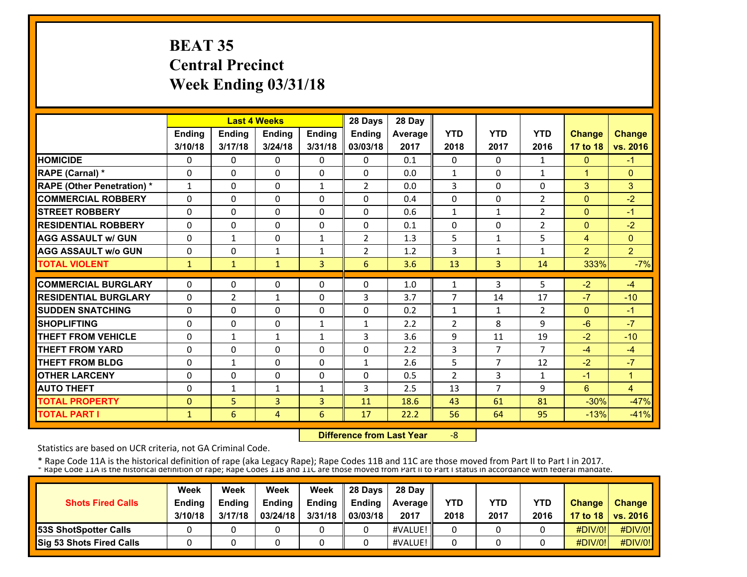# BEAT 35
## Central Precinct
## Week Ending 03/31/18

| | Last 4 Weeks | | | | 28 Days | 28 Day | | | | | |
|---|---|---|---|---|---|---|---|---|---|---|---|
| | Ending 3/10/18 | Ending 3/17/18 | Ending 3/24/18 | Ending 3/31/18 | Ending 03/03/18 | Average 2017 | YTD 2018 | YTD 2017 | YTD 2016 | Change 17 to 18 | Change vs. 2016 |
| HOMICIDE | 0 | 0 | 0 | 0 | 0 | 0.1 | 0 | 0 | 1 | 0 | -1 |
| RAPE (Carnal) * | 0 | 0 | 0 | 0 | 0 | 0.0 | 1 | 0 | 1 | 1 | 0 |
| RAPE (Other Penetration) * | 1 | 0 | 0 | 1 | 2 | 0.0 | 3 | 0 | 0 | 3 | 3 |
| COMMERCIAL ROBBERY | 0 | 0 | 0 | 0 | 0 | 0.4 | 0 | 0 | 2 | 0 | -2 |
| STREET ROBBERY | 0 | 0 | 0 | 0 | 0 | 0.6 | 1 | 1 | 2 | 0 | -1 |
| RESIDENTIAL ROBBERY | 0 | 0 | 0 | 0 | 0 | 0.1 | 0 | 0 | 2 | 0 | -2 |
| AGG ASSAULT w/ GUN | 0 | 1 | 0 | 1 | 2 | 1.3 | 5 | 1 | 5 | 4 | 0 |
| AGG ASSAULT w/o GUN | 0 | 0 | 1 | 1 | 2 | 1.2 | 3 | 1 | 1 | 2 | 2 |
| TOTAL VIOLENT | 1 | 1 | 1 | 3 | 6 | 3.6 | 13 | 3 | 14 | 333% | -7% |
| COMMERCIAL BURGLARY | 0 | 0 | 0 | 0 | 0 | 1.0 | 1 | 3 | 5 | -2 | -4 |
| RESIDENTIAL BURGLARY | 0 | 2 | 1 | 0 | 3 | 3.7 | 7 | 14 | 17 | -7 | -10 |
| SUDDEN SNATCHING | 0 | 0 | 0 | 0 | 0 | 0.2 | 1 | 1 | 2 | 0 | -1 |
| SHOPLIFTING | 0 | 0 | 0 | 1 | 1 | 2.2 | 2 | 8 | 9 | -6 | -7 |
| THEFT FROM VEHICLE | 0 | 1 | 1 | 1 | 3 | 3.6 | 9 | 11 | 19 | -2 | -10 |
| THEFT FROM YARD | 0 | 0 | 0 | 0 | 0 | 2.2 | 3 | 7 | 7 | -4 | -4 |
| THEFT FROM BLDG | 0 | 1 | 0 | 0 | 1 | 2.6 | 5 | 7 | 12 | -2 | -7 |
| OTHER LARCENY | 0 | 0 | 0 | 0 | 0 | 0.5 | 2 | 3 | 1 | -1 | 1 |
| AUTO THEFT | 0 | 1 | 1 | 1 | 3 | 2.5 | 13 | 7 | 9 | 6 | 4 |
| TOTAL PROPERTY | 0 | 5 | 3 | 3 | 11 | 18.6 | 43 | 61 | 81 | -30% | -47% |
| TOTAL PART I | 1 | 6 | 4 | 6 | 17 | 22.2 | 56 | 64 | 95 | -13% | -41% |

**Difference from Last Year** -8

Statistics are based on UCR criteria, not GA Criminal Code.

* Rape Code 11A is the historical definition of rape (aka Legacy Rape); Rape Codes 11B and 11C are those moved from Part II to Part I in 2017.
* Rape Code 11A is the historical definition of rape; Rape Codes 11B and 11C are those moved from Part II to Part I status in accordance with federal mandate.

| Shots Fired Calls | Week Ending 3/10/18 | Week Ending 3/17/18 | Week Ending 03/24/18 | Week Ending 3/31/18 | 28 Days Ending 03/03/18 | 28 Day Average 2017 | YTD 2018 | YTD 2017 | YTD 2016 | Change 17 to 18 | Change vs. 2016 |
|---|---|---|---|---|---|---|---|---|---|---|---|
| 53S ShotSpotter Calls | 0 | 0 | 0 | 0 | 0 | #VALUE! | 0 | 0 | 0 | #DIV/0! | #DIV/0! |
| Sig 53 Shots Fired Calls | 0 | 0 | 0 | 0 | 0 | #VALUE! | 0 | 0 | 0 | #DIV/0! | #DIV/0! |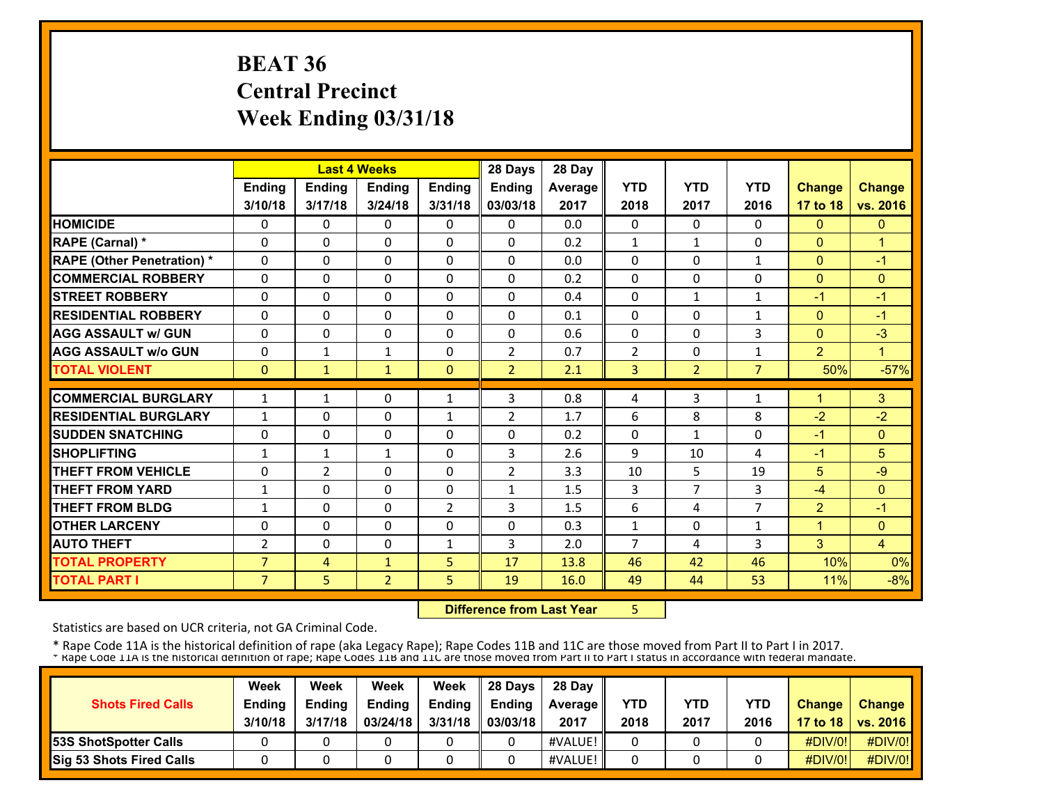# BEAT 36
# Central Precinct
# Week Ending 03/31/18

| | Last 4 Weeks | | | | 28 Days | 28 Day | YTD | YTD | YTD | Change | Change |
|---|---|---|---|---|---|---|---|---|---|---|---|
| | Ending 3/10/18 | Ending 3/17/18 | Ending 3/24/18 | Ending 3/31/18 | Ending 03/03/18 | Average 2017 | 2018 | 2017 | 2016 | 17 to 18 | vs. 2016 |
| HOMICIDE | 0 | 0 | 0 | 0 | 0 | 0.0 | 0 | 0 | 0 | 0 | 0 |
| RAPE (Carnal) * | 0 | 0 | 0 | 0 | 0 | 0.2 | 1 | 1 | 0 | 0 | 1 |
| RAPE (Other Penetration) * | 0 | 0 | 0 | 0 | 0 | 0.0 | 0 | 0 | 1 | 0 | -1 |
| COMMERCIAL ROBBERY | 0 | 0 | 0 | 0 | 0 | 0.2 | 0 | 0 | 0 | 0 | 0 |
| STREET ROBBERY | 0 | 0 | 0 | 0 | 0 | 0.4 | 0 | 1 | 1 | -1 | -1 |
| RESIDENTIAL ROBBERY | 0 | 0 | 0 | 0 | 0 | 0.1 | 0 | 0 | 1 | 0 | -1 |
| AGG ASSAULT w/ GUN | 0 | 0 | 0 | 0 | 0 | 0.6 | 0 | 0 | 3 | 0 | -3 |
| AGG ASSAULT w/o GUN | 0 | 1 | 1 | 0 | 2 | 0.7 | 2 | 0 | 1 | 2 | 1 |
| TOTAL VIOLENT | 0 | 1 | 1 | 0 | 2 | 2.1 | 3 | 2 | 7 | 50% | -57% |
| COMMERCIAL BURGLARY | 1 | 1 | 0 | 1 | 3 | 0.8 | 4 | 3 | 1 | 1 | 3 |
| RESIDENTIAL BURGLARY | 1 | 0 | 0 | 1 | 2 | 1.7 | 6 | 8 | 8 | -2 | -2 |
| SUDDEN SNATCHING | 0 | 0 | 0 | 0 | 0 | 0.2 | 0 | 1 | 0 | -1 | 0 |
| SHOPLIFTING | 1 | 1 | 1 | 0 | 3 | 2.6 | 9 | 10 | 4 | -1 | 5 |
| THEFT FROM VEHICLE | 0 | 2 | 0 | 0 | 2 | 3.3 | 10 | 5 | 19 | 5 | -9 |
| THEFT FROM YARD | 1 | 0 | 0 | 0 | 1 | 1.5 | 3 | 7 | 3 | -4 | 0 |
| THEFT FROM BLDG | 1 | 0 | 0 | 2 | 3 | 1.5 | 6 | 4 | 7 | 2 | -1 |
| OTHER LARCENY | 0 | 0 | 0 | 0 | 0 | 0.3 | 1 | 0 | 1 | 1 | 0 |
| AUTO THEFT | 2 | 0 | 0 | 1 | 3 | 2.0 | 7 | 4 | 3 | 3 | 4 |
| TOTAL PROPERTY | 7 | 4 | 1 | 5 | 17 | 13.8 | 46 | 42 | 46 | 10% | 0% |
| TOTAL PART I | 7 | 5 | 2 | 5 | 19 | 16.0 | 49 | 44 | 53 | 11% | -8% |

**Difference from Last Year** 5

Statistics are based on UCR criteria, not GA Criminal Code.

* Rape Code 11A is the historical definition of rape (aka Legacy Rape); Rape Codes 11B and 11C are those moved from Part II to Part I in 2017.

* Rape Code 11A is the historical definition of rape; Rape Codes 11B and 11C are those moved from Part II to Part I status in accordance with federal mandate.

| Shots Fired Calls | Week Ending 3/10/18 | Week Ending 3/17/18 | Week Ending 03/24/18 | Week Ending 3/31/18 | 28 Days Ending 03/03/18 | 28 Day Average 2017 | YTD 2018 | YTD 2017 | YTD 2016 | Change 17 to 18 | Change vs. 2016 |
|---|---|---|---|---|---|---|---|---|---|---|---|
| 53S ShotSpotter Calls | 0 | 0 | 0 | 0 | 0 | #VALUE! | 0 | 0 | 0 | #DIV/0! | #DIV/0! |
| Sig 53 Shots Fired Calls | 0 | 0 | 0 | 0 | 0 | #VALUE! | 0 | 0 | 0 | #DIV/0! | #DIV/0! |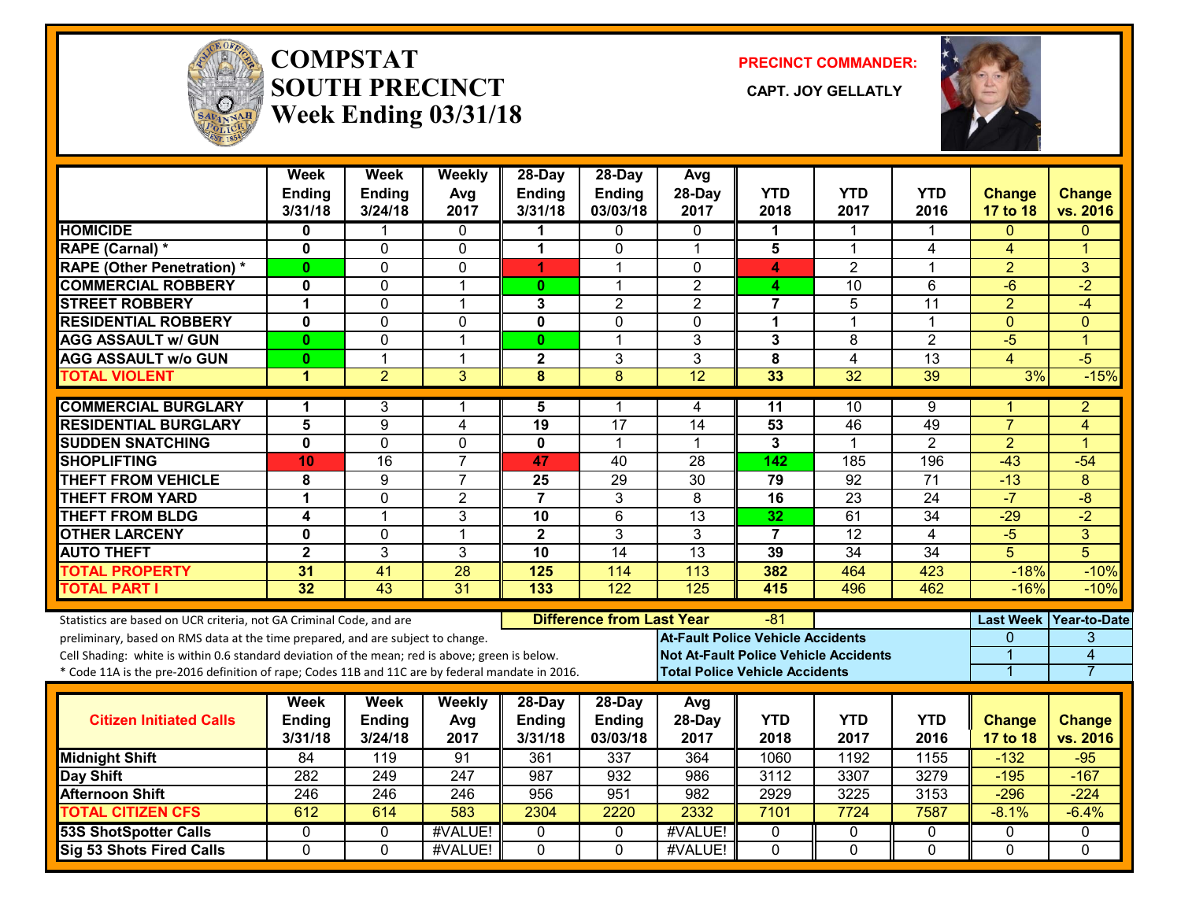# COMPSTAT SOUTH PRECINCT
## Week Ending 03/31/18

**PRECINCT COMMANDER:**

**CAPT. JOY GELLATLY**

| | Week Ending 3/31/18 | Week Ending 3/24/18 | Weekly Avg 2017 | 28-Day Ending 3/31/18 | 28-Day Ending 03/03/18 | Avg 28-Day 2017 | YTD 2018 | YTD 2017 | YTD 2016 | Change 17 to 18 | Change vs. 2016 |
|---|---|---|---|---|---|---|---|---|---|---|---|
| HOMICIDE | 0 | 1 | 0 | 1 | 0 | 0 | 1 | 1 | 1 | 0 | 0 |
| RAPE (Carnal) * | 0 | 0 | 0 | 1 | 0 | 1 | 5 | 1 | 4 | 4 | 1 |
| RAPE (Other Penetration) * | 0 | 0 | 0 | 1 | 1 | 0 | 4 | 2 | 1 | 2 | 3 |
| COMMERCIAL ROBBERY | 0 | 0 | 1 | 0 | 1 | 2 | 4 | 10 | 6 | -6 | -2 |
| STREET ROBBERY | 1 | 0 | 1 | 3 | 2 | 2 | 7 | 5 | 11 | 2 | -4 |
| RESIDENTIAL ROBBERY | 0 | 0 | 0 | 0 | 0 | 0 | 1 | 1 | 1 | 0 | 0 |
| AGG ASSAULT w/ GUN | 0 | 0 | 1 | 0 | 1 | 3 | 3 | 8 | 2 | -5 | 1 |
| AGG ASSAULT w/o GUN | 0 | 1 | 1 | 2 | 3 | 3 | 8 | 4 | 13 | 4 | -5 |
| TOTAL VIOLENT | 1 | 2 | 3 | 8 | 8 | 12 | 33 | 32 | 39 | 3% | -15% |
| COMMERCIAL BURGLARY | 1 | 3 | 1 | 5 | 1 | 4 | 11 | 10 | 9 | 1 | 2 |
| RESIDENTIAL BURGLARY | 5 | 9 | 4 | 19 | 17 | 14 | 53 | 46 | 49 | 7 | 4 |
| SUDDEN SNATCHING | 0 | 0 | 0 | 0 | 1 | 1 | 3 | 1 | 2 | 2 | 1 |
| SHOPLIFTING | 10 | 16 | 7 | 47 | 40 | 28 | 142 | 185 | 196 | -43 | -54 |
| THEFT FROM VEHICLE | 8 | 9 | 7 | 25 | 29 | 30 | 79 | 92 | 71 | -13 | 8 |
| THEFT FROM YARD | 1 | 0 | 2 | 7 | 3 | 8 | 16 | 23 | 24 | -7 | -8 |
| THEFT FROM BLDG | 4 | 1 | 3 | 10 | 6 | 13 | 32 | 61 | 34 | -29 | -2 |
| OTHER LARCENY | 0 | 0 | 1 | 2 | 3 | 3 | 7 | 12 | 4 | -5 | 3 |
| AUTO THEFT | 2 | 3 | 3 | 10 | 14 | 13 | 39 | 34 | 34 | 5 | 5 |
| TOTAL PROPERTY | 31 | 41 | 28 | 125 | 114 | 113 | 382 | 464 | 423 | -18% | -10% |
| TOTAL PART I | 32 | 43 | 31 | 133 | 122 | 125 | 415 | 496 | 462 | -16% | -10% |

Statistics are based on UCR criteria, not GA Criminal Code, and are preliminary, based on RMS data at the time prepared, and are subject to change.
Cell Shading: white is within 0.6 standard deviation of the mean; red is above; green is below.
* Code 11A is the pre-2016 definition of rape; Codes 11B and 11C are by federal mandate in 2016.

**Difference from Last Year:** -81

| | Last Week | Year-to-Date |
|---|---|---|
| At-Fault Police Vehicle Accidents | 0 | 3 |
| Not At-Fault Police Vehicle Accidents | 1 | 4 |
| Total Police Vehicle Accidents | 1 | 7 |

| Citizen Initiated Calls | Week Ending 3/31/18 | Week Ending 3/24/18 | Weekly Avg 2017 | 28-Day Ending 3/31/18 | 28-Day Ending 03/03/18 | Avg 28-Day 2017 | YTD 2018 | YTD 2017 | YTD 2016 | Change 17 to 18 | Change vs. 2016 |
|---|---|---|---|---|---|---|---|---|---|---|---|
| Midnight Shift | 84 | 119 | 91 | 361 | 337 | 364 | 1060 | 1192 | 1155 | -132 | -95 |
| Day Shift | 282 | 249 | 247 | 987 | 932 | 986 | 3112 | 3307 | 3279 | -195 | -167 |
| Afternoon Shift | 246 | 246 | 246 | 956 | 951 | 982 | 2929 | 3225 | 3153 | -296 | -224 |
| TOTAL CITIZEN CFS | 612 | 614 | 583 | 2304 | 2220 | 2332 | 7101 | 7724 | 7587 | -8.1% | -6.4% |
| 53S ShotSpotter Calls | 0 | 0 | #VALUE! | 0 | 0 | #VALUE! | 0 | 0 | 0 | 0 | 0 |
| Sig 53 Shots Fired Calls | 0 | 0 | #VALUE! | 0 | 0 | #VALUE! | 0 | 0 | 0 | 0 | 0 |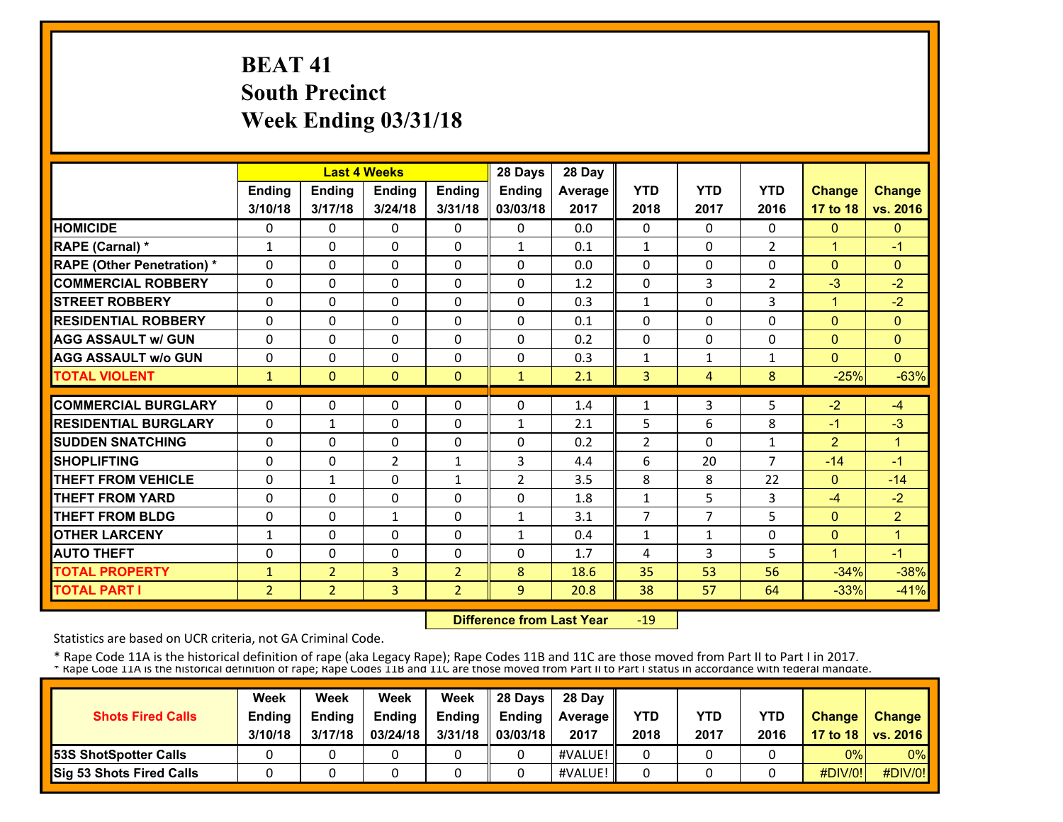# BEAT 41
## South Precinct
## Week Ending 03/31/18

| | Last 4 Weeks | | | | 28 Days | 28 Day | | | | | |
|---|---|---|---|---|---|---|---|---|---|---|---|
| | Ending 3/10/18 | Ending 3/17/18 | Ending 3/24/18 | Ending 3/31/18 | Ending 03/03/18 | Average 2017 | YTD 2018 | YTD 2017 | YTD 2016 | Change 17 to 18 | Change vs. 2016 |
| HOMICIDE | 0 | 0 | 0 | 0 | 0 | 0.0 | 0 | 0 | 0 | 0 | 0 |
| RAPE (Carnal) * | 1 | 0 | 0 | 0 | 1 | 0.1 | 1 | 0 | 2 | 1 | -1 |
| RAPE (Other Penetration) * | 0 | 0 | 0 | 0 | 0 | 0.0 | 0 | 0 | 0 | 0 | 0 |
| COMMERCIAL ROBBERY | 0 | 0 | 0 | 0 | 0 | 1.2 | 0 | 3 | 2 | -3 | -2 |
| STREET ROBBERY | 0 | 0 | 0 | 0 | 0 | 0.3 | 1 | 0 | 3 | 1 | -2 |
| RESIDENTIAL ROBBERY | 0 | 0 | 0 | 0 | 0 | 0.1 | 0 | 0 | 0 | 0 | 0 |
| AGG ASSAULT w/ GUN | 0 | 0 | 0 | 0 | 0 | 0.2 | 0 | 0 | 0 | 0 | 0 |
| AGG ASSAULT w/o GUN | 0 | 0 | 0 | 0 | 0 | 0.3 | 1 | 1 | 1 | 0 | 0 |
| TOTAL VIOLENT | 1 | 0 | 0 | 0 | 1 | 2.1 | 3 | 4 | 8 | -25% | -63% |
| COMMERCIAL BURGLARY | 0 | 0 | 0 | 0 | 0 | 1.4 | 1 | 3 | 5 | -2 | -4 |
| RESIDENTIAL BURGLARY | 0 | 1 | 0 | 0 | 1 | 2.1 | 5 | 6 | 8 | -1 | -3 |
| SUDDEN SNATCHING | 0 | 0 | 0 | 0 | 0 | 0.2 | 2 | 0 | 1 | 2 | 1 |
| SHOPLIFTING | 0 | 0 | 2 | 1 | 3 | 4.4 | 6 | 20 | 7 | -14 | -1 |
| THEFT FROM VEHICLE | 0 | 1 | 0 | 1 | 2 | 3.5 | 8 | 8 | 22 | 0 | -14 |
| THEFT FROM YARD | 0 | 0 | 0 | 0 | 0 | 1.8 | 1 | 5 | 3 | -4 | -2 |
| THEFT FROM BLDG | 0 | 0 | 1 | 0 | 1 | 3.1 | 7 | 7 | 5 | 0 | 2 |
| OTHER LARCENY | 1 | 0 | 0 | 0 | 1 | 0.4 | 1 | 1 | 0 | 0 | 1 |
| AUTO THEFT | 0 | 0 | 0 | 0 | 0 | 1.7 | 4 | 3 | 5 | 1 | -1 |
| TOTAL PROPERTY | 1 | 2 | 3 | 2 | 8 | 18.6 | 35 | 53 | 56 | -34% | -38% |
| TOTAL PART I | 2 | 2 | 3 | 2 | 9 | 20.8 | 38 | 57 | 64 | -33% | -41% |

**Difference from Last Year** -19

Statistics are based on UCR criteria, not GA Criminal Code.

\* Rape Code 11A is the historical definition of rape (aka Legacy Rape); Rape Codes 11B and 11C are those moved from Part II to Part I in 2017.
\* Rape Code 11A is the historical definition of rape; Rape Codes 11B and 11C are those moved from Part II to Part I status in accordance with federal mandate.

| Shots Fired Calls | Week Ending 3/10/18 | Week Ending 3/17/18 | Week Ending 03/24/18 | Week Ending 3/31/18 | 28 Days Ending 03/03/18 | 28 Day Average 2017 | YTD 2018 | YTD 2017 | YTD 2016 | Change 17 to 18 | Change vs. 2016 |
|---|---|---|---|---|---|---|---|---|---|---|---|
| 53S ShotSpotter Calls | 0 | 0 | 0 | 0 | 0 | #VALUE! | 0 | 0 | 0 | 0% | 0% |
| Sig 53 Shots Fired Calls | 0 | 0 | 0 | 0 | 0 | #VALUE! | 0 | 0 | 0 | #DIV/0! | #DIV/0! |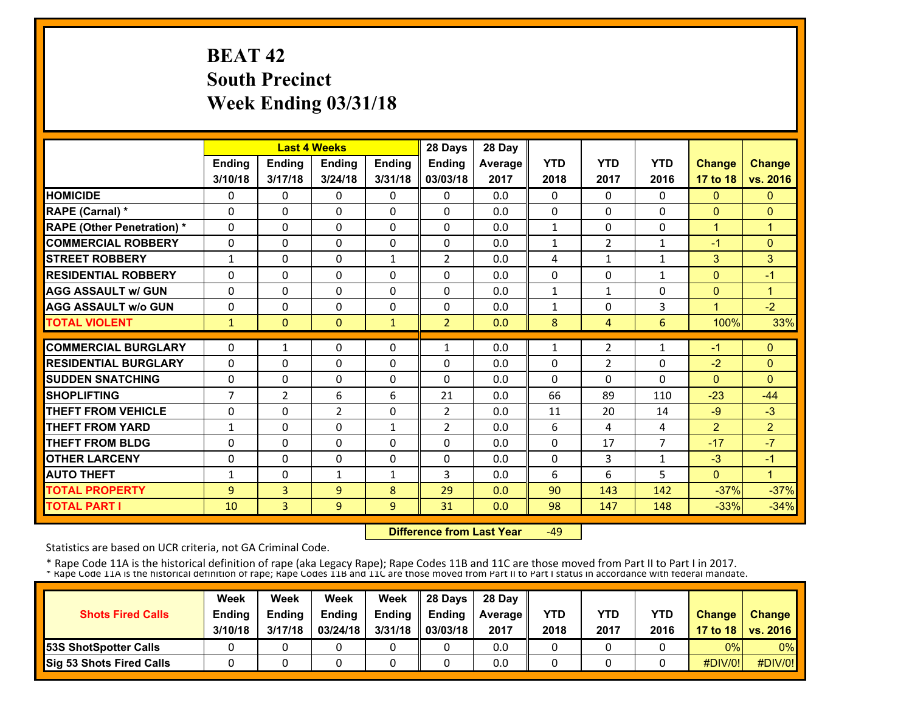# BEAT 42
## South Precinct
## Week Ending 03/31/18

| | Last 4 Weeks | | | | 28 Days | 28 Day | | | | | |
|---|---|---|---|---|---|---|---|---|---|---|---|
| | Ending 3/10/18 | Ending 3/17/18 | Ending 3/24/18 | Ending 3/31/18 | Ending 03/03/18 | Average 2017 | YTD 2018 | YTD 2017 | YTD 2016 | Change 17 to 18 | Change vs. 2016 |
| HOMICIDE | 0 | 0 | 0 | 0 | 0 | 0.0 | 0 | 0 | 0 | 0 | 0 |
| RAPE (Carnal) * | 0 | 0 | 0 | 0 | 0 | 0.0 | 0 | 0 | 0 | 0 | 0 |
| RAPE (Other Penetration) * | 0 | 0 | 0 | 0 | 0 | 0.0 | 1 | 0 | 0 | 1 | 1 |
| COMMERCIAL ROBBERY | 0 | 0 | 0 | 0 | 0 | 0.0 | 1 | 2 | 1 | -1 | 0 |
| STREET ROBBERY | 1 | 0 | 0 | 1 | 2 | 0.0 | 4 | 1 | 1 | 3 | 3 |
| RESIDENTIAL ROBBERY | 0 | 0 | 0 | 0 | 0 | 0.0 | 0 | 0 | 1 | 0 | -1 |
| AGG ASSAULT w/ GUN | 0 | 0 | 0 | 0 | 0 | 0.0 | 1 | 1 | 0 | 0 | 1 |
| AGG ASSAULT w/o GUN | 0 | 0 | 0 | 0 | 0 | 0.0 | 1 | 0 | 3 | 1 | -2 |
| TOTAL VIOLENT | 1 | 0 | 0 | 1 | 2 | 0.0 | 8 | 4 | 6 | 100% | 33% |
| COMMERCIAL BURGLARY | 0 | 1 | 0 | 0 | 1 | 0.0 | 1 | 2 | 1 | -1 | 0 |
| RESIDENTIAL BURGLARY | 0 | 0 | 0 | 0 | 0 | 0.0 | 0 | 2 | 0 | -2 | 0 |
| SUDDEN SNATCHING | 0 | 0 | 0 | 0 | 0 | 0.0 | 0 | 0 | 0 | 0 | 0 |
| SHOPLIFTING | 7 | 2 | 6 | 6 | 21 | 0.0 | 66 | 89 | 110 | -23 | -44 |
| THEFT FROM VEHICLE | 0 | 0 | 2 | 0 | 2 | 0.0 | 11 | 20 | 14 | -9 | -3 |
| THEFT FROM YARD | 1 | 0 | 0 | 1 | 2 | 0.0 | 6 | 4 | 4 | 2 | 2 |
| THEFT FROM BLDG | 0 | 0 | 0 | 0 | 0 | 0.0 | 0 | 17 | 7 | -17 | -7 |
| OTHER LARCENY | 0 | 0 | 0 | 0 | 0 | 0.0 | 0 | 3 | 1 | -3 | -1 |
| AUTO THEFT | 1 | 0 | 1 | 1 | 3 | 0.0 | 6 | 6 | 5 | 0 | 1 |
| TOTAL PROPERTY | 9 | 3 | 9 | 8 | 29 | 0.0 | 90 | 143 | 142 | -37% | -37% |
| TOTAL PART I | 10 | 3 | 9 | 9 | 31 | 0.0 | 98 | 147 | 148 | -33% | -34% |

**Difference from Last Year** -49

Statistics are based on UCR criteria, not GA Criminal Code.

* Rape Code 11A is the historical definition of rape (aka Legacy Rape); Rape Codes 11B and 11C are those moved from Part II to Part I in 2017.

* Rape Code 11A is the historical definition of rape; Rape Codes 11B and 11C are those moved from Part II to Part I status in accordance with federal mandate.

| Shots Fired Calls | Week Ending 3/10/18 | Week Ending 3/17/18 | Week Ending 03/24/18 | Week Ending 3/31/18 | 28 Days Ending 03/03/18 | 28 Day Average 2017 | YTD 2018 | YTD 2017 | YTD 2016 | Change 17 to 18 | Change vs. 2016 |
|---|---|---|---|---|---|---|---|---|---|---|---|
| 53S ShotSpotter Calls | 0 | 0 | 0 | 0 | 0 | 0.0 | 0 | 0 | 0 | 0% | 0% |
| Sig 53 Shots Fired Calls | 0 | 0 | 0 | 0 | 0 | 0.0 | 0 | 0 | 0 | #DIV/0! | #DIV/0! |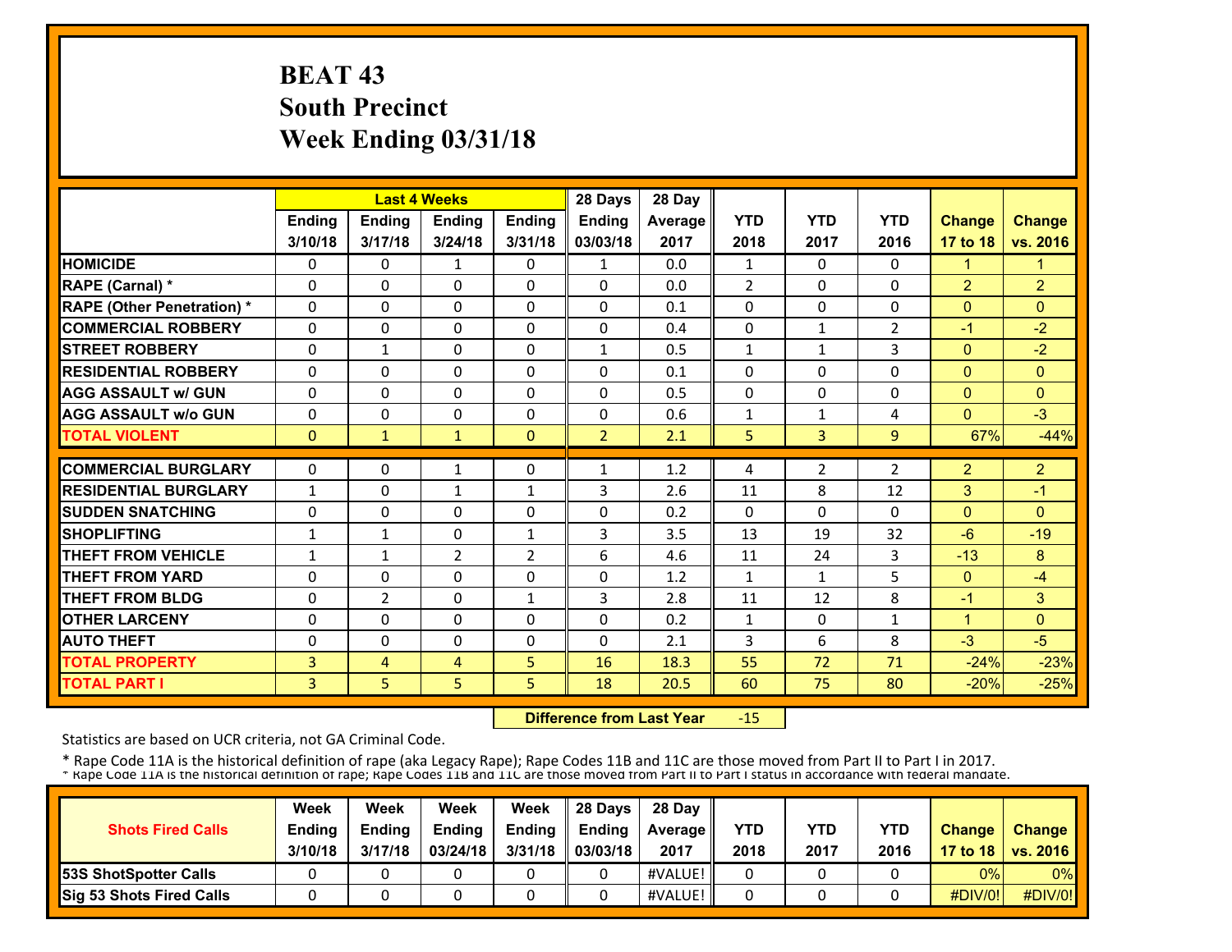# BEAT 43
# South Precinct
# Week Ending 03/31/18

| | Last 4 Weeks | | | | 28 Days | 28 Day | | | | | |
|---|---|---|---|---|---|---|---|---|---|---|---|
| | Ending 3/10/18 | Ending 3/17/18 | Ending 3/24/18 | Ending 3/31/18 | Ending 03/03/18 | Average 2017 | YTD 2018 | YTD 2017 | YTD 2016 | Change 17 to 18 | Change vs. 2016 |
| HOMICIDE | 0 | 0 | 1 | 0 | 1 | 0.0 | 1 | 0 | 0 | 1 | 1 |
| RAPE (Carnal) * | 0 | 0 | 0 | 0 | 0 | 0.0 | 2 | 0 | 0 | 2 | 2 |
| RAPE (Other Penetration) * | 0 | 0 | 0 | 0 | 0 | 0.1 | 0 | 0 | 0 | 0 | 0 |
| COMMERCIAL ROBBERY | 0 | 0 | 0 | 0 | 0 | 0.4 | 0 | 1 | 2 | -1 | -2 |
| STREET ROBBERY | 0 | 1 | 0 | 0 | 1 | 0.5 | 1 | 1 | 3 | 0 | -2 |
| RESIDENTIAL ROBBERY | 0 | 0 | 0 | 0 | 0 | 0.1 | 0 | 0 | 0 | 0 | 0 |
| AGG ASSAULT w/ GUN | 0 | 0 | 0 | 0 | 0 | 0.5 | 0 | 0 | 0 | 0 | 0 |
| AGG ASSAULT w/o GUN | 0 | 0 | 0 | 0 | 0 | 0.6 | 1 | 1 | 4 | 0 | -3 |
| TOTAL VIOLENT | 0 | 1 | 1 | 0 | 2 | 2.1 | 5 | 3 | 9 | 67% | -44% |
| COMMERCIAL BURGLARY | 0 | 0 | 1 | 0 | 1 | 1.2 | 4 | 2 | 2 | 2 | 2 |
| RESIDENTIAL BURGLARY | 1 | 0 | 1 | 1 | 3 | 2.6 | 11 | 8 | 12 | 3 | -1 |
| SUDDEN SNATCHING | 0 | 0 | 0 | 0 | 0 | 0.2 | 0 | 0 | 0 | 0 | 0 |
| SHOPLIFTING | 1 | 1 | 0 | 1 | 3 | 3.5 | 13 | 19 | 32 | -6 | -19 |
| THEFT FROM VEHICLE | 1 | 1 | 2 | 2 | 6 | 4.6 | 11 | 24 | 3 | -13 | 8 |
| THEFT FROM YARD | 0 | 0 | 0 | 0 | 0 | 1.2 | 1 | 1 | 5 | 0 | -4 |
| THEFT FROM BLDG | 0 | 2 | 0 | 1 | 3 | 2.8 | 11 | 12 | 8 | -1 | 3 |
| OTHER LARCENY | 0 | 0 | 0 | 0 | 0 | 0.2 | 1 | 0 | 1 | 1 | 0 |
| AUTO THEFT | 0 | 0 | 0 | 0 | 0 | 2.1 | 3 | 6 | 8 | -3 | -5 |
| TOTAL PROPERTY | 3 | 4 | 4 | 5 | 16 | 18.3 | 55 | 72 | 71 | -24% | -23% |
| TOTAL PART I | 3 | 5 | 5 | 5 | 18 | 20.5 | 60 | 75 | 80 | -20% | -25% |

**Difference from Last Year** -15

Statistics are based on UCR criteria, not GA Criminal Code.

* Rape Code 11A is the historical definition of rape (aka Legacy Rape); Rape Codes 11B and 11C are those moved from Part II to Part I in 2017.
* Rape Code 11A is the historical definition of rape; Rape Codes 11B and 11C are those moved from Part II to Part I status in accordance with federal mandate.

| Shots Fired Calls | Week Ending 3/10/18 | Week Ending 3/17/18 | Week Ending 03/24/18 | Week Ending 3/31/18 | 28 Days Ending 03/03/18 | 28 Day Average 2017 | YTD 2018 | YTD 2017 | YTD 2016 | Change 17 to 18 | Change vs. 2016 |
|---|---|---|---|---|---|---|---|---|---|---|---|
| 53S ShotSpotter Calls | 0 | 0 | 0 | 0 | 0 | #VALUE! | 0 | 0 | 0 | 0% | 0% |
| Sig 53 Shots Fired Calls | 0 | 0 | 0 | 0 | 0 | #VALUE! | 0 | 0 | 0 | #DIV/0! | #DIV/0! |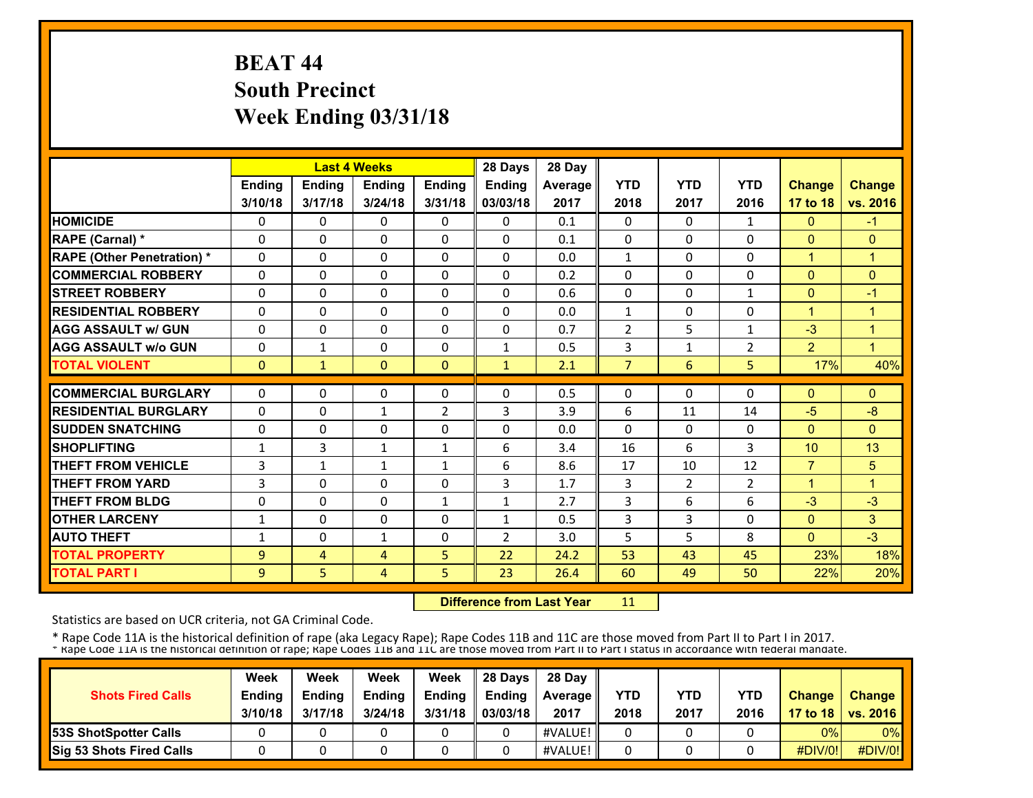# BEAT 44
# South Precinct
# Week Ending 03/31/18

| | Last 4 Weeks | | | | 28 Days | 28 Day | | | | | |
|---|---|---|---|---|---|---|---|---|---|---|---|
| | Ending 3/10/18 | Ending 3/17/18 | Ending 3/24/18 | Ending 3/31/18 | Ending 03/03/18 | Average 2017 | YTD 2018 | YTD 2017 | YTD 2016 | Change 17 to 18 | Change vs. 2016 |
| HOMICIDE | 0 | 0 | 0 | 0 | 0 | 0.1 | 0 | 0 | 1 | 0 | -1 |
| RAPE (Carnal) * | 0 | 0 | 0 | 0 | 0 | 0.1 | 0 | 0 | 0 | 0 | 0 |
| RAPE (Other Penetration) * | 0 | 0 | 0 | 0 | 0 | 0.0 | 1 | 0 | 0 | 1 | 1 |
| COMMERCIAL ROBBERY | 0 | 0 | 0 | 0 | 0 | 0.2 | 0 | 0 | 0 | 0 | 0 |
| STREET ROBBERY | 0 | 0 | 0 | 0 | 0 | 0.6 | 0 | 0 | 1 | 0 | -1 |
| RESIDENTIAL ROBBERY | 0 | 0 | 0 | 0 | 0 | 0.0 | 1 | 0 | 0 | 1 | 1 |
| AGG ASSAULT w/ GUN | 0 | 0 | 0 | 0 | 0 | 0.7 | 2 | 5 | 1 | -3 | 1 |
| AGG ASSAULT w/o GUN | 0 | 1 | 0 | 0 | 1 | 0.5 | 3 | 1 | 2 | 2 | 1 |
| TOTAL VIOLENT | 0 | 1 | 0 | 0 | 1 | 2.1 | 7 | 6 | 5 | 17% | 40% |
| COMMERCIAL BURGLARY | 0 | 0 | 0 | 0 | 0 | 0.5 | 0 | 0 | 0 | 0 | 0 |
| RESIDENTIAL BURGLARY | 0 | 0 | 1 | 2 | 3 | 3.9 | 6 | 11 | 14 | -5 | -8 |
| SUDDEN SNATCHING | 0 | 0 | 0 | 0 | 0 | 0.0 | 0 | 0 | 0 | 0 | 0 |
| SHOPLIFTING | 1 | 3 | 1 | 1 | 6 | 3.4 | 16 | 6 | 3 | 10 | 13 |
| THEFT FROM VEHICLE | 3 | 1 | 1 | 1 | 6 | 8.6 | 17 | 10 | 12 | 7 | 5 |
| THEFT FROM YARD | 3 | 0 | 0 | 0 | 3 | 1.7 | 3 | 2 | 2 | 1 | 1 |
| THEFT FROM BLDG | 0 | 0 | 0 | 1 | 1 | 2.7 | 3 | 6 | 6 | -3 | -3 |
| OTHER LARCENY | 1 | 0 | 0 | 0 | 1 | 0.5 | 3 | 3 | 0 | 0 | 3 |
| AUTO THEFT | 1 | 0 | 1 | 0 | 2 | 3.0 | 5 | 5 | 8 | 0 | -3 |
| TOTAL PROPERTY | 9 | 4 | 4 | 5 | 22 | 24.2 | 53 | 43 | 45 | 23% | 18% |
| TOTAL PART I | 9 | 5 | 4 | 5 | 23 | 26.4 | 60 | 49 | 50 | 22% | 20% |

**Difference from Last Year** 11

Statistics are based on UCR criteria, not GA Criminal Code.

* Rape Code 11A is the historical definition of rape (aka Legacy Rape); Rape Codes 11B and 11C are those moved from Part II to Part I in 2017.
* Rape Code 11A is the historical definition of rape; Rape Codes 11B and 11C are those moved from Part II to Part I status in accordance with federal mandate.

| Shots Fired Calls | Week Ending 3/10/18 | Week Ending 3/17/18 | Week Ending 3/24/18 | Week Ending 3/31/18 | 28 Days Ending 03/03/18 | 28 Day Average 2017 | YTD 2018 | YTD 2017 | YTD 2016 | Change 17 to 18 | Change vs. 2016 |
|---|---|---|---|---|---|---|---|---|---|---|---|
| 53S ShotSpotter Calls | 0 | 0 | 0 | 0 | 0 | #VALUE! | 0 | 0 | 0 | 0% | 0% |
| Sig 53 Shots Fired Calls | 0 | 0 | 0 | 0 | 0 | #VALUE! | 0 | 0 | 0 | #DIV/0! | #DIV/0! |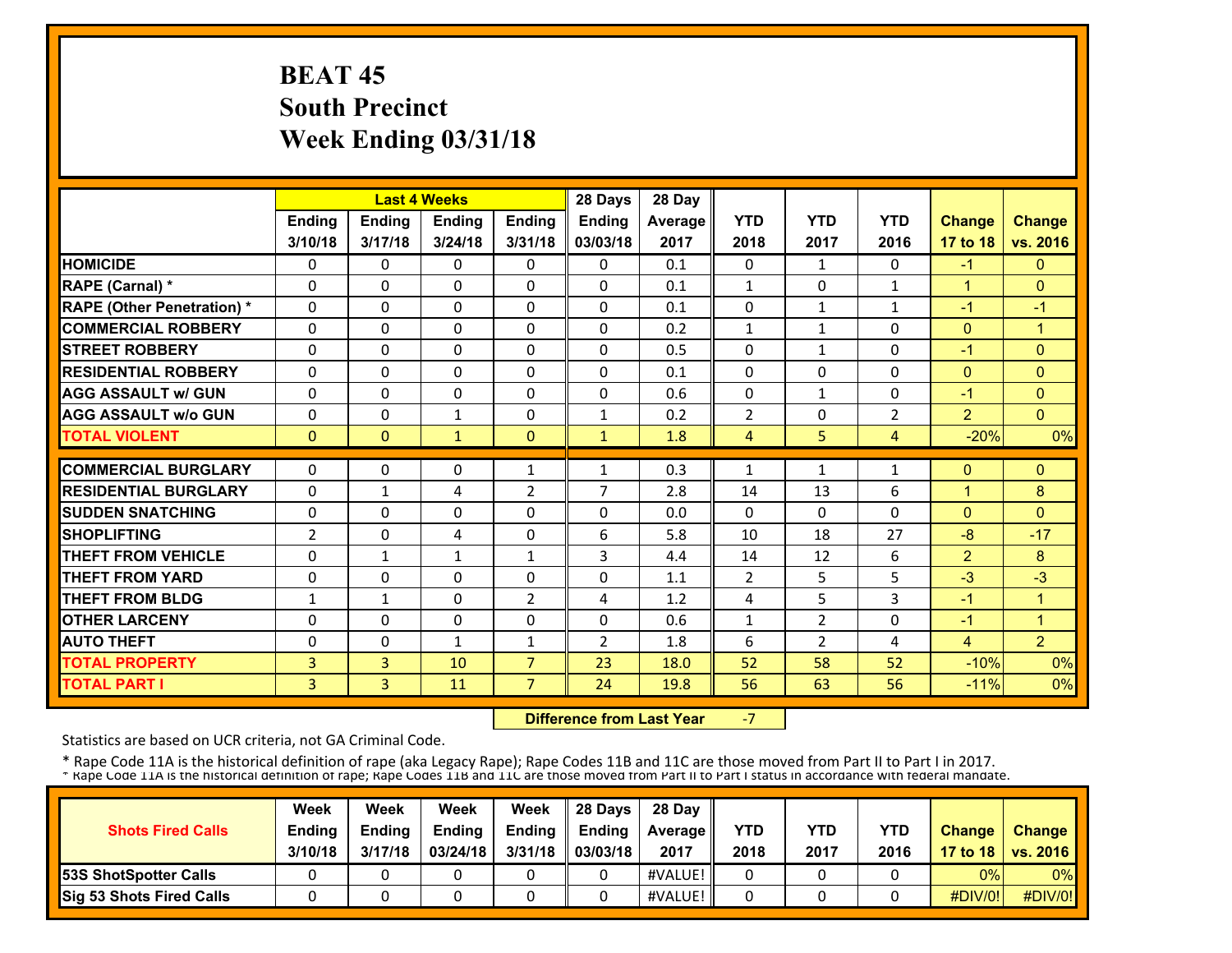# BEAT 45
# South Precinct
# Week Ending 03/31/18

| | Last 4 Weeks | | | | 28 Days | 28 Day | | | | | |
|---|---|---|---|---|---|---|---|---|---|---|---|
| | Ending 3/10/18 | Ending 3/17/18 | Ending 3/24/18 | Ending 3/31/18 | Ending 03/03/18 | Average 2017 | YTD 2018 | YTD 2017 | YTD 2016 | Change 17 to 18 | Change vs. 2016 |
| HOMICIDE | 0 | 0 | 0 | 0 | 0 | 0.1 | 0 | 1 | 0 | -1 | 0 |
| RAPE (Carnal) * | 0 | 0 | 0 | 0 | 0 | 0.1 | 1 | 0 | 1 | 1 | 0 |
| RAPE (Other Penetration) * | 0 | 0 | 0 | 0 | 0 | 0.1 | 0 | 1 | 1 | -1 | -1 |
| COMMERCIAL ROBBERY | 0 | 0 | 0 | 0 | 0 | 0.2 | 1 | 1 | 0 | 0 | 1 |
| STREET ROBBERY | 0 | 0 | 0 | 0 | 0 | 0.5 | 0 | 1 | 0 | -1 | 0 |
| RESIDENTIAL ROBBERY | 0 | 0 | 0 | 0 | 0 | 0.1 | 0 | 0 | 0 | 0 | 0 |
| AGG ASSAULT w/ GUN | 0 | 0 | 0 | 0 | 0 | 0.6 | 0 | 1 | 0 | -1 | 0 |
| AGG ASSAULT w/o GUN | 0 | 0 | 1 | 0 | 1 | 0.2 | 2 | 0 | 2 | 2 | 0 |
| TOTAL VIOLENT | 0 | 0 | 1 | 0 | 1 | 1.8 | 4 | 5 | 4 | -20% | 0% |
| COMMERCIAL BURGLARY | 0 | 0 | 0 | 1 | 1 | 0.3 | 1 | 1 | 1 | 0 | 0 |
| RESIDENTIAL BURGLARY | 0 | 1 | 4 | 2 | 7 | 2.8 | 14 | 13 | 6 | 1 | 8 |
| SUDDEN SNATCHING | 0 | 0 | 0 | 0 | 0 | 0.0 | 0 | 0 | 0 | 0 | 0 |
| SHOPLIFTING | 2 | 0 | 4 | 0 | 6 | 5.8 | 10 | 18 | 27 | -8 | -17 |
| THEFT FROM VEHICLE | 0 | 1 | 1 | 1 | 3 | 4.4 | 14 | 12 | 6 | 2 | 8 |
| THEFT FROM YARD | 0 | 0 | 0 | 0 | 0 | 1.1 | 2 | 5 | 5 | -3 | -3 |
| THEFT FROM BLDG | 1 | 1 | 0 | 2 | 4 | 1.2 | 4 | 5 | 3 | -1 | 1 |
| OTHER LARCENY | 0 | 0 | 0 | 0 | 0 | 0.6 | 1 | 2 | 0 | -1 | 1 |
| AUTO THEFT | 0 | 0 | 1 | 1 | 2 | 1.8 | 6 | 2 | 4 | 4 | 2 |
| TOTAL PROPERTY | 3 | 3 | 10 | 7 | 23 | 18.0 | 52 | 58 | 52 | -10% | 0% |
| TOTAL PART I | 3 | 3 | 11 | 7 | 24 | 19.8 | 56 | 63 | 56 | -11% | 0% |

**Difference from Last Year** -7

Statistics are based on UCR criteria, not GA Criminal Code.

* Rape Code 11A is the historical definition of rape (aka Legacy Rape); Rape Codes 11B and 11C are those moved from Part II to Part I in 2017.
* Rape Code 11A is the historical definition of rape; Rape Codes 11B and 11C are those moved from Part II to Part I status in accordance with federal mandate.

| Shots Fired Calls | Week Ending 3/10/18 | Week Ending 3/17/18 | Week Ending 03/24/18 | Week Ending 3/31/18 | 28 Days Ending 03/03/18 | 28 Day Average 2017 | YTD 2018 | YTD 2017 | YTD 2016 | Change 17 to 18 | Change vs. 2016 |
|---|---|---|---|---|---|---|---|---|---|---|---|
| 53S ShotSpotter Calls | 0 | 0 | 0 | 0 | 0 | #VALUE! | 0 | 0 | 0 | 0% | 0% |
| Sig 53 Shots Fired Calls | 0 | 0 | 0 | 0 | 0 | #VALUE! | 0 | 0 | 0 | #DIV/0! | #DIV/0! |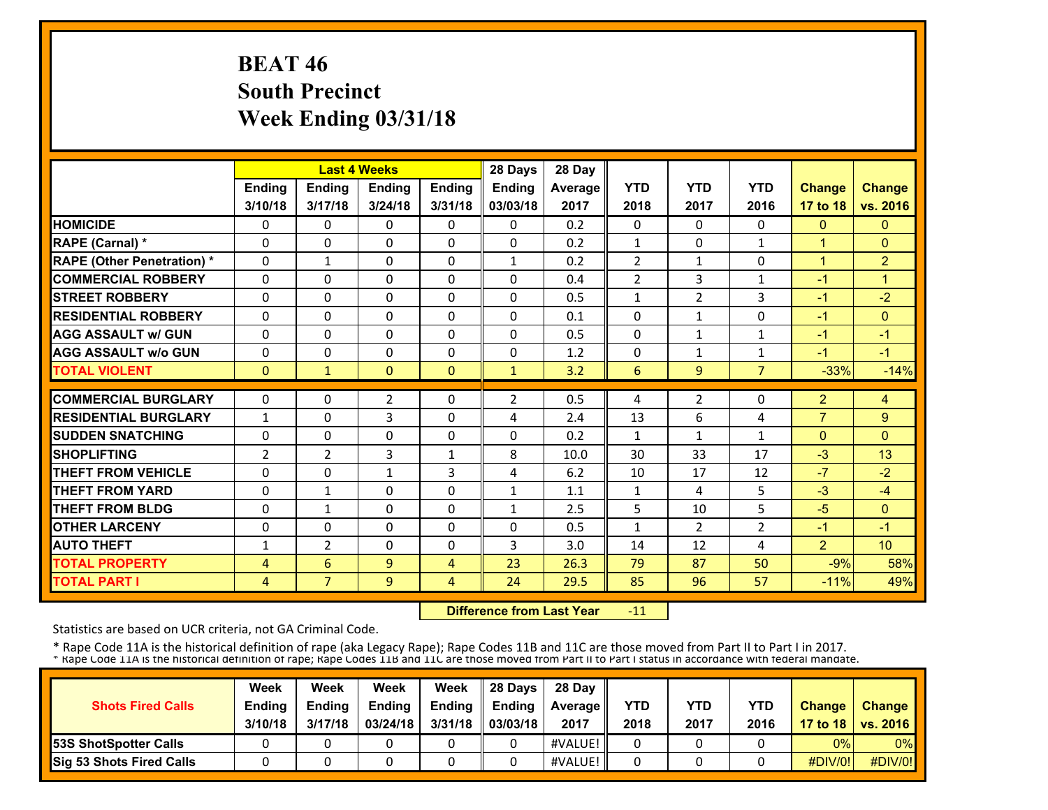# BEAT 46
## South Precinct
## Week Ending 03/31/18

| | Last 4 Weeks | | | | 28 Days | 28 Day | | | | | |
|---|---|---|---|---|---|---|---|---|---|---|---|
| | Ending 3/10/18 | Ending 3/17/18 | Ending 3/24/18 | Ending 3/31/18 | Ending 03/03/18 | Average 2017 | YTD 2018 | YTD 2017 | YTD 2016 | Change 17 to 18 | Change vs. 2016 |
| HOMICIDE | 0 | 0 | 0 | 0 | 0 | 0.2 | 0 | 0 | 0 | 0 | 0 |
| RAPE (Carnal) * | 0 | 0 | 0 | 0 | 0 | 0.2 | 1 | 0 | 1 | 1 | 0 |
| RAPE (Other Penetration) * | 0 | 1 | 0 | 0 | 1 | 0.2 | 2 | 1 | 0 | 1 | 2 |
| COMMERCIAL ROBBERY | 0 | 0 | 0 | 0 | 0 | 0.4 | 2 | 3 | 1 | -1 | 1 |
| STREET ROBBERY | 0 | 0 | 0 | 0 | 0 | 0.5 | 1 | 2 | 3 | -1 | -2 |
| RESIDENTIAL ROBBERY | 0 | 0 | 0 | 0 | 0 | 0.1 | 0 | 1 | 0 | -1 | 0 |
| AGG ASSAULT w/ GUN | 0 | 0 | 0 | 0 | 0 | 0.5 | 0 | 1 | 1 | -1 | -1 |
| AGG ASSAULT w/o GUN | 0 | 0 | 0 | 0 | 0 | 1.2 | 0 | 1 | 1 | -1 | -1 |
| TOTAL VIOLENT | 0 | 1 | 0 | 0 | 1 | 3.2 | 6 | 9 | 7 | -33% | -14% |
| COMMERCIAL BURGLARY | 0 | 0 | 2 | 0 | 2 | 0.5 | 4 | 2 | 0 | 2 | 4 |
| RESIDENTIAL BURGLARY | 1 | 0 | 3 | 0 | 4 | 2.4 | 13 | 6 | 4 | 7 | 9 |
| SUDDEN SNATCHING | 0 | 0 | 0 | 0 | 0 | 0.2 | 1 | 1 | 1 | 0 | 0 |
| SHOPLIFTING | 2 | 2 | 3 | 1 | 8 | 10.0 | 30 | 33 | 17 | -3 | 13 |
| THEFT FROM VEHICLE | 0 | 0 | 1 | 3 | 4 | 6.2 | 10 | 17 | 12 | -7 | -2 |
| THEFT FROM YARD | 0 | 1 | 0 | 0 | 1 | 1.1 | 1 | 4 | 5 | -3 | -4 |
| THEFT FROM BLDG | 0 | 1 | 0 | 0 | 1 | 2.5 | 5 | 10 | 5 | -5 | 0 |
| OTHER LARCENY | 0 | 0 | 0 | 0 | 0 | 0.5 | 1 | 2 | 2 | -1 | -1 |
| AUTO THEFT | 1 | 2 | 0 | 0 | 3 | 3.0 | 14 | 12 | 4 | 2 | 10 |
| TOTAL PROPERTY | 4 | 6 | 9 | 4 | 23 | 26.3 | 79 | 87 | 50 | -9% | 58% |
| TOTAL PART I | 4 | 7 | 9 | 4 | 24 | 29.5 | 85 | 96 | 57 | -11% | 49% |

**Difference from Last Year** -11

Statistics are based on UCR criteria, not GA Criminal Code.

* Rape Code 11A is the historical definition of rape (aka Legacy Rape); Rape Codes 11B and 11C are those moved from Part II to Part I in 2017.
* Rape Code 11A is the historical definition of rape; Rape Codes 11B and 11C are those moved from Part II to Part I status in accordance with federal mandate.

| Shots Fired Calls | Week Ending 3/10/18 | Week Ending 3/17/18 | Week Ending 03/24/18 | Week Ending 3/31/18 | 28 Days Ending 03/03/18 | 28 Day Average 2017 | YTD 2018 | YTD 2017 | YTD 2016 | Change 17 to 18 | Change vs. 2016 |
|---|---|---|---|---|---|---|---|---|---|---|---|
| 53S ShotSpotter Calls | 0 | 0 | 0 | 0 | 0 | #VALUE! | 0 | 0 | 0 | 0% | 0% |
| Sig 53 Shots Fired Calls | 0 | 0 | 0 | 0 | 0 | #VALUE! | 0 | 0 | 0 | #DIV/0! | #DIV/0! |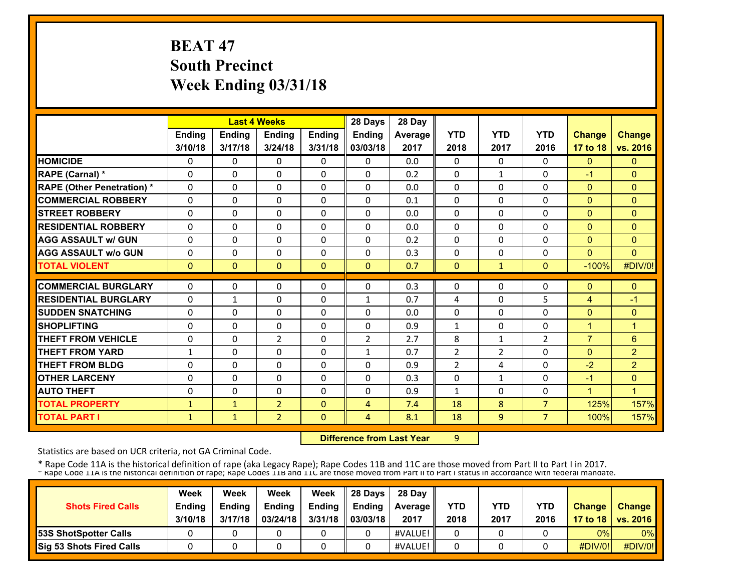# BEAT 47
## South Precinct
## Week Ending 03/31/18

| | Last 4 Weeks | | | | 28 Days | 28 Day | | | | | |
|---|---|---|---|---|---|---|---|---|---|---|---|
| | Ending 3/10/18 | Ending 3/17/18 | Ending 3/24/18 | Ending 3/31/18 | Ending 03/03/18 | Average 2017 | YTD 2018 | YTD 2017 | YTD 2016 | Change 17 to 18 | Change vs. 2016 |
| HOMICIDE | 0 | 0 | 0 | 0 | 0 | 0.0 | 0 | 0 | 0 | 0 | 0 |
| RAPE (Carnal) * | 0 | 0 | 0 | 0 | 0 | 0.2 | 0 | 1 | 0 | -1 | 0 |
| RAPE (Other Penetration) * | 0 | 0 | 0 | 0 | 0 | 0.0 | 0 | 0 | 0 | 0 | 0 |
| COMMERCIAL ROBBERY | 0 | 0 | 0 | 0 | 0 | 0.1 | 0 | 0 | 0 | 0 | 0 |
| STREET ROBBERY | 0 | 0 | 0 | 0 | 0 | 0.0 | 0 | 0 | 0 | 0 | 0 |
| RESIDENTIAL ROBBERY | 0 | 0 | 0 | 0 | 0 | 0.0 | 0 | 0 | 0 | 0 | 0 |
| AGG ASSAULT w/ GUN | 0 | 0 | 0 | 0 | 0 | 0.2 | 0 | 0 | 0 | 0 | 0 |
| AGG ASSAULT w/o GUN | 0 | 0 | 0 | 0 | 0 | 0.3 | 0 | 0 | 0 | 0 | 0 |
| TOTAL VIOLENT | 0 | 0 | 0 | 0 | 0 | 0.7 | 0 | 1 | 0 | -100% | #DIV/0! |
| COMMERCIAL BURGLARY | 0 | 0 | 0 | 0 | 0 | 0.3 | 0 | 0 | 0 | 0 | 0 |
| RESIDENTIAL BURGLARY | 0 | 1 | 0 | 0 | 1 | 0.7 | 4 | 0 | 5 | 4 | -1 |
| SUDDEN SNATCHING | 0 | 0 | 0 | 0 | 0 | 0.0 | 0 | 0 | 0 | 0 | 0 |
| SHOPLIFTING | 0 | 0 | 0 | 0 | 0 | 0.9 | 1 | 0 | 0 | 1 | 1 |
| THEFT FROM VEHICLE | 0 | 0 | 2 | 0 | 2 | 2.7 | 8 | 1 | 2 | 7 | 6 |
| THEFT FROM YARD | 1 | 0 | 0 | 0 | 1 | 0.7 | 2 | 2 | 0 | 0 | 2 |
| THEFT FROM BLDG | 0 | 0 | 0 | 0 | 0 | 0.9 | 2 | 4 | 0 | -2 | 2 |
| OTHER LARCENY | 0 | 0 | 0 | 0 | 0 | 0.3 | 0 | 1 | 0 | -1 | 0 |
| AUTO THEFT | 0 | 0 | 0 | 0 | 0 | 0.9 | 1 | 0 | 0 | 1 | 1 |
| TOTAL PROPERTY | 1 | 1 | 2 | 0 | 4 | 7.4 | 18 | 8 | 7 | 125% | 157% |
| TOTAL PART I | 1 | 1 | 2 | 0 | 4 | 8.1 | 18 | 9 | 7 | 100% | 157% |

**Difference from Last Year** 9

Statistics are based on UCR criteria, not GA Criminal Code.

* Rape Code 11A is the historical definition of rape (aka Legacy Rape); Rape Codes 11B and 11C are those moved from Part II to Part I in 2017.

| Shots Fired Calls | Week Ending 3/10/18 | Week Ending 3/17/18 | Week Ending 03/24/18 | Week Ending 3/31/18 | 28 Days Ending 03/03/18 | 28 Day Average 2017 | YTD 2018 | YTD 2017 | YTD 2016 | Change 17 to 18 | Change vs. 2016 |
|---|---|---|---|---|---|---|---|---|---|---|---|
| 53S ShotSpotter Calls | 0 | 0 | 0 | 0 | 0 | #VALUE! | 0 | 0 | 0 | 0% | 0% |
| Sig 53 Shots Fired Calls | 0 | 0 | 0 | 0 | 0 | #VALUE! | 0 | 0 | 0 | #DIV/0! | #DIV/0! |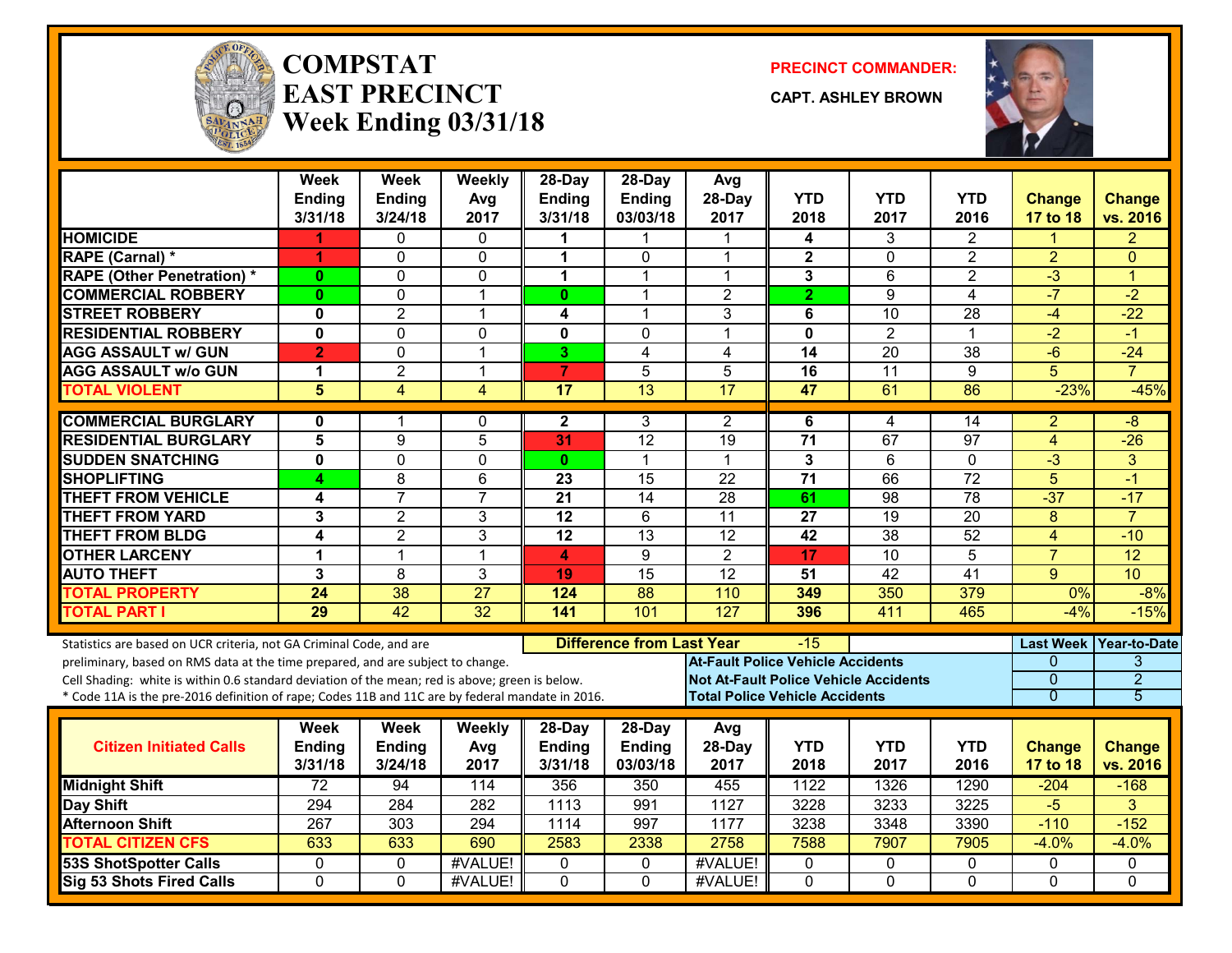# COMPSTAT EAST PRECINCT
## Week Ending 03/31/18

**PRECINCT COMMANDER:** CAPT. ASHLEY BROWN

| | Week Ending 3/31/18 | Week Ending 3/24/18 | Weekly Avg 2017 | 28-Day Ending 3/31/18 | 28-Day Ending 03/03/18 | Avg 28-Day 2017 | YTD 2018 | YTD 2017 | YTD 2016 | Change 17 to 18 | Change vs. 2016 |
|---|---|---|---|---|---|---|---|---|---|---|---|
| HOMICIDE | 1 | 0 | 0 | 1 | 1 | 1 | 4 | 3 | 2 | 1 | 2 |
| RAPE (Carnal) * | 1 | 0 | 0 | 1 | 0 | 1 | 2 | 0 | 2 | 2 | 0 |
| RAPE (Other Penetration) * | 0 | 0 | 0 | 1 | 1 | 1 | 3 | 6 | 2 | -3 | 1 |
| COMMERCIAL ROBBERY | 0 | 0 | 1 | 0 | 1 | 2 | 2 | 9 | 4 | -7 | -2 |
| STREET ROBBERY | 0 | 2 | 1 | 4 | 1 | 3 | 6 | 10 | 28 | -4 | -22 |
| RESIDENTIAL ROBBERY | 0 | 0 | 0 | 0 | 0 | 1 | 0 | 2 | 1 | -2 | -1 |
| AGG ASSAULT w/ GUN | 2 | 0 | 1 | 3 | 4 | 4 | 14 | 20 | 38 | -6 | -24 |
| AGG ASSAULT w/o GUN | 1 | 2 | 1 | 7 | 5 | 5 | 16 | 11 | 9 | 5 | 7 |
| TOTAL VIOLENT | 5 | 4 | 4 | 17 | 13 | 17 | 47 | 61 | 86 | -23% | -45% |
| COMMERCIAL BURGLARY | 0 | 1 | 0 | 2 | 3 | 2 | 6 | 4 | 14 | 2 | -8 |
| RESIDENTIAL BURGLARY | 5 | 9 | 5 | 31 | 12 | 19 | 71 | 67 | 97 | 4 | -26 |
| SUDDEN SNATCHING | 0 | 0 | 0 | 0 | 1 | 1 | 3 | 6 | 0 | -3 | 3 |
| SHOPLIFTING | 4 | 8 | 6 | 23 | 15 | 22 | 71 | 66 | 72 | 5 | -1 |
| THEFT FROM VEHICLE | 4 | 7 | 7 | 21 | 14 | 28 | 61 | 98 | 78 | -37 | -17 |
| THEFT FROM YARD | 3 | 2 | 3 | 12 | 6 | 11 | 27 | 19 | 20 | 8 | 7 |
| THEFT FROM BLDG | 4 | 2 | 3 | 12 | 13 | 12 | 42 | 38 | 52 | 4 | -10 |
| OTHER LARCENY | 1 | 1 | 1 | 4 | 9 | 2 | 17 | 10 | 5 | 7 | 12 |
| AUTO THEFT | 3 | 8 | 3 | 19 | 15 | 12 | 51 | 42 | 41 | 9 | 10 |
| TOTAL PROPERTY | 24 | 38 | 27 | 124 | 88 | 110 | 349 | 350 | 379 | 0% | -8% |
| TOTAL PART I | 29 | 42 | 32 | 141 | 101 | 127 | 396 | 411 | 465 | -4% | -15% |

Statistics are based on UCR criteria, not GA Criminal Code, and are preliminary, based on RMS data at the time prepared, and are subject to change.
Cell Shading: white is within 0.6 standard deviation of the mean; red is above; green is below.
* Code 11A is the pre-2016 definition of rape; Codes 11B and 11C are by federal mandate in 2016.

**Difference from Last Year:** -15

| | Last Week | Year-to-Date |
|---|---|---|
| At-Fault Police Vehicle Accidents | 0 | 3 |
| Not At-Fault Police Vehicle Accidents | 0 | 2 |
| Total Police Vehicle Accidents | 0 | 5 |

| Citizen Initiated Calls | Week Ending 3/31/18 | Week Ending 3/24/18 | Weekly Avg 2017 | 28-Day Ending 3/31/18 | 28-Day Ending 03/03/18 | Avg 28-Day 2017 | YTD 2018 | YTD 2017 | YTD 2016 | Change 17 to 18 | Change vs. 2016 |
|---|---|---|---|---|---|---|---|---|---|---|---|
| Midnight Shift | 72 | 94 | 114 | 356 | 350 | 455 | 1122 | 1326 | 1290 | -204 | -168 |
| Day Shift | 294 | 284 | 282 | 1113 | 991 | 1127 | 3228 | 3233 | 3225 | -5 | 3 |
| Afternoon Shift | 267 | 303 | 294 | 1114 | 997 | 1177 | 3238 | 3348 | 3390 | -110 | -152 |
| TOTAL CITIZEN CFS | 633 | 633 | 690 | 2583 | 2338 | 2758 | 7588 | 7907 | 7905 | -4.0% | -4.0% |
| 53S ShotSpotter Calls | 0 | 0 | #VALUE! | 0 | 0 | #VALUE! | 0 | 0 | 0 | 0 | 0 |
| Sig 53 Shots Fired Calls | 0 | 0 | #VALUE! | 0 | 0 | #VALUE! | 0 | 0 | 0 | 0 | 0 |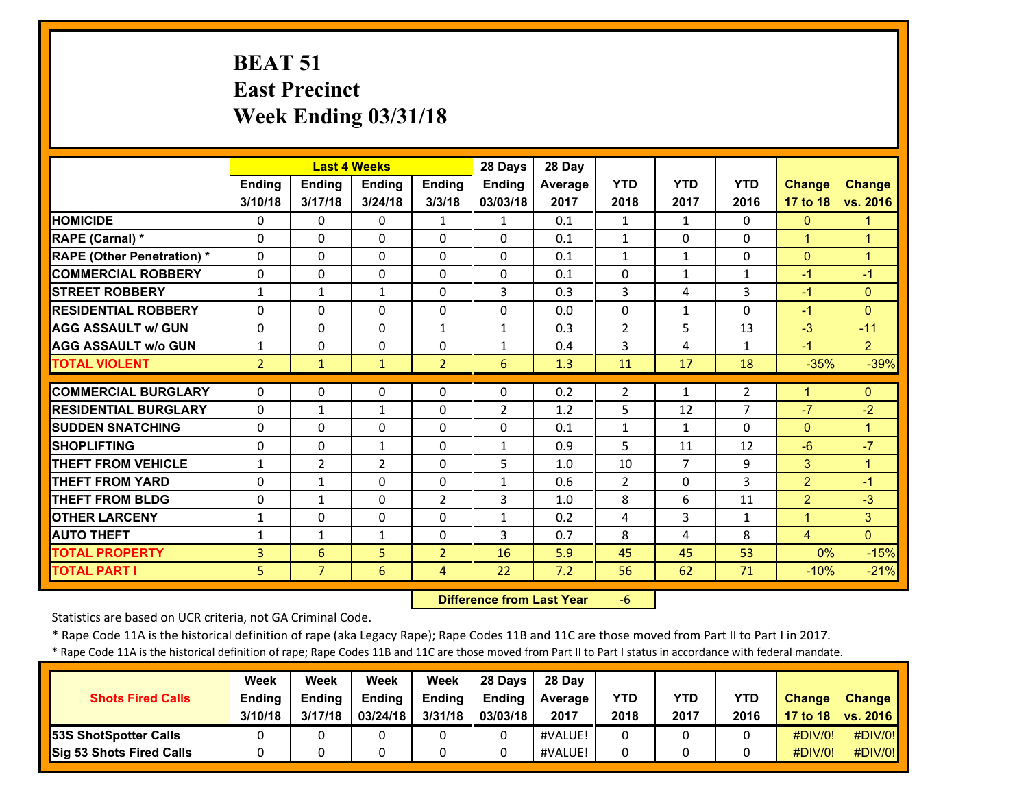# BEAT 51
## East Precinct
## Week Ending 03/31/18

| | Last 4 Weeks | | | | 28 Days | 28 Day | | | | | |
|---|---|---|---|---|---|---|---|---|---|---|---|
| | Ending 3/10/18 | Ending 3/17/18 | Ending 3/24/18 | Ending 3/3/18 | Ending 03/03/18 | Average 2017 | YTD 2018 | YTD 2017 | YTD 2016 | Change 17 to 18 | Change vs. 2016 |
| **HOMICIDE** | 0 | 0 | 0 | 1 | 1 | 0.1 | 1 | 1 | 0 | 0 | 1 |
| **RAPE (Carnal) *** | 0 | 0 | 0 | 0 | 0 | 0.1 | 1 | 0 | 0 | 1 | 1 |
| **RAPE (Other Penetration) *** | 0 | 0 | 0 | 0 | 0 | 0.1 | 1 | 1 | 0 | 0 | 1 |
| **COMMERCIAL ROBBERY** | 0 | 0 | 0 | 0 | 0 | 0.1 | 0 | 1 | 1 | -1 | -1 |
| **STREET ROBBERY** | 1 | 1 | 1 | 0 | 3 | 0.3 | 3 | 4 | 3 | -1 | 0 |
| **RESIDENTIAL ROBBERY** | 0 | 0 | 0 | 0 | 0 | 0.0 | 0 | 1 | 0 | -1 | 0 |
| **AGG ASSAULT w/ GUN** | 0 | 0 | 0 | 1 | 1 | 0.3 | 2 | 5 | 13 | -3 | -11 |
| **AGG ASSAULT w/o GUN** | 1 | 0 | 0 | 0 | 1 | 0.4 | 3 | 4 | 1 | -1 | 2 |
| **TOTAL VIOLENT** | 2 | 1 | 1 | 2 | 6 | 1.3 | 11 | 17 | 18 | -35% | -39% |
| **COMMERCIAL BURGLARY** | 0 | 0 | 0 | 0 | 0 | 0.2 | 2 | 1 | 2 | 1 | 0 |
| **RESIDENTIAL BURGLARY** | 0 | 1 | 1 | 0 | 2 | 1.2 | 5 | 12 | 7 | -7 | -2 |
| **SUDDEN SNATCHING** | 0 | 0 | 0 | 0 | 0 | 0.1 | 1 | 1 | 0 | 0 | 1 |
| **SHOPLIFTING** | 0 | 0 | 1 | 0 | 1 | 0.9 | 5 | 11 | 12 | -6 | -7 |
| **THEFT FROM VEHICLE** | 1 | 2 | 2 | 0 | 5 | 1.0 | 10 | 7 | 9 | 3 | 1 |
| **THEFT FROM YARD** | 0 | 1 | 0 | 0 | 1 | 0.6 | 2 | 0 | 3 | 2 | -1 |
| **THEFT FROM BLDG** | 0 | 1 | 0 | 2 | 3 | 1.0 | 8 | 6 | 11 | 2 | -3 |
| **OTHER LARCENY** | 1 | 0 | 0 | 0 | 1 | 0.2 | 4 | 3 | 1 | 1 | 3 |
| **AUTO THEFT** | 1 | 1 | 1 | 0 | 3 | 0.7 | 8 | 4 | 8 | 4 | 0 |
| **TOTAL PROPERTY** | 3 | 6 | 5 | 2 | 16 | 5.9 | 45 | 45 | 53 | 0% | -15% |
| **TOTAL PART I** | 5 | 7 | 6 | 4 | 22 | 7.2 | 56 | 62 | 71 | -10% | -21% |

**Difference from Last Year** -6

Statistics are based on UCR criteria, not GA Criminal Code.

* Rape Code 11A is the historical definition of rape (aka Legacy Rape); Rape Codes 11B and 11C are those moved from Part II to Part I in 2017.

* Rape Code 11A is the historical definition of rape; Rape Codes 11B and 11C are those moved from Part II to Part I status in accordance with federal mandate.

| Shots Fired Calls | Week Ending 3/10/18 | Week Ending 3/17/18 | Week Ending 03/24/18 | Week Ending 3/31/18 | 28 Days Ending 03/03/18 | 28 Day Average 2017 | YTD 2018 | YTD 2017 | YTD 2016 | Change 17 to 18 | Change vs. 2016 |
|---|---|---|---|---|---|---|---|---|---|---|---|
| **53S ShotSpotter Calls** | 0 | 0 | 0 | 0 | 0 | #VALUE! | 0 | 0 | 0 | #DIV/0! | #DIV/0! |
| **Sig 53 Shots Fired Calls** | 0 | 0 | 0 | 0 | 0 | #VALUE! | 0 | 0 | 0 | #DIV/0! | #DIV/0! |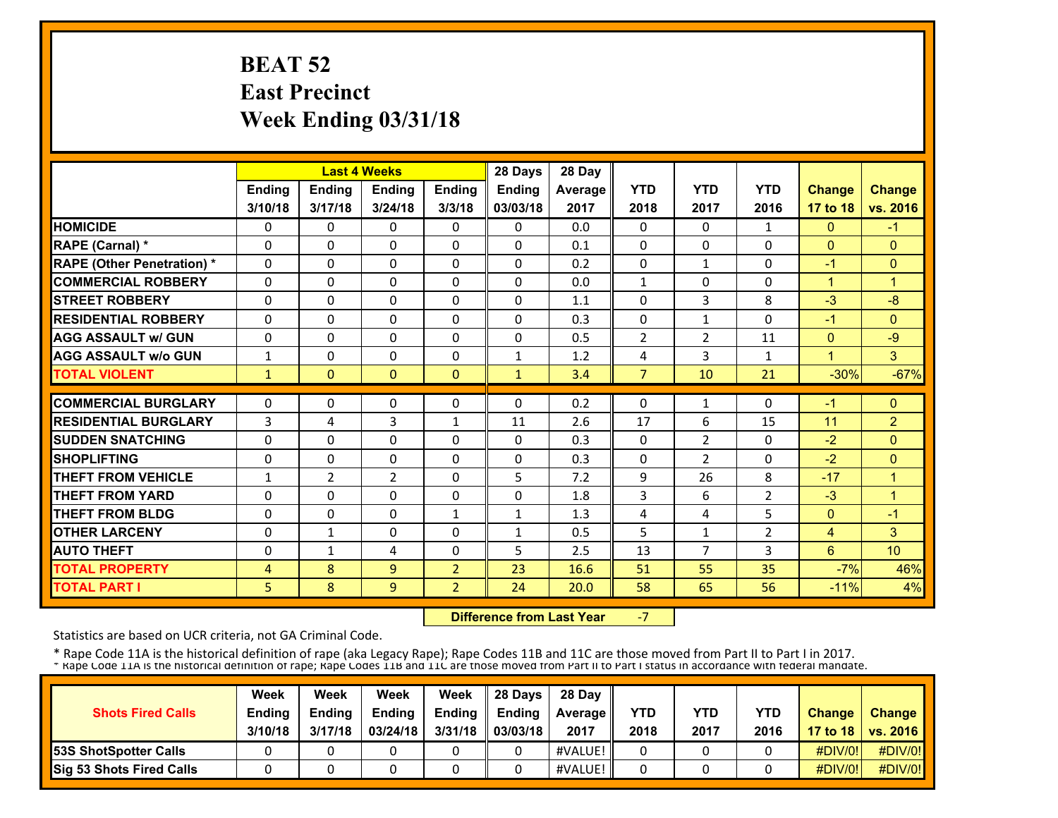# BEAT 52
## East Precinct
## Week Ending 03/31/18

| | Last 4 Weeks | | | | 28 Days | 28 Day | | | | | |
|---|---|---|---|---|---|---|---|---|---|---|---|
| | Ending 3/10/18 | Ending 3/17/18 | Ending 3/24/18 | Ending 3/3/18 | Ending 03/03/18 | Average 2017 | YTD 2018 | YTD 2017 | YTD 2016 | Change 17 to 18 | Change vs. 2016 |
| HOMICIDE | 0 | 0 | 0 | 0 | 0 | 0.0 | 0 | 0 | 1 | 0 | -1 |
| RAPE (Carnal) * | 0 | 0 | 0 | 0 | 0 | 0.1 | 0 | 0 | 0 | 0 | 0 |
| RAPE (Other Penetration) * | 0 | 0 | 0 | 0 | 0 | 0.2 | 0 | 1 | 0 | -1 | 0 |
| COMMERCIAL ROBBERY | 0 | 0 | 0 | 0 | 0 | 0.0 | 1 | 0 | 0 | 1 | 1 |
| STREET ROBBERY | 0 | 0 | 0 | 0 | 0 | 1.1 | 0 | 3 | 8 | -3 | -8 |
| RESIDENTIAL ROBBERY | 0 | 0 | 0 | 0 | 0 | 0.3 | 0 | 1 | 0 | -1 | 0 |
| AGG ASSAULT w/ GUN | 0 | 0 | 0 | 0 | 0 | 0.5 | 2 | 2 | 11 | 0 | -9 |
| AGG ASSAULT w/o GUN | 1 | 0 | 0 | 0 | 1 | 1.2 | 4 | 3 | 1 | 1 | 3 |
| TOTAL VIOLENT | 1 | 0 | 0 | 0 | 1 | 3.4 | 7 | 10 | 21 | -30% | -67% |
| COMMERCIAL BURGLARY | 0 | 0 | 0 | 0 | 0 | 0.2 | 0 | 1 | 0 | -1 | 0 |
| RESIDENTIAL BURGLARY | 3 | 4 | 3 | 1 | 11 | 2.6 | 17 | 6 | 15 | 11 | 2 |
| SUDDEN SNATCHING | 0 | 0 | 0 | 0 | 0 | 0.3 | 0 | 2 | 0 | -2 | 0 |
| SHOPLIFTING | 0 | 0 | 0 | 0 | 0 | 0.3 | 0 | 2 | 0 | -2 | 0 |
| THEFT FROM VEHICLE | 1 | 2 | 2 | 0 | 5 | 7.2 | 9 | 26 | 8 | -17 | 1 |
| THEFT FROM YARD | 0 | 0 | 0 | 0 | 0 | 1.8 | 3 | 6 | 2 | -3 | 1 |
| THEFT FROM BLDG | 0 | 0 | 0 | 1 | 1 | 1.3 | 4 | 4 | 5 | 0 | -1 |
| OTHER LARCENY | 0 | 1 | 0 | 0 | 1 | 0.5 | 5 | 1 | 2 | 4 | 3 |
| AUTO THEFT | 0 | 1 | 4 | 0 | 5 | 2.5 | 13 | 7 | 3 | 6 | 10 |
| TOTAL PROPERTY | 4 | 8 | 9 | 2 | 23 | 16.6 | 51 | 55 | 35 | -7% | 46% |
| TOTAL PART I | 5 | 8 | 9 | 2 | 24 | 20.0 | 58 | 65 | 56 | -11% | 4% |

**Difference from Last Year** -7

Statistics are based on UCR criteria, not GA Criminal Code.

* Rape Code 11A is the historical definition of rape (aka Legacy Rape); Rape Codes 11B and 11C are those moved from Part II to Part I in 2017.
* Rape Code 11A is the historical definition of rape; Rape Codes 11B and 11C are those moved from Part II to Part I status in accordance with federal mandate.

| Shots Fired Calls | Week Ending 3/10/18 | Week Ending 3/17/18 | Week Ending 03/24/18 | Week Ending 3/31/18 | 28 Days Ending 03/03/18 | 28 Day Average 2017 | YTD 2018 | YTD 2017 | YTD 2016 | Change 17 to 18 | Change vs. 2016 |
|---|---|---|---|---|---|---|---|---|---|---|---|
| 53S ShotSpotter Calls | 0 | 0 | 0 | 0 | 0 | #VALUE! | 0 | 0 | 0 | #DIV/0! | #DIV/0! |
| Sig 53 Shots Fired Calls | 0 | 0 | 0 | 0 | 0 | #VALUE! | 0 | 0 | 0 | #DIV/0! | #DIV/0! |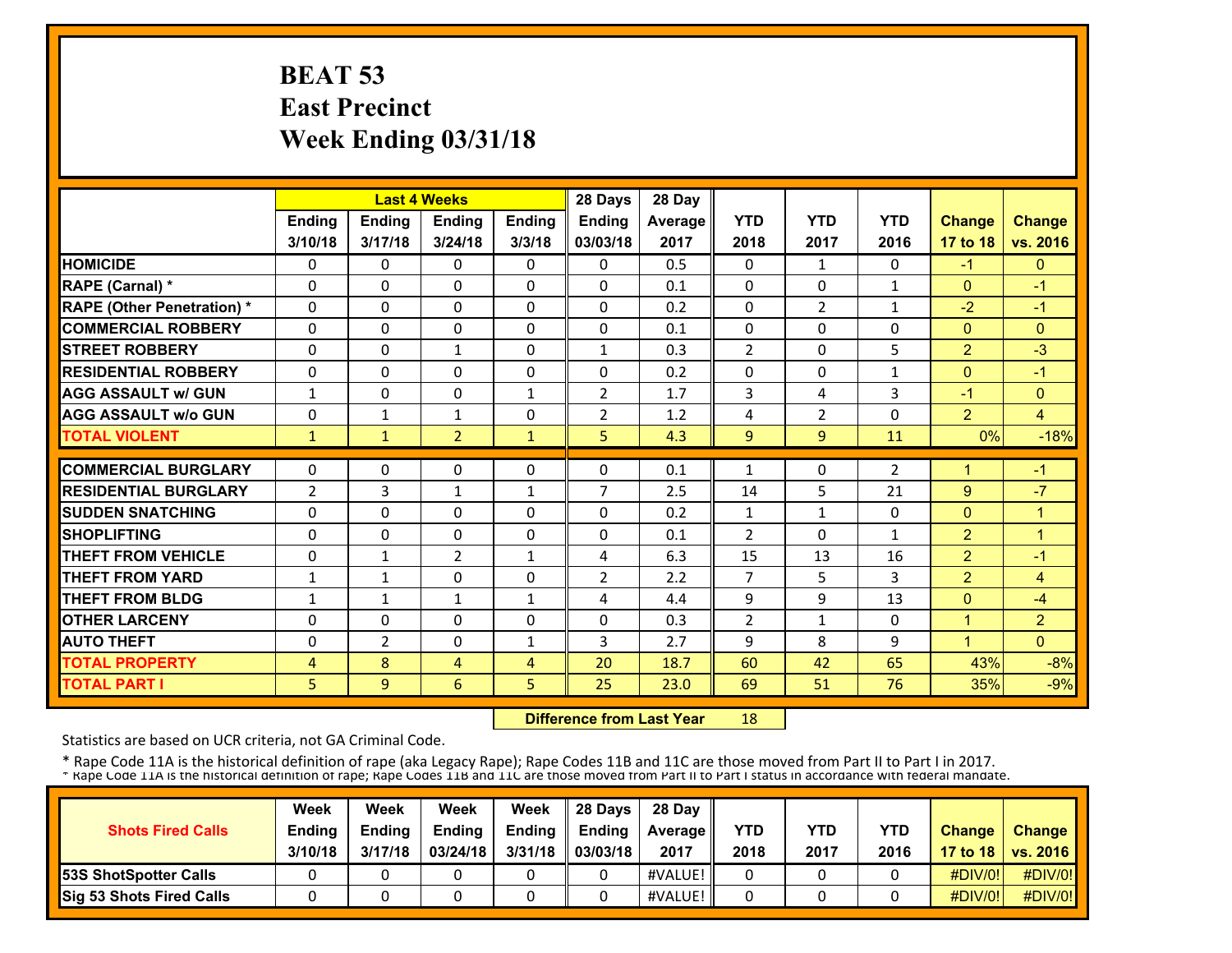# BEAT 53
## East Precinct
## Week Ending 03/31/18

| | Last 4 Weeks | | | | 28 Days | 28 Day | | | | | |
|---|---|---|---|---|---|---|---|---|---|---|---|
| | Ending 3/10/18 | Ending 3/17/18 | Ending 3/24/18 | Ending 3/3/18 | Ending 03/03/18 | Average 2017 | YTD 2018 | YTD 2017 | YTD 2016 | Change 17 to 18 | Change vs. 2016 |
| HOMICIDE | 0 | 0 | 0 | 0 | 0 | 0.5 | 0 | 1 | 0 | -1 | 0 |
| RAPE (Carnal) * | 0 | 0 | 0 | 0 | 0 | 0.1 | 0 | 0 | 1 | 0 | -1 |
| RAPE (Other Penetration) * | 0 | 0 | 0 | 0 | 0 | 0.2 | 0 | 2 | 1 | -2 | -1 |
| COMMERCIAL ROBBERY | 0 | 0 | 0 | 0 | 0 | 0.1 | 0 | 0 | 0 | 0 | 0 |
| STREET ROBBERY | 0 | 0 | 1 | 0 | 1 | 0.3 | 2 | 0 | 5 | 2 | -3 |
| RESIDENTIAL ROBBERY | 0 | 0 | 0 | 0 | 0 | 0.2 | 0 | 0 | 1 | 0 | -1 |
| AGG ASSAULT w/ GUN | 1 | 0 | 0 | 1 | 2 | 1.7 | 3 | 4 | 3 | -1 | 0 |
| AGG ASSAULT w/o GUN | 0 | 1 | 1 | 0 | 2 | 1.2 | 4 | 2 | 0 | 2 | 4 |
| TOTAL VIOLENT | 1 | 1 | 2 | 1 | 5 | 4.3 | 9 | 9 | 11 | 0% | -18% |
| COMMERCIAL BURGLARY | 0 | 0 | 0 | 0 | 0 | 0.1 | 1 | 0 | 2 | 1 | -1 |
| RESIDENTIAL BURGLARY | 2 | 3 | 1 | 1 | 7 | 2.5 | 14 | 5 | 21 | 9 | -7 |
| SUDDEN SNATCHING | 0 | 0 | 0 | 0 | 0 | 0.2 | 1 | 1 | 0 | 0 | 1 |
| SHOPLIFTING | 0 | 0 | 0 | 0 | 0 | 0.1 | 2 | 0 | 1 | 2 | 1 |
| THEFT FROM VEHICLE | 0 | 1 | 2 | 1 | 4 | 6.3 | 15 | 13 | 16 | 2 | -1 |
| THEFT FROM YARD | 1 | 1 | 0 | 0 | 2 | 2.2 | 7 | 5 | 3 | 2 | 4 |
| THEFT FROM BLDG | 1 | 1 | 1 | 1 | 4 | 4.4 | 9 | 9 | 13 | 0 | -4 |
| OTHER LARCENY | 0 | 0 | 0 | 0 | 0 | 0.3 | 2 | 1 | 0 | 1 | 2 |
| AUTO THEFT | 0 | 2 | 0 | 1 | 3 | 2.7 | 9 | 8 | 9 | 1 | 0 |
| TOTAL PROPERTY | 4 | 8 | 4 | 4 | 20 | 18.7 | 60 | 42 | 65 | 43% | -8% |
| TOTAL PART I | 5 | 9 | 6 | 5 | 25 | 23.0 | 69 | 51 | 76 | 35% | -9% |

**Difference from Last Year** 18

Statistics are based on UCR criteria, not GA Criminal Code.

* Rape Code 11A is the historical definition of rape (aka Legacy Rape); Rape Codes 11B and 11C are those moved from Part II to Part I in 2017.
* Rape Code 11A is the historical definition of rape; Rape Codes 11B and 11C are those moved from Part II to Part I status in accordance with federal mandate.

| Shots Fired Calls | Week Ending 3/10/18 | Week Ending 3/17/18 | Week Ending 03/24/18 | Week Ending 3/31/18 | 28 Days Ending 03/03/18 | 28 Day Average 2017 | YTD 2018 | YTD 2017 | YTD 2016 | Change 17 to 18 | Change vs. 2016 |
|---|---|---|---|---|---|---|---|---|---|---|---|
| 53S ShotSpotter Calls | 0 | 0 | 0 | 0 | 0 | #VALUE! | 0 | 0 | 0 | #DIV/0! | #DIV/0! |
| Sig 53 Shots Fired Calls | 0 | 0 | 0 | 0 | 0 | #VALUE! | 0 | 0 | 0 | #DIV/0! | #DIV/0! |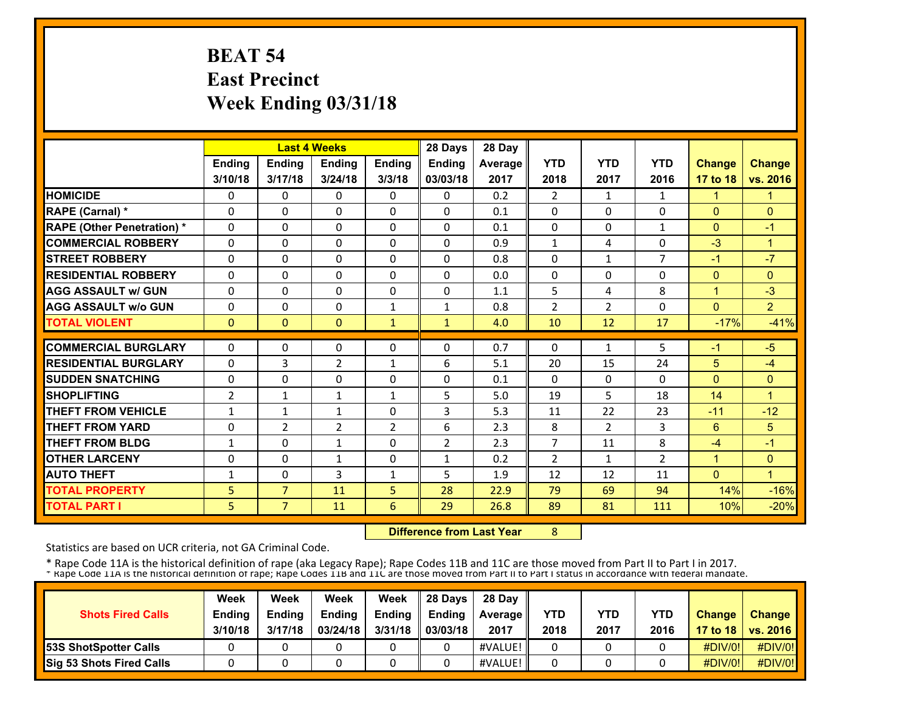# BEAT 54
## East Precinct
## Week Ending 03/31/18

| | Last 4 Weeks | | | | 28 Days | 28 Day | | | | | |
|---|---|---|---|---|---|---|---|---|---|---|---|
| | Ending 3/10/18 | Ending 3/17/18 | Ending 3/24/18 | Ending 3/3/18 | Ending 03/03/18 | Average 2017 | YTD 2018 | YTD 2017 | YTD 2016 | Change 17 to 18 | Change vs. 2016 |
| HOMICIDE | 0 | 0 | 0 | 0 | 0 | 0.2 | 2 | 1 | 1 | 1 | 1 |
| RAPE (Carnal) * | 0 | 0 | 0 | 0 | 0 | 0.1 | 0 | 0 | 0 | 0 | 0 |
| RAPE (Other Penetration) * | 0 | 0 | 0 | 0 | 0 | 0.1 | 0 | 0 | 1 | 0 | -1 |
| COMMERCIAL ROBBERY | 0 | 0 | 0 | 0 | 0 | 0.9 | 1 | 4 | 0 | -3 | 1 |
| STREET ROBBERY | 0 | 0 | 0 | 0 | 0 | 0.8 | 0 | 1 | 7 | -1 | -7 |
| RESIDENTIAL ROBBERY | 0 | 0 | 0 | 0 | 0 | 0.0 | 0 | 0 | 0 | 0 | 0 |
| AGG ASSAULT w/ GUN | 0 | 0 | 0 | 0 | 0 | 1.1 | 5 | 4 | 8 | 1 | -3 |
| AGG ASSAULT w/o GUN | 0 | 0 | 0 | 1 | 1 | 0.8 | 2 | 2 | 0 | 0 | 2 |
| TOTAL VIOLENT | 0 | 0 | 0 | 1 | 1 | 4.0 | 10 | 12 | 17 | -17% | -41% |
| COMMERCIAL BURGLARY | 0 | 0 | 0 | 0 | 0 | 0.7 | 0 | 1 | 5 | -1 | -5 |
| RESIDENTIAL BURGLARY | 0 | 3 | 2 | 1 | 6 | 5.1 | 20 | 15 | 24 | 5 | -4 |
| SUDDEN SNATCHING | 0 | 0 | 0 | 0 | 0 | 0.1 | 0 | 0 | 0 | 0 | 0 |
| SHOPLIFTING | 2 | 1 | 1 | 1 | 5 | 5.0 | 19 | 5 | 18 | 14 | 1 |
| THEFT FROM VEHICLE | 1 | 1 | 1 | 0 | 3 | 5.3 | 11 | 22 | 23 | -11 | -12 |
| THEFT FROM YARD | 0 | 2 | 2 | 2 | 6 | 2.3 | 8 | 2 | 3 | 6 | 5 |
| THEFT FROM BLDG | 1 | 0 | 1 | 0 | 2 | 2.3 | 7 | 11 | 8 | -4 | -1 |
| OTHER LARCENY | 0 | 0 | 1 | 0 | 1 | 0.2 | 2 | 1 | 2 | 1 | 0 |
| AUTO THEFT | 1 | 0 | 3 | 1 | 5 | 1.9 | 12 | 12 | 11 | 0 | 1 |
| TOTAL PROPERTY | 5 | 7 | 11 | 5 | 28 | 22.9 | 79 | 69 | 94 | 14% | -16% |
| TOTAL PART I | 5 | 7 | 11 | 6 | 29 | 26.8 | 89 | 81 | 111 | 10% | -20% |

**Difference from Last Year** 8

Statistics are based on UCR criteria, not GA Criminal Code.

* Rape Code 11A is the historical definition of rape (aka Legacy Rape); Rape Codes 11B and 11C are those moved from Part II to Part I in 2017.
* Rape Code 11A is the historical definition of rape; Rape Codes 11B and 11C are those moved from Part II to Part I status in accordance with federal mandate.

| Shots Fired Calls | Week Ending 3/10/18 | Week Ending 3/17/18 | Week Ending 03/24/18 | Week Ending 3/31/18 | 28 Days Ending 03/03/18 | 28 Day Average 2017 | YTD 2018 | YTD 2017 | YTD 2016 | Change 17 to 18 | Change vs. 2016 |
|---|---|---|---|---|---|---|---|---|---|---|---|
| 53S ShotSpotter Calls | 0 | 0 | 0 | 0 | 0 | #VALUE! | 0 | 0 | 0 | #DIV/0! | #DIV/0! |
| Sig 53 Shots Fired Calls | 0 | 0 | 0 | 0 | 0 | #VALUE! | 0 | 0 | 0 | #DIV/0! | #DIV/0! |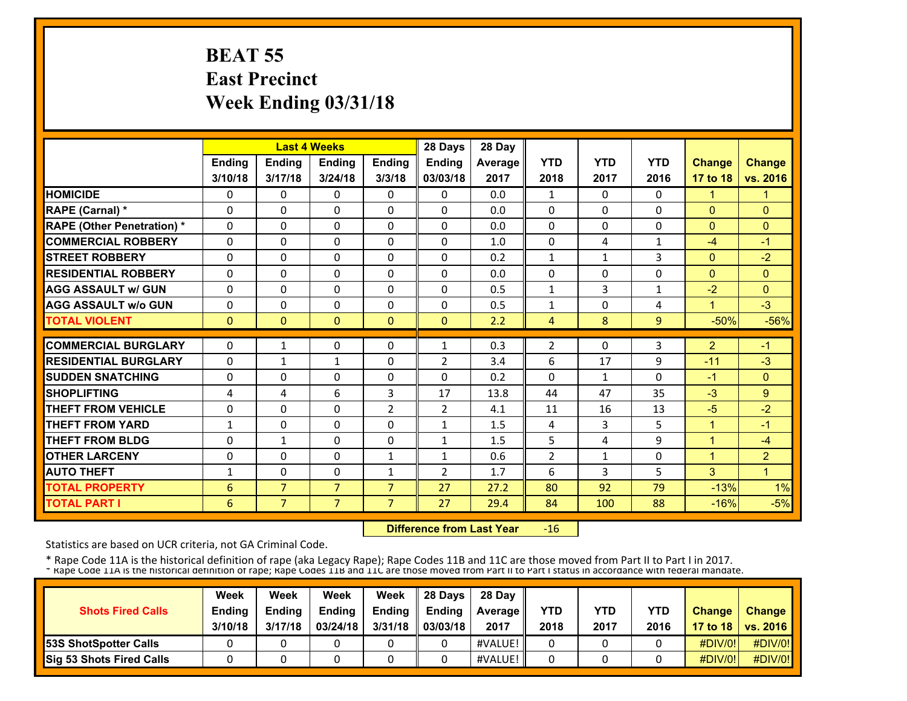# BEAT 55
## East Precinct
## Week Ending 03/31/18

| | Last 4 Weeks | | | | 28 Days | 28 Day | | | | | |
|---|---|---|---|---|---|---|---|---|---|---|---|
| | Ending 3/10/18 | Ending 3/17/18 | Ending 3/24/18 | Ending 3/3/18 | Ending 03/03/18 | Average 2017 | YTD 2018 | YTD 2017 | YTD 2016 | Change 17 to 18 | Change vs. 2016 |
| HOMICIDE | 0 | 0 | 0 | 0 | 0 | 0.0 | 1 | 0 | 0 | 1 | 1 |
| RAPE (Carnal) * | 0 | 0 | 0 | 0 | 0 | 0.0 | 0 | 0 | 0 | 0 | 0 |
| RAPE (Other Penetration) * | 0 | 0 | 0 | 0 | 0 | 0.0 | 0 | 0 | 0 | 0 | 0 |
| COMMERCIAL ROBBERY | 0 | 0 | 0 | 0 | 0 | 1.0 | 0 | 4 | 1 | -4 | -1 |
| STREET ROBBERY | 0 | 0 | 0 | 0 | 0 | 0.2 | 1 | 1 | 3 | 0 | -2 |
| RESIDENTIAL ROBBERY | 0 | 0 | 0 | 0 | 0 | 0.0 | 0 | 0 | 0 | 0 | 0 |
| AGG ASSAULT w/ GUN | 0 | 0 | 0 | 0 | 0 | 0.5 | 1 | 3 | 1 | -2 | 0 |
| AGG ASSAULT w/o GUN | 0 | 0 | 0 | 0 | 0 | 0.5 | 1 | 0 | 4 | 1 | -3 |
| TOTAL VIOLENT | 0 | 0 | 0 | 0 | 0 | 2.2 | 4 | 8 | 9 | -50% | -56% |
| COMMERCIAL BURGLARY | 0 | 1 | 0 | 0 | 1 | 0.3 | 2 | 0 | 3 | 2 | -1 |
| RESIDENTIAL BURGLARY | 0 | 1 | 1 | 0 | 2 | 3.4 | 6 | 17 | 9 | -11 | -3 |
| SUDDEN SNATCHING | 0 | 0 | 0 | 0 | 0 | 0.2 | 0 | 1 | 0 | -1 | 0 |
| SHOPLIFTING | 4 | 4 | 6 | 3 | 17 | 13.8 | 44 | 47 | 35 | -3 | 9 |
| THEFT FROM VEHICLE | 0 | 0 | 0 | 2 | 2 | 4.1 | 11 | 16 | 13 | -5 | -2 |
| THEFT FROM YARD | 1 | 0 | 0 | 0 | 1 | 1.5 | 4 | 3 | 5 | 1 | -1 |
| THEFT FROM BLDG | 0 | 1 | 0 | 0 | 1 | 1.5 | 5 | 4 | 9 | 1 | -4 |
| OTHER LARCENY | 0 | 0 | 0 | 1 | 1 | 0.6 | 2 | 1 | 0 | 1 | 2 |
| AUTO THEFT | 1 | 0 | 0 | 1 | 2 | 1.7 | 6 | 3 | 5 | 3 | 1 |
| TOTAL PROPERTY | 6 | 7 | 7 | 7 | 27 | 27.2 | 80 | 92 | 79 | -13% | 1% |
| TOTAL PART I | 6 | 7 | 7 | 7 | 27 | 29.4 | 84 | 100 | 88 | -16% | -5% |

**Difference from Last Year** -16

Statistics are based on UCR criteria, not GA Criminal Code.

* Rape Code 11A is the historical definition of rape (aka Legacy Rape); Rape Codes 11B and 11C are those moved from Part II to Part I in 2017.
* Rape Code 11A is the historical definition of rape; Rape Codes 11B and 11C are those moved from Part II to Part I status in accordance with federal mandate.

| Shots Fired Calls | Week Ending 3/10/18 | Week Ending 3/17/18 | Week Ending 03/24/18 | Week Ending 3/31/18 | 28 Days Ending 03/03/18 | 28 Day Average 2017 | YTD 2018 | YTD 2017 | YTD 2016 | Change 17 to 18 | Change vs. 2016 |
|---|---|---|---|---|---|---|---|---|---|---|---|
| 53S ShotSpotter Calls | 0 | 0 | 0 | 0 | 0 | #VALUE! | 0 | 0 | 0 | #DIV/0! | #DIV/0! |
| Sig 53 Shots Fired Calls | 0 | 0 | 0 | 0 | 0 | #VALUE! | 0 | 0 | 0 | #DIV/0! | #DIV/0! |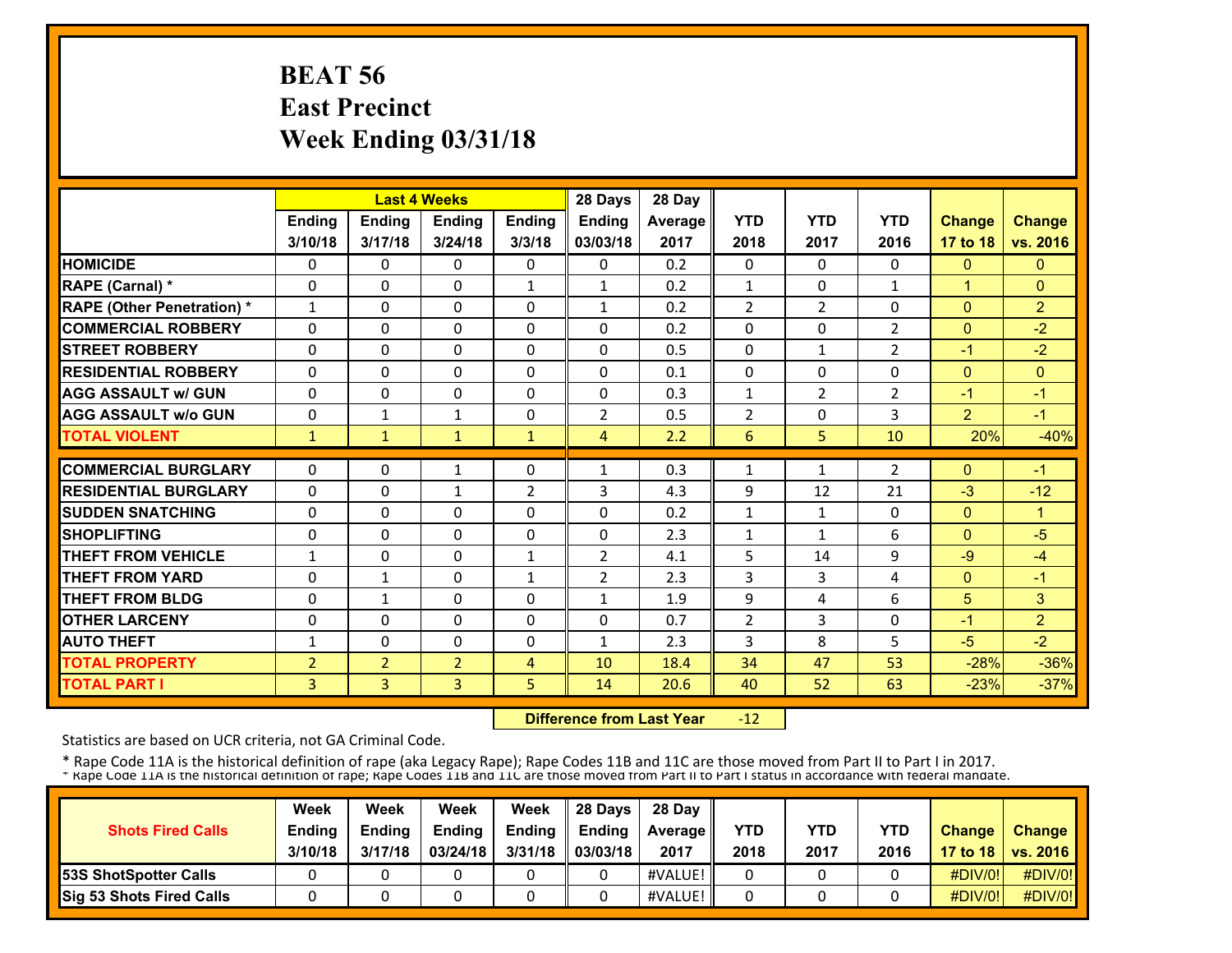# BEAT 56
## East Precinct
## Week Ending 03/31/18

| | Last 4 Weeks | | | | 28 Days | 28 Day | | | | | |
|---|---|---|---|---|---|---|---|---|---|---|---|
| | Ending 3/10/18 | Ending 3/17/18 | Ending 3/24/18 | Ending 3/3/18 | Ending 03/03/18 | Average 2017 | YTD 2018 | YTD 2017 | YTD 2016 | Change 17 to 18 | Change vs. 2016 |
| HOMICIDE | 0 | 0 | 0 | 0 | 0 | 0.2 | 0 | 0 | 0 | 0 | 0 |
| RAPE (Carnal) * | 0 | 0 | 0 | 1 | 1 | 0.2 | 1 | 0 | 1 | 1 | 0 |
| RAPE (Other Penetration) * | 1 | 0 | 0 | 0 | 1 | 0.2 | 2 | 2 | 0 | 0 | 2 |
| COMMERCIAL ROBBERY | 0 | 0 | 0 | 0 | 0 | 0.2 | 0 | 0 | 2 | 0 | -2 |
| STREET ROBBERY | 0 | 0 | 0 | 0 | 0 | 0.5 | 0 | 1 | 2 | -1 | -2 |
| RESIDENTIAL ROBBERY | 0 | 0 | 0 | 0 | 0 | 0.1 | 0 | 0 | 0 | 0 | 0 |
| AGG ASSAULT w/ GUN | 0 | 0 | 0 | 0 | 0 | 0.3 | 1 | 2 | 2 | -1 | -1 |
| AGG ASSAULT w/o GUN | 0 | 1 | 1 | 0 | 2 | 0.5 | 2 | 0 | 3 | 2 | -1 |
| TOTAL VIOLENT | 1 | 1 | 1 | 1 | 4 | 2.2 | 6 | 5 | 10 | 20% | -40% |
| COMMERCIAL BURGLARY | 0 | 0 | 1 | 0 | 1 | 0.3 | 1 | 1 | 2 | 0 | -1 |
| RESIDENTIAL BURGLARY | 0 | 0 | 1 | 2 | 3 | 4.3 | 9 | 12 | 21 | -3 | -12 |
| SUDDEN SNATCHING | 0 | 0 | 0 | 0 | 0 | 0.2 | 1 | 1 | 0 | 0 | 1 |
| SHOPLIFTING | 0 | 0 | 0 | 0 | 0 | 2.3 | 1 | 1 | 6 | 0 | -5 |
| THEFT FROM VEHICLE | 1 | 0 | 0 | 1 | 2 | 4.1 | 5 | 14 | 9 | -9 | -4 |
| THEFT FROM YARD | 0 | 1 | 0 | 1 | 2 | 2.3 | 3 | 3 | 4 | 0 | -1 |
| THEFT FROM BLDG | 0 | 1 | 0 | 0 | 1 | 1.9 | 9 | 4 | 6 | 5 | 3 |
| OTHER LARCENY | 0 | 0 | 0 | 0 | 0 | 0.7 | 2 | 3 | 0 | -1 | 2 |
| AUTO THEFT | 1 | 0 | 0 | 0 | 1 | 2.3 | 3 | 8 | 5 | -5 | -2 |
| TOTAL PROPERTY | 2 | 2 | 2 | 4 | 10 | 18.4 | 34 | 47 | 53 | -28% | -36% |
| TOTAL PART I | 3 | 3 | 3 | 5 | 14 | 20.6 | 40 | 52 | 63 | -23% | -37% |

**Difference from Last Year** -12

Statistics are based on UCR criteria, not GA Criminal Code.

* Rape Code 11A is the historical definition of rape (aka Legacy Rape); Rape Codes 11B and 11C are those moved from Part II to Part I in 2017.
* Rape Code 11A is the historical definition of rape; Rape Codes 11B and 11C are those moved from Part II to Part I status in accordance with federal mandate.

| Shots Fired Calls | Week Ending 3/10/18 | Week Ending 3/17/18 | Week Ending 03/24/18 | Week Ending 3/31/18 | 28 Days Ending 03/03/18 | 28 Day Average 2017 | YTD 2018 | YTD 2017 | YTD 2016 | Change 17 to 18 | Change vs. 2016 |
|---|---|---|---|---|---|---|---|---|---|---|---|
| 53S ShotSpotter Calls | 0 | 0 | 0 | 0 | 0 | #VALUE! | 0 | 0 | 0 | #DIV/0! | #DIV/0! |
| Sig 53 Shots Fired Calls | 0 | 0 | 0 | 0 | 0 | #VALUE! | 0 | 0 | 0 | #DIV/0! | #DIV/0! |